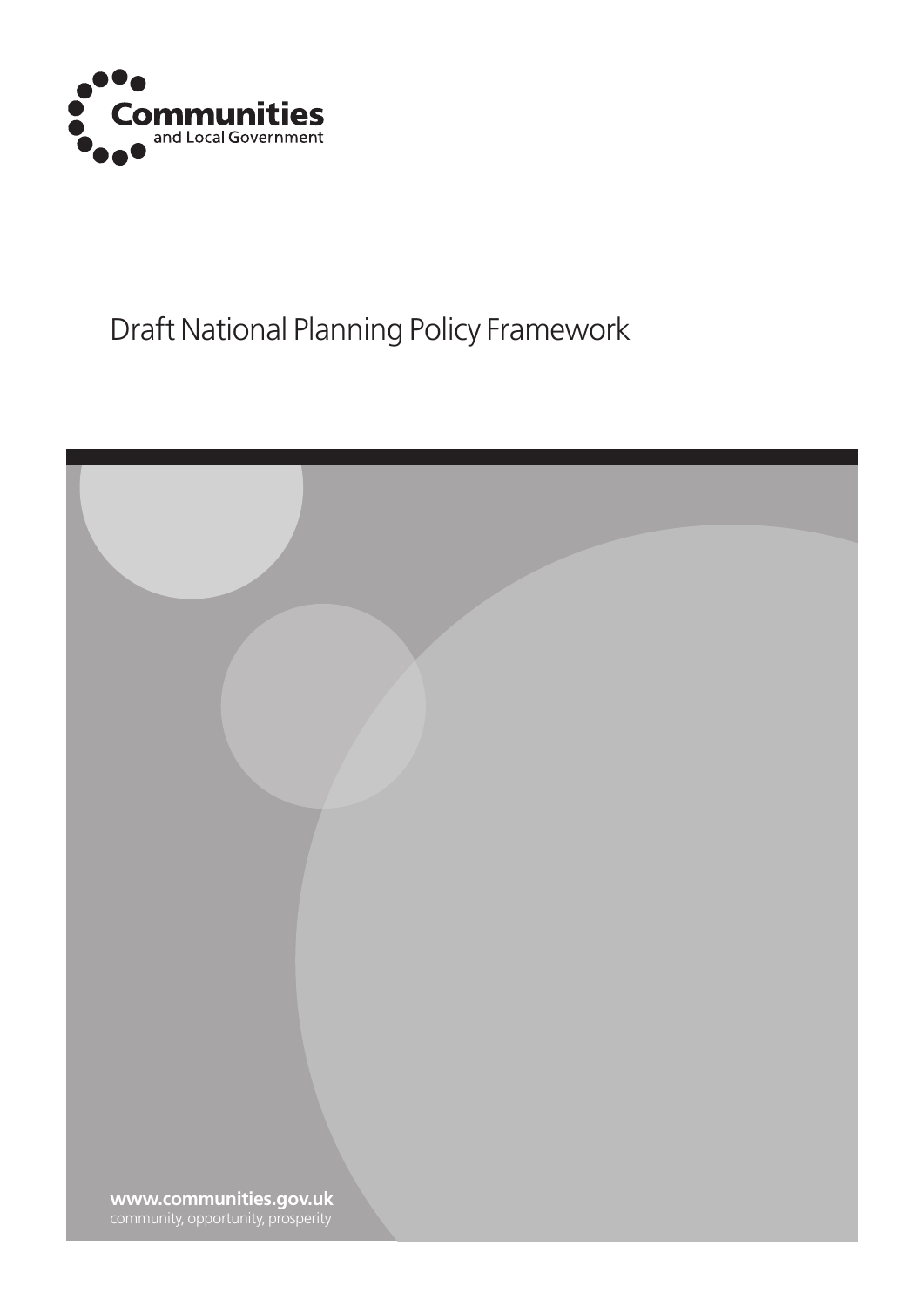Communities and Local Government

# Draft National Planning Policy Framework

**www.communities.gov.uk**
community, opportunity, prosperity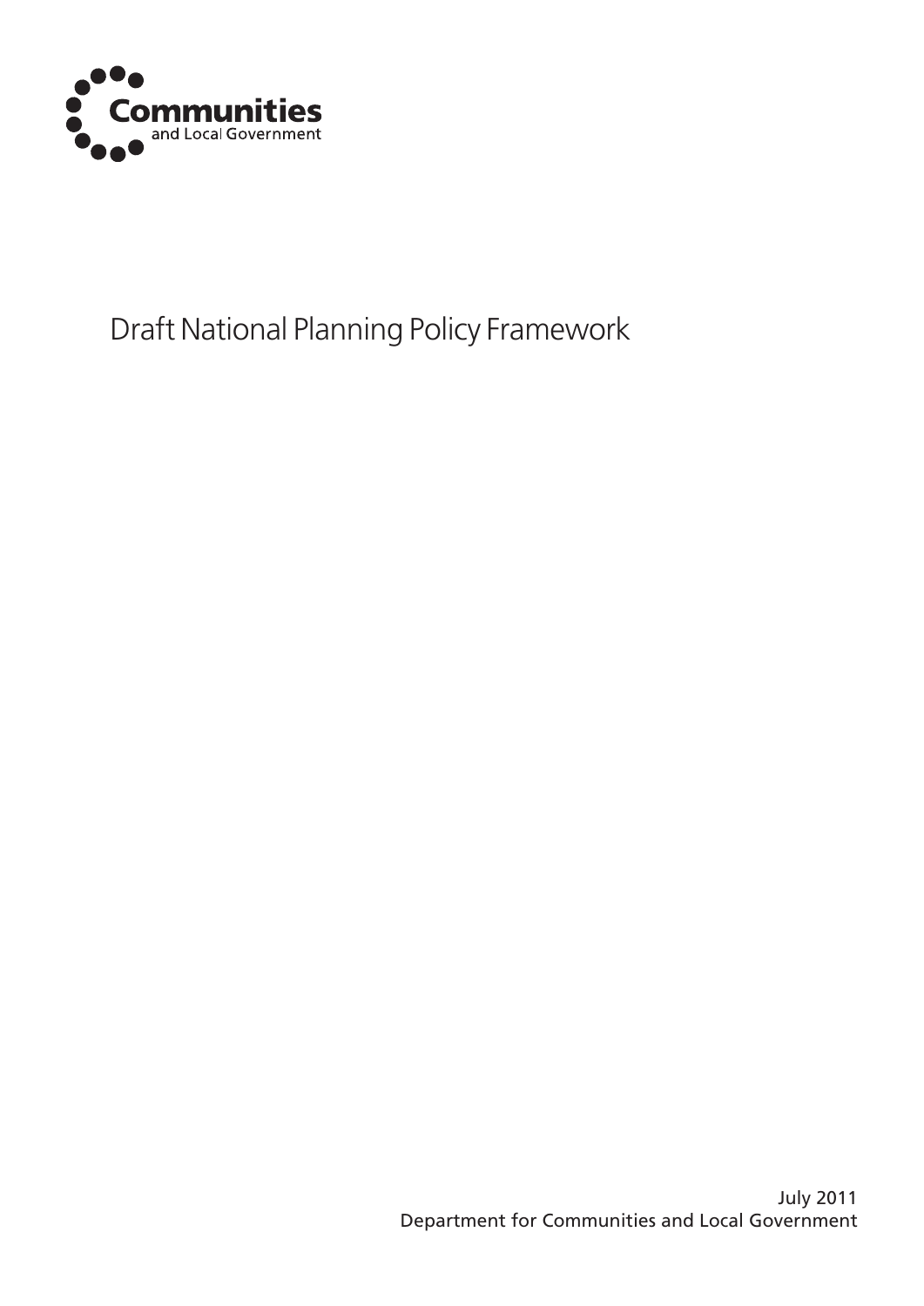Communities and Local Government

# Draft National Planning Policy Framework

July 2011
Department for Communities and Local Government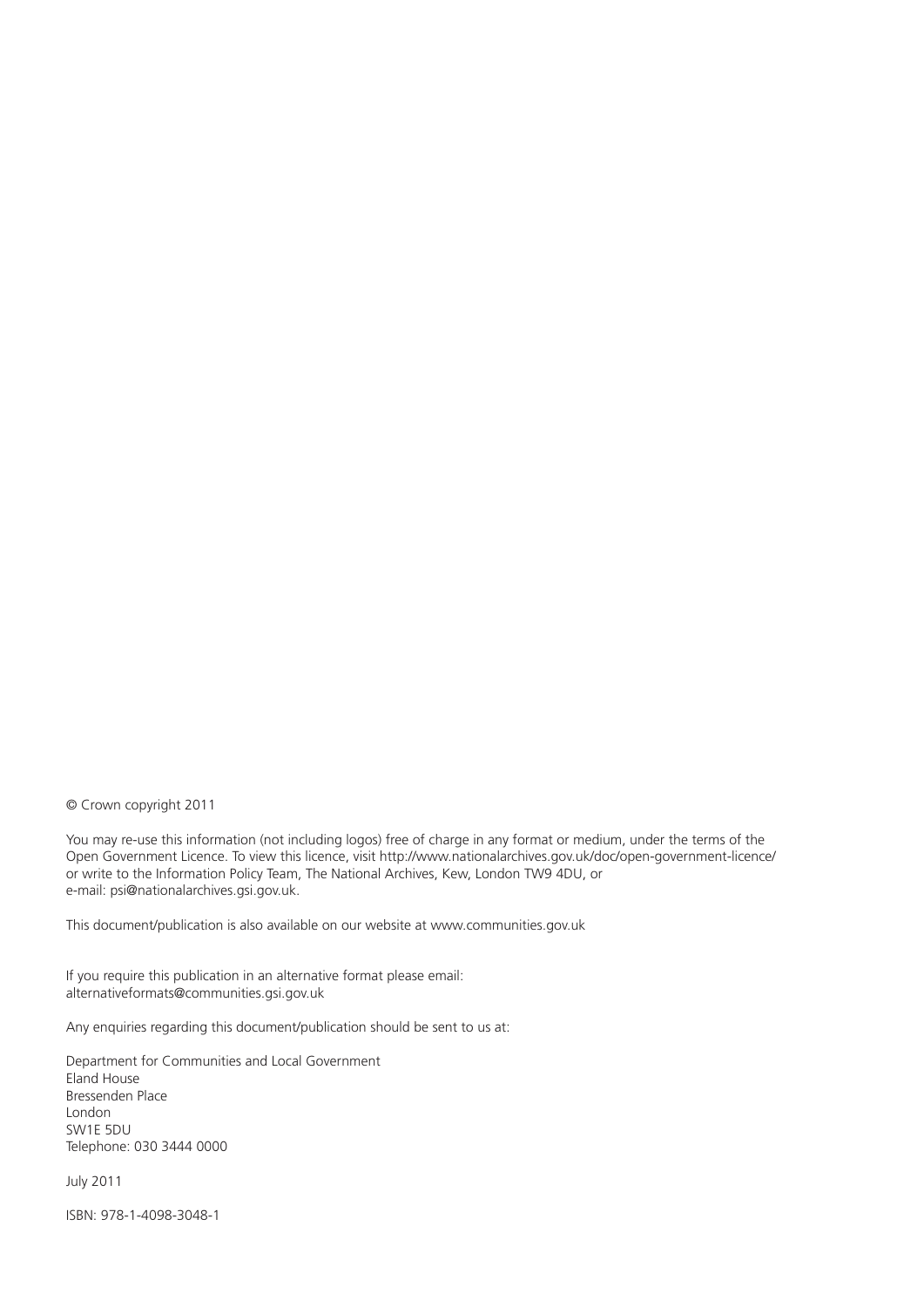© Crown copyright 2011

You may re-use this information (not including logos) free of charge in any format or medium, under the terms of the Open Government Licence. To view this licence, visit http://www.nationalarchives.gov.uk/doc/open-government-licence/ or write to the Information Policy Team, The National Archives, Kew, London TW9 4DU, or e-mail: psi@nationalarchives.gsi.gov.uk.

This document/publication is also available on our website at www.communities.gov.uk

If you require this publication in an alternative format please email: alternativeformats@communities.gsi.gov.uk

Any enquiries regarding this document/publication should be sent to us at:

Department for Communities and Local Government
Eland House
Bressenden Place
London
SW1E 5DU
Telephone: 030 3444 0000

July 2011

ISBN: 978-1-4098-3048-1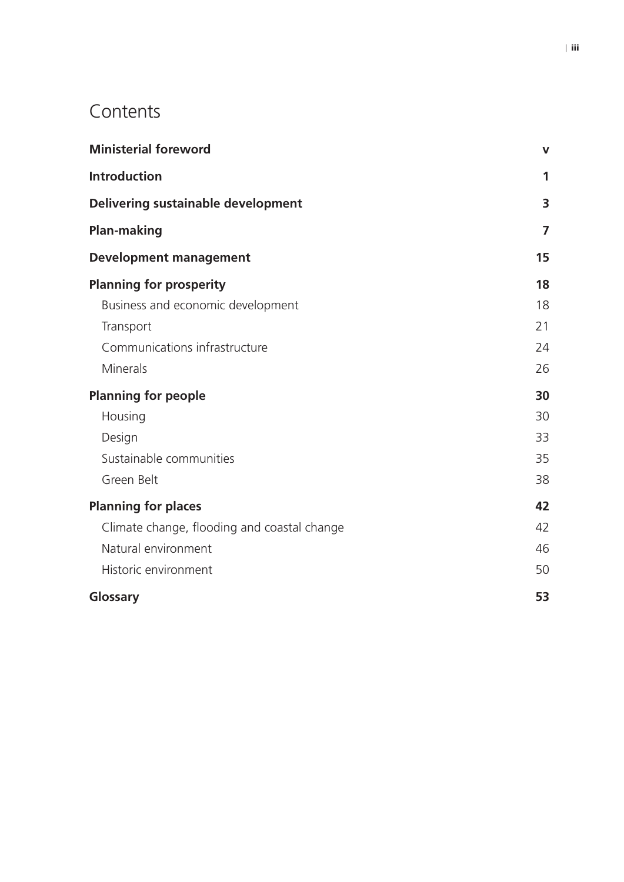# Contents

| | |
|---|---|
| **Ministerial foreword** | **v** |
| **Introduction** | **1** |
| **Delivering sustainable development** | **3** |
| **Plan-making** | **7** |
| **Development management** | **15** |
| **Planning for prosperity** | **18** |
| Business and economic development | 18 |
| Transport | 21 |
| Communications infrastructure | 24 |
| Minerals | 26 |
| **Planning for people** | **30** |
| Housing | 30 |
| Design | 33 |
| Sustainable communities | 35 |
| Green Belt | 38 |
| **Planning for places** | **42** |
| Climate change, flooding and coastal change | 42 |
| Natural environment | 46 |
| Historic environment | 50 |
| **Glossary** | **53** |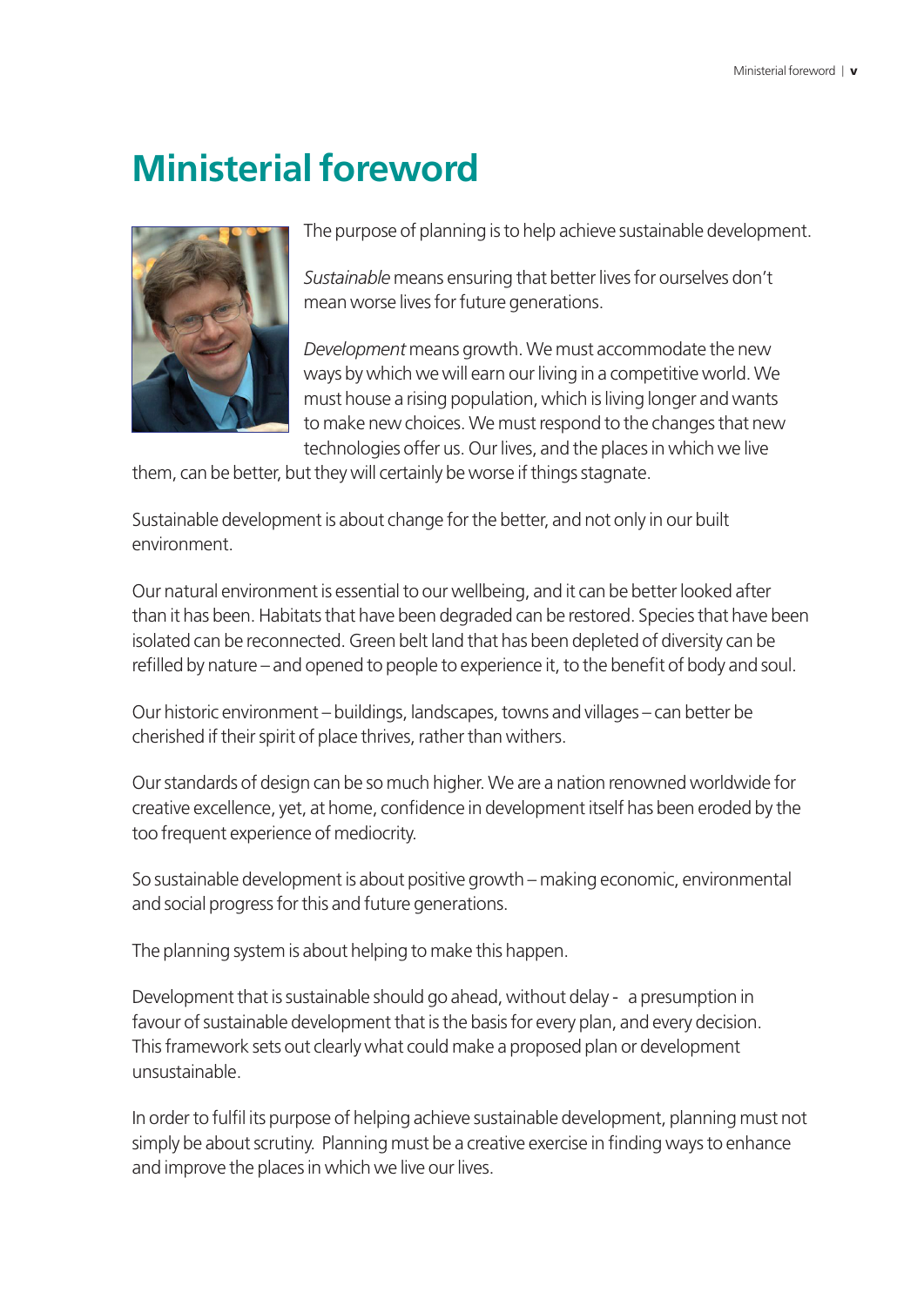# Ministerial foreword

The purpose of planning is to help achieve sustainable development.

*Sustainable* means ensuring that better lives for ourselves don't mean worse lives for future generations.

*Development* means growth. We must accommodate the new ways by which we will earn our living in a competitive world. We must house a rising population, which is living longer and wants to make new choices. We must respond to the changes that new technologies offer us. Our lives, and the places in which we live them, can be better, but they will certainly be worse if things stagnate.

Sustainable development is about change for the better, and not only in our built environment.

Our natural environment is essential to our wellbeing, and it can be better looked after than it has been. Habitats that have been degraded can be restored. Species that have been isolated can be reconnected. Green belt land that has been depleted of diversity can be refilled by nature – and opened to people to experience it, to the benefit of body and soul.

Our historic environment – buildings, landscapes, towns and villages – can better be cherished if their spirit of place thrives, rather than withers.

Our standards of design can be so much higher. We are a nation renowned worldwide for creative excellence, yet, at home, confidence in development itself has been eroded by the too frequent experience of mediocrity.

So sustainable development is about positive growth – making economic, environmental and social progress for this and future generations.

The planning system is about helping to make this happen.

Development that is sustainable should go ahead, without delay - a presumption in favour of sustainable development that is the basis for every plan, and every decision. This framework sets out clearly what could make a proposed plan or development unsustainable.

In order to fulfil its purpose of helping achieve sustainable development, planning must not simply be about scrutiny. Planning must be a creative exercise in finding ways to enhance and improve the places in which we live our lives.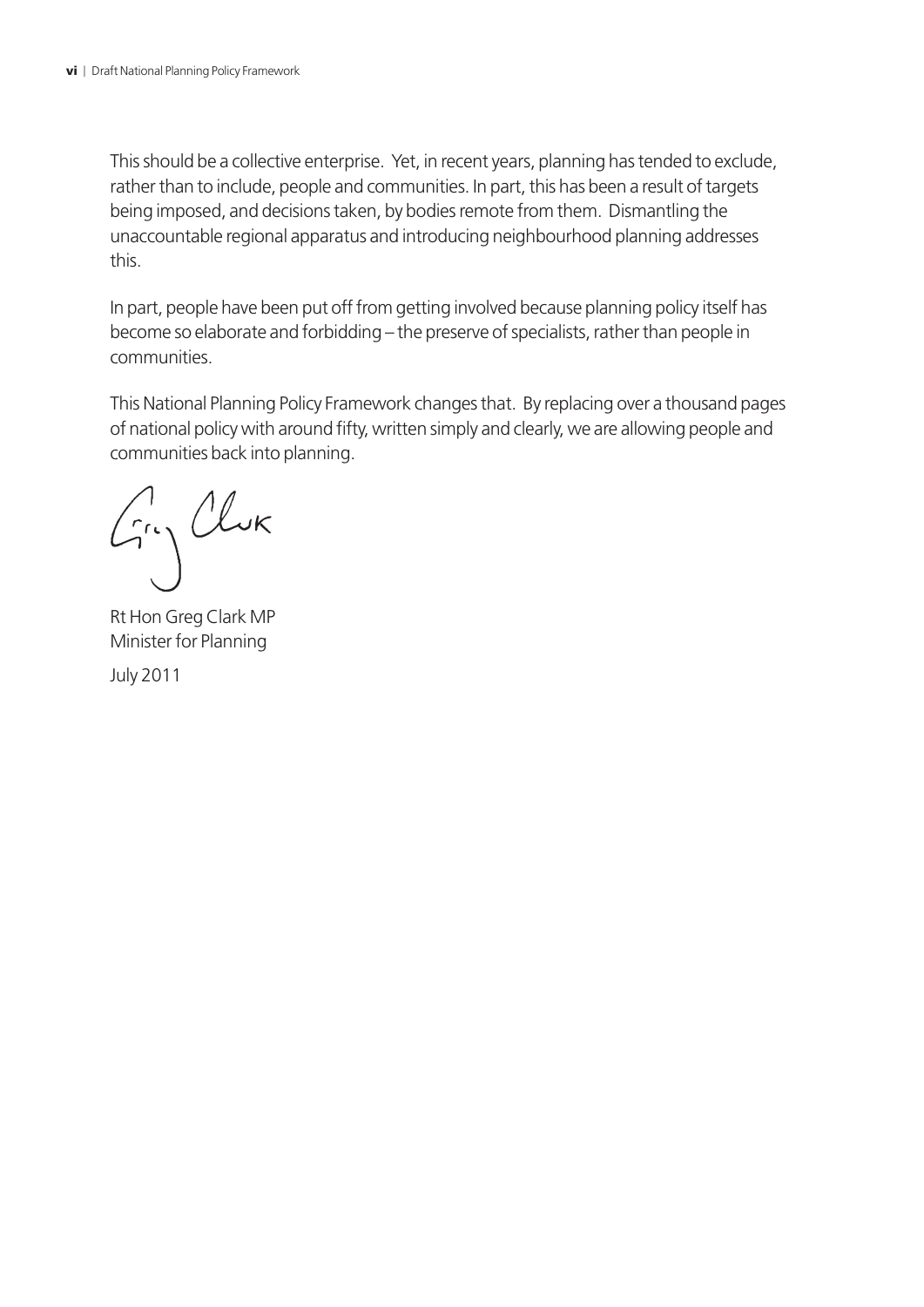This should be a collective enterprise. Yet, in recent years, planning has tended to exclude, rather than to include, people and communities. In part, this has been a result of targets being imposed, and decisions taken, by bodies remote from them. Dismantling the unaccountable regional apparatus and introducing neighbourhood planning addresses this.

In part, people have been put off from getting involved because planning policy itself has become so elaborate and forbidding – the preserve of specialists, rather than people in communities.

This National Planning Policy Framework changes that. By replacing over a thousand pages of national policy with around fifty, written simply and clearly, we are allowing people and communities back into planning.

Rt Hon Greg Clark MP
Minister for Planning

July 2011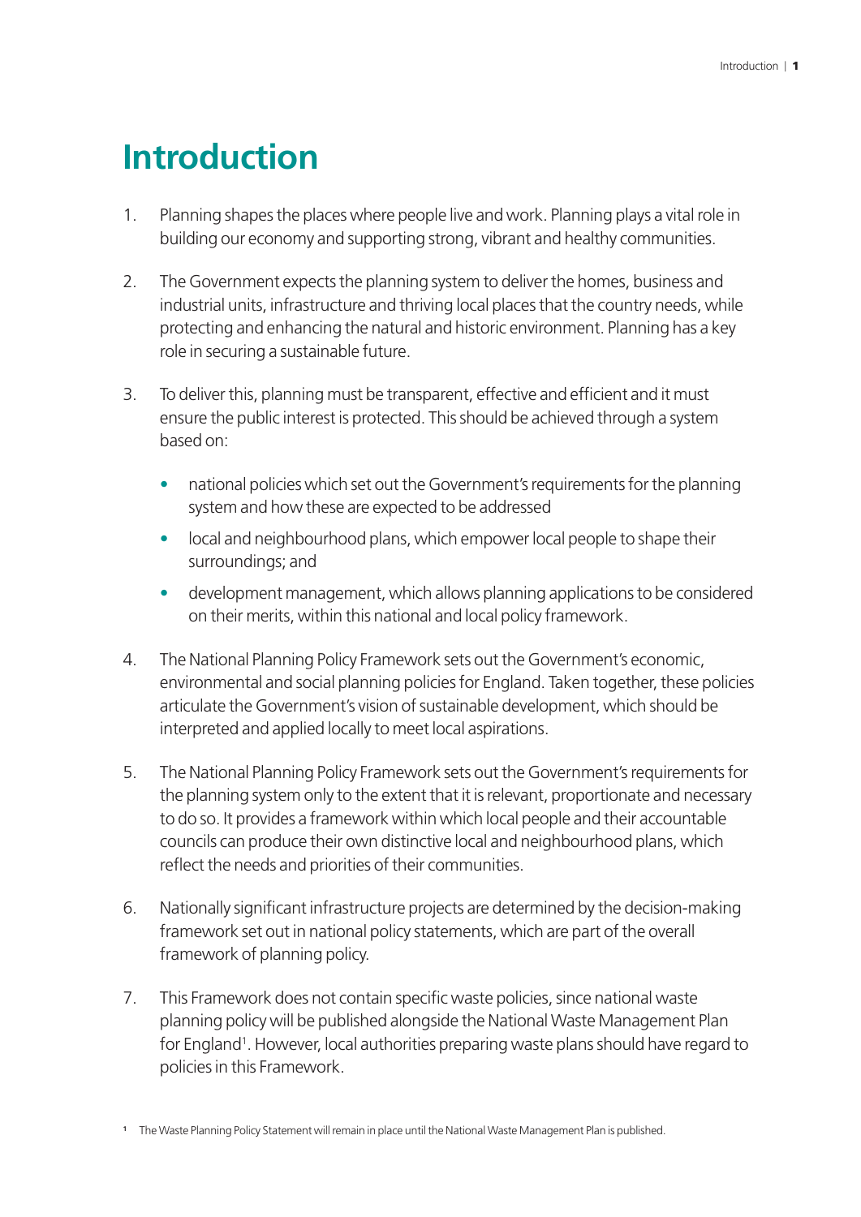# Introduction

1. Planning shapes the places where people live and work. Planning plays a vital role in building our economy and supporting strong, vibrant and healthy communities.

2. The Government expects the planning system to deliver the homes, business and industrial units, infrastructure and thriving local places that the country needs, while protecting and enhancing the natural and historic environment. Planning has a key role in securing a sustainable future.

3. To deliver this, planning must be transparent, effective and efficient and it must ensure the public interest is protected. This should be achieved through a system based on:

   - national policies which set out the Government's requirements for the planning system and how these are expected to be addressed
   - local and neighbourhood plans, which empower local people to shape their surroundings; and
   - development management, which allows planning applications to be considered on their merits, within this national and local policy framework.

4. The National Planning Policy Framework sets out the Government's economic, environmental and social planning policies for England. Taken together, these policies articulate the Government's vision of sustainable development, which should be interpreted and applied locally to meet local aspirations.

5. The National Planning Policy Framework sets out the Government's requirements for the planning system only to the extent that it is relevant, proportionate and necessary to do so. It provides a framework within which local people and their accountable councils can produce their own distinctive local and neighbourhood plans, which reflect the needs and priorities of their communities.

6. Nationally significant infrastructure projects are determined by the decision-making framework set out in national policy statements, which are part of the overall framework of planning policy.

7. This Framework does not contain specific waste policies, since national waste planning policy will be published alongside the National Waste Management Plan for England[1]. However, local authorities preparing waste plans should have regard to policies in this Framework.

[1] The Waste Planning Policy Statement will remain in place until the National Waste Management Plan is published.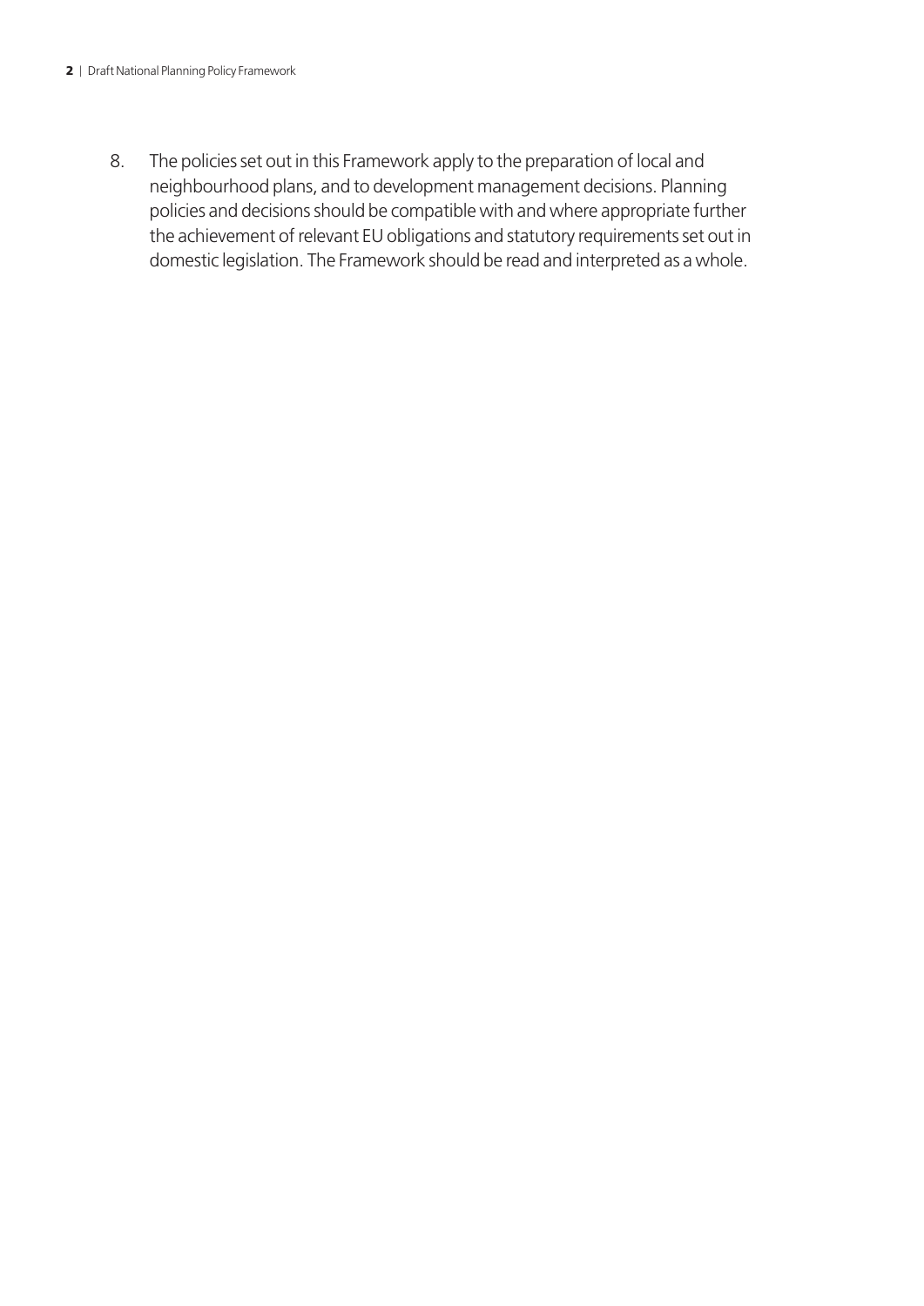8. The policies set out in this Framework apply to the preparation of local and neighbourhood plans, and to development management decisions. Planning policies and decisions should be compatible with and where appropriate further the achievement of relevant EU obligations and statutory requirements set out in domestic legislation. The Framework should be read and interpreted as a whole.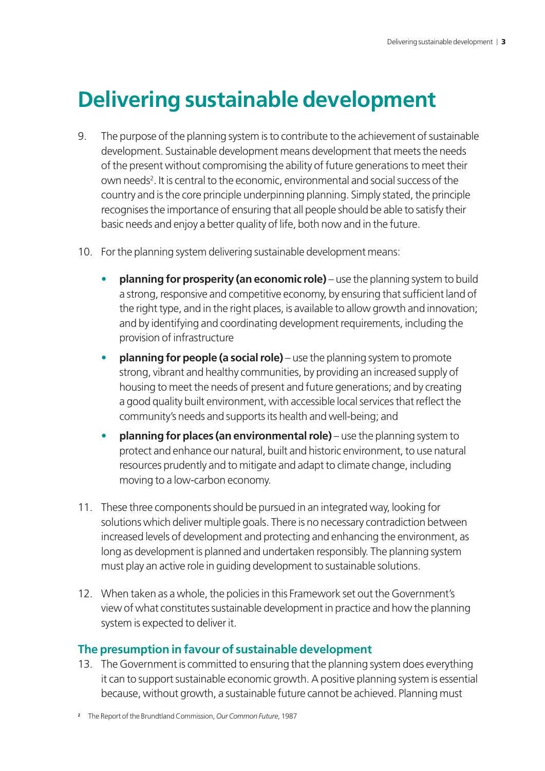# Delivering sustainable development

9. The purpose of the planning system is to contribute to the achievement of sustainable development. Sustainable development means development that meets the needs of the present without compromising the ability of future generations to meet their own needs[2]. It is central to the economic, environmental and social success of the country and is the core principle underpinning planning. Simply stated, the principle recognises the importance of ensuring that all people should be able to satisfy their basic needs and enjoy a better quality of life, both now and in the future.

10. For the planning system delivering sustainable development means:

    - **planning for prosperity (an economic role)** – use the planning system to build a strong, responsive and competitive economy, by ensuring that sufficient land of the right type, and in the right places, is available to allow growth and innovation; and by identifying and coordinating development requirements, including the provision of infrastructure
    - **planning for people (a social role)** – use the planning system to promote strong, vibrant and healthy communities, by providing an increased supply of housing to meet the needs of present and future generations; and by creating a good quality built environment, with accessible local services that reflect the community's needs and supports its health and well-being; and
    - **planning for places (an environmental role)** – use the planning system to protect and enhance our natural, built and historic environment, to use natural resources prudently and to mitigate and adapt to climate change, including moving to a low-carbon economy.

11. These three components should be pursued in an integrated way, looking for solutions which deliver multiple goals. There is no necessary contradiction between increased levels of development and protecting and enhancing the environment, as long as development is planned and undertaken responsibly. The planning system must play an active role in guiding development to sustainable solutions.

12. When taken as a whole, the policies in this Framework set out the Government's view of what constitutes sustainable development in practice and how the planning system is expected to deliver it.

## The presumption in favour of sustainable development

13. The Government is committed to ensuring that the planning system does everything it can to support sustainable economic growth. A positive planning system is essential because, without growth, a sustainable future cannot be achieved. Planning must

[2] The Report of the Brundtland Commission, *Our Common Future*, 1987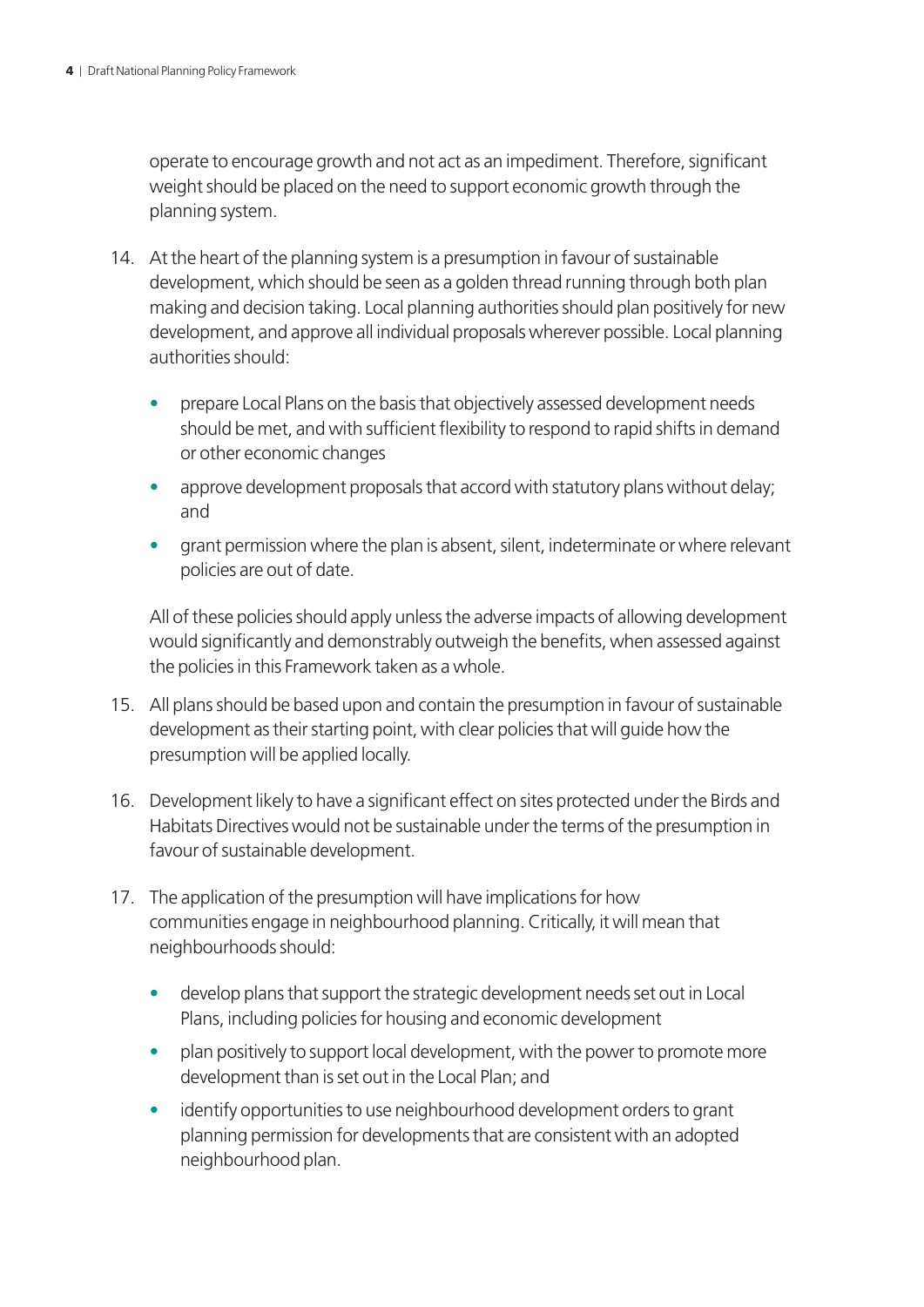operate to encourage growth and not act as an impediment. Therefore, significant weight should be placed on the need to support economic growth through the planning system.

14. At the heart of the planning system is a presumption in favour of sustainable development, which should be seen as a golden thread running through both plan making and decision taking. Local planning authorities should plan positively for new development, and approve all individual proposals wherever possible. Local planning authorities should:

    - prepare Local Plans on the basis that objectively assessed development needs should be met, and with sufficient flexibility to respond to rapid shifts in demand or other economic changes
    - approve development proposals that accord with statutory plans without delay; and
    - grant permission where the plan is absent, silent, indeterminate or where relevant policies are out of date.

    All of these policies should apply unless the adverse impacts of allowing development would significantly and demonstrably outweigh the benefits, when assessed against the policies in this Framework taken as a whole.

15. All plans should be based upon and contain the presumption in favour of sustainable development as their starting point, with clear policies that will guide how the presumption will be applied locally.

16. Development likely to have a significant effect on sites protected under the Birds and Habitats Directives would not be sustainable under the terms of the presumption in favour of sustainable development.

17. The application of the presumption will have implications for how communities engage in neighbourhood planning. Critically, it will mean that neighbourhoods should:

    - develop plans that support the strategic development needs set out in Local Plans, including policies for housing and economic development
    - plan positively to support local development, with the power to promote more development than is set out in the Local Plan; and
    - identify opportunities to use neighbourhood development orders to grant planning permission for developments that are consistent with an adopted neighbourhood plan.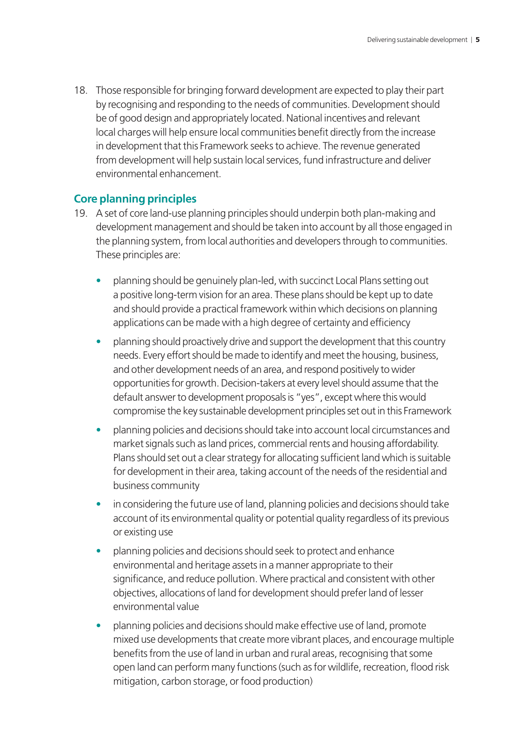18. Those responsible for bringing forward development are expected to play their part by recognising and responding to the needs of communities. Development should be of good design and appropriately located. National incentives and relevant local charges will help ensure local communities benefit directly from the increase in development that this Framework seeks to achieve. The revenue generated from development will help sustain local services, fund infrastructure and deliver environmental enhancement.

## Core planning principles

19. A set of core land-use planning principles should underpin both plan-making and development management and should be taken into account by all those engaged in the planning system, from local authorities and developers through to communities. These principles are:

   - planning should be genuinely plan-led, with succinct Local Plans setting out a positive long-term vision for an area. These plans should be kept up to date and should provide a practical framework within which decisions on planning applications can be made with a high degree of certainty and efficiency
   - planning should proactively drive and support the development that this country needs. Every effort should be made to identify and meet the housing, business, and other development needs of an area, and respond positively to wider opportunities for growth. Decision-takers at every level should assume that the default answer to development proposals is "yes", except where this would compromise the key sustainable development principles set out in this Framework
   - planning policies and decisions should take into account local circumstances and market signals such as land prices, commercial rents and housing affordability. Plans should set out a clear strategy for allocating sufficient land which is suitable for development in their area, taking account of the needs of the residential and business community
   - in considering the future use of land, planning policies and decisions should take account of its environmental quality or potential quality regardless of its previous or existing use
   - planning policies and decisions should seek to protect and enhance environmental and heritage assets in a manner appropriate to their significance, and reduce pollution. Where practical and consistent with other objectives, allocations of land for development should prefer land of lesser environmental value
   - planning policies and decisions should make effective use of land, promote mixed use developments that create more vibrant places, and encourage multiple benefits from the use of land in urban and rural areas, recognising that some open land can perform many functions (such as for wildlife, recreation, flood risk mitigation, carbon storage, or food production)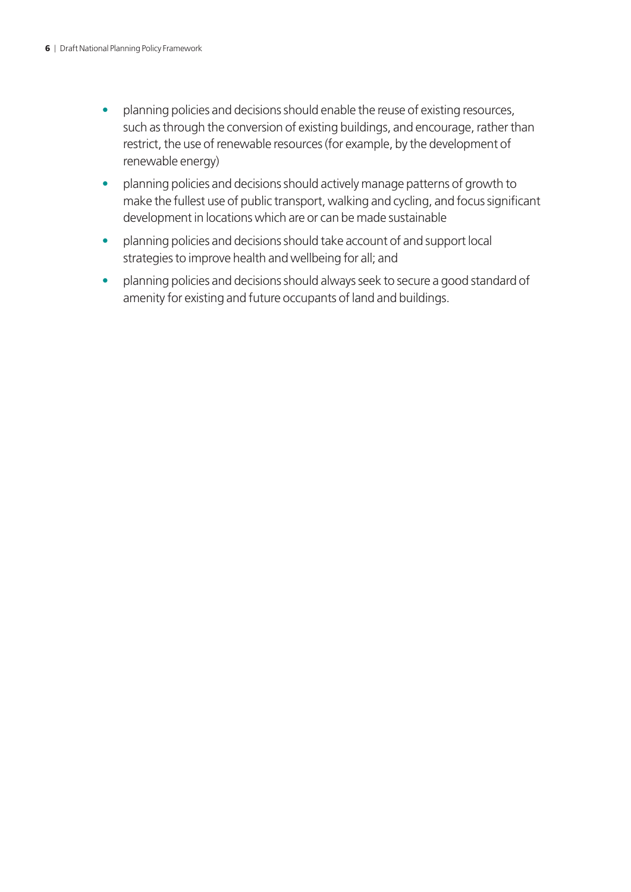- planning policies and decisions should enable the reuse of existing resources, such as through the conversion of existing buildings, and encourage, rather than restrict, the use of renewable resources (for example, by the development of renewable energy)
- planning policies and decisions should actively manage patterns of growth to make the fullest use of public transport, walking and cycling, and focus significant development in locations which are or can be made sustainable
- planning policies and decisions should take account of and support local strategies to improve health and wellbeing for all; and
- planning policies and decisions should always seek to secure a good standard of amenity for existing and future occupants of land and buildings.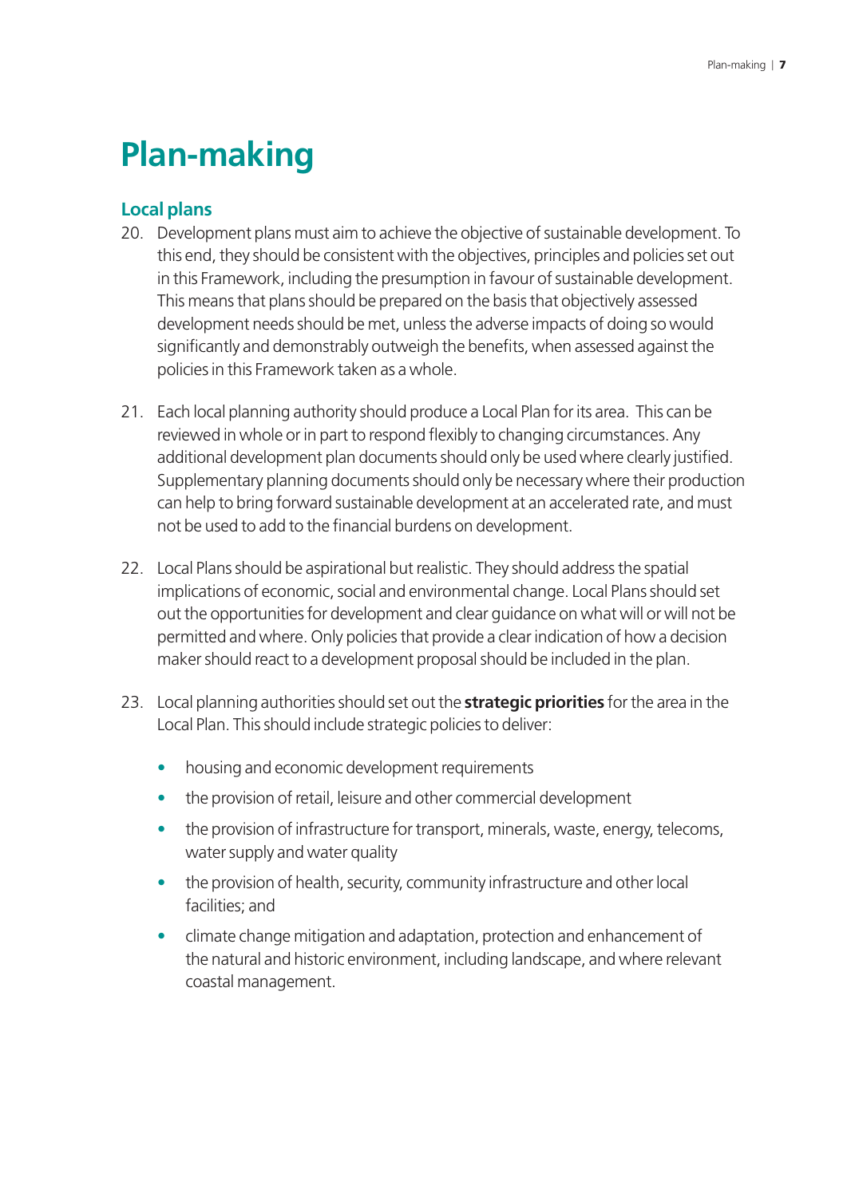# Plan-making

## Local plans

20. Development plans must aim to achieve the objective of sustainable development. To this end, they should be consistent with the objectives, principles and policies set out in this Framework, including the presumption in favour of sustainable development. This means that plans should be prepared on the basis that objectively assessed development needs should be met, unless the adverse impacts of doing so would significantly and demonstrably outweigh the benefits, when assessed against the policies in this Framework taken as a whole.

21. Each local planning authority should produce a Local Plan for its area. This can be reviewed in whole or in part to respond flexibly to changing circumstances. Any additional development plan documents should only be used where clearly justified. Supplementary planning documents should only be necessary where their production can help to bring forward sustainable development at an accelerated rate, and must not be used to add to the financial burdens on development.

22. Local Plans should be aspirational but realistic. They should address the spatial implications of economic, social and environmental change. Local Plans should set out the opportunities for development and clear guidance on what will or will not be permitted and where. Only policies that provide a clear indication of how a decision maker should react to a development proposal should be included in the plan.

23. Local planning authorities should set out the **strategic priorities** for the area in the Local Plan. This should include strategic policies to deliver:

    - housing and economic development requirements
    - the provision of retail, leisure and other commercial development
    - the provision of infrastructure for transport, minerals, waste, energy, telecoms, water supply and water quality
    - the provision of health, security, community infrastructure and other local facilities; and
    - climate change mitigation and adaptation, protection and enhancement of the natural and historic environment, including landscape, and where relevant coastal management.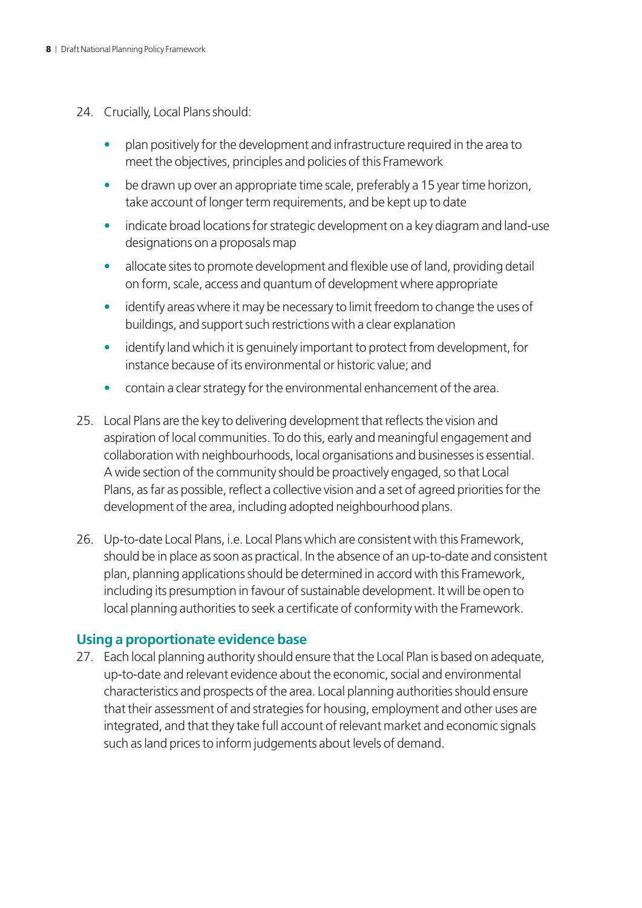24. Crucially, Local Plans should:

- plan positively for the development and infrastructure required in the area to meet the objectives, principles and policies of this Framework
- be drawn up over an appropriate time scale, preferably a 15 year time horizon, take account of longer term requirements, and be kept up to date
- indicate broad locations for strategic development on a key diagram and land-use designations on a proposals map
- allocate sites to promote development and flexible use of land, providing detail on form, scale, access and quantum of development where appropriate
- identify areas where it may be necessary to limit freedom to change the uses of buildings, and support such restrictions with a clear explanation
- identify land which it is genuinely important to protect from development, for instance because of its environmental or historic value; and
- contain a clear strategy for the environmental enhancement of the area.

25. Local Plans are the key to delivering development that reflects the vision and aspiration of local communities. To do this, early and meaningful engagement and collaboration with neighbourhoods, local organisations and businesses is essential. A wide section of the community should be proactively engaged, so that Local Plans, as far as possible, reflect a collective vision and a set of agreed priorities for the development of the area, including adopted neighbourhood plans.

26. Up-to-date Local Plans, i.e. Local Plans which are consistent with this Framework, should be in place as soon as practical. In the absence of an up-to-date and consistent plan, planning applications should be determined in accord with this Framework, including its presumption in favour of sustainable development. It will be open to local planning authorities to seek a certificate of conformity with the Framework.

## Using a proportionate evidence base

27. Each local planning authority should ensure that the Local Plan is based on adequate, up-to-date and relevant evidence about the economic, social and environmental characteristics and prospects of the area. Local planning authorities should ensure that their assessment of and strategies for housing, employment and other uses are integrated, and that they take full account of relevant market and economic signals such as land prices to inform judgements about levels of demand.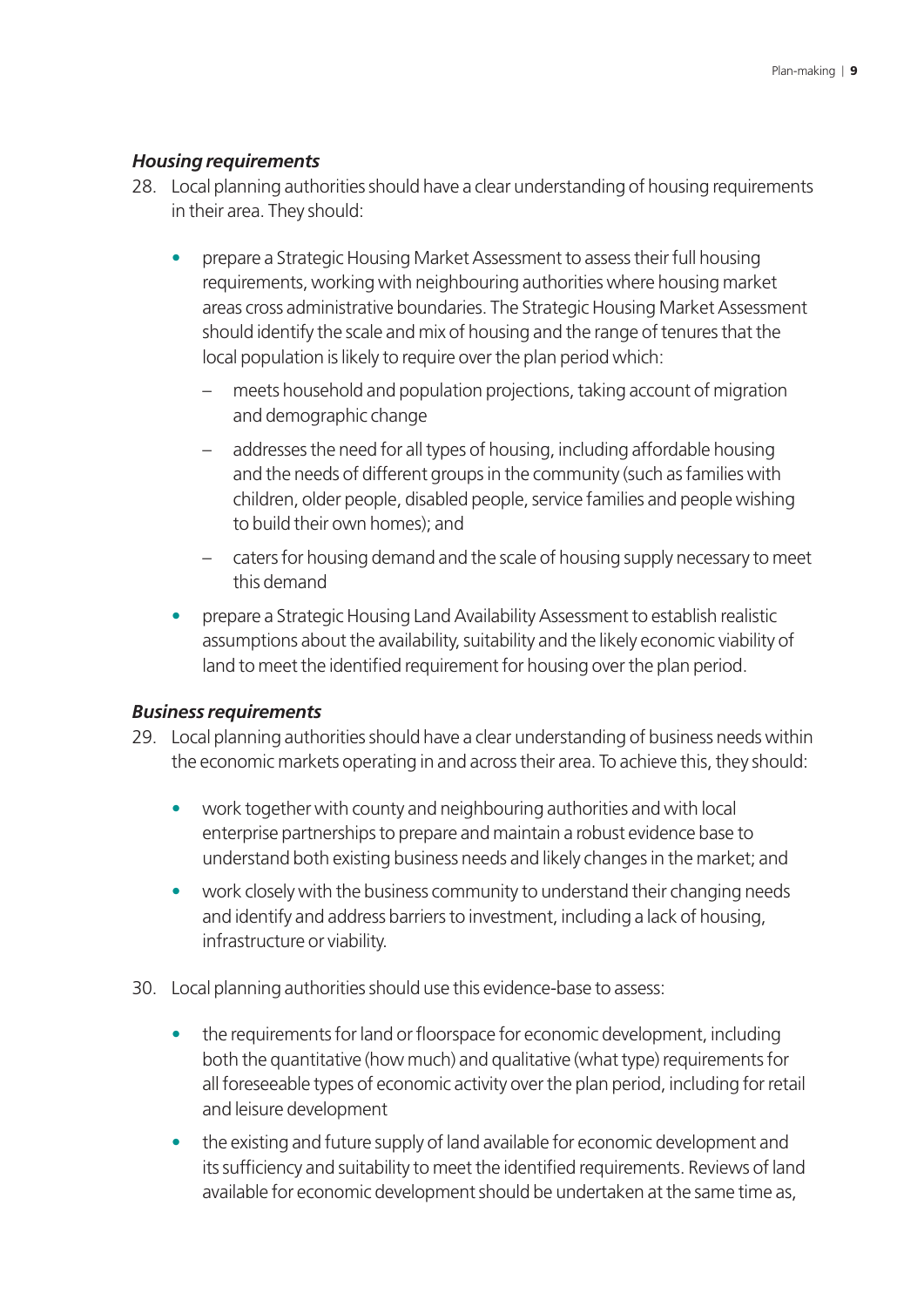***Housing requirements***

28. Local planning authorities should have a clear understanding of housing requirements in their area. They should:

    - prepare a Strategic Housing Market Assessment to assess their full housing requirements, working with neighbouring authorities where housing market areas cross administrative boundaries. The Strategic Housing Market Assessment should identify the scale and mix of housing and the range of tenures that the local population is likely to require over the plan period which:
        - meets household and population projections, taking account of migration and demographic change
        - addresses the need for all types of housing, including affordable housing and the needs of different groups in the community (such as families with children, older people, disabled people, service families and people wishing to build their own homes); and
        - caters for housing demand and the scale of housing supply necessary to meet this demand
    - prepare a Strategic Housing Land Availability Assessment to establish realistic assumptions about the availability, suitability and the likely economic viability of land to meet the identified requirement for housing over the plan period.

***Business requirements***

29. Local planning authorities should have a clear understanding of business needs within the economic markets operating in and across their area. To achieve this, they should:

    - work together with county and neighbouring authorities and with local enterprise partnerships to prepare and maintain a robust evidence base to understand both existing business needs and likely changes in the market; and
    - work closely with the business community to understand their changing needs and identify and address barriers to investment, including a lack of housing, infrastructure or viability.

30. Local planning authorities should use this evidence-base to assess:

    - the requirements for land or floorspace for economic development, including both the quantitative (how much) and qualitative (what type) requirements for all foreseeable types of economic activity over the plan period, including for retail and leisure development
    - the existing and future supply of land available for economic development and its sufficiency and suitability to meet the identified requirements. Reviews of land available for economic development should be undertaken at the same time as,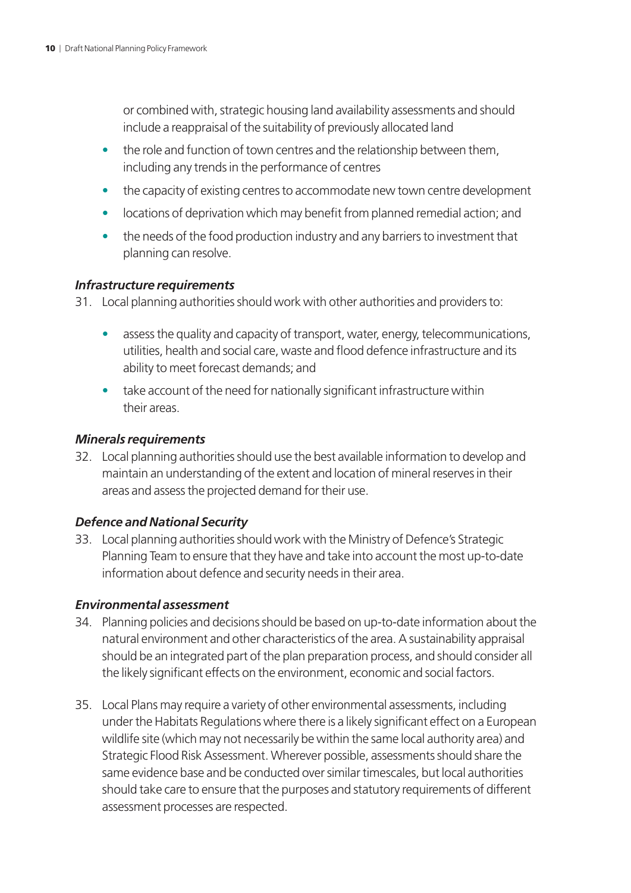or combined with, strategic housing land availability assessments and should include a reappraisal of the suitability of previously allocated land

- the role and function of town centres and the relationship between them, including any trends in the performance of centres
- the capacity of existing centres to accommodate new town centre development
- locations of deprivation which may benefit from planned remedial action; and
- the needs of the food production industry and any barriers to investment that planning can resolve.

### *Infrastructure requirements*

31. Local planning authorities should work with other authorities and providers to:

    - assess the quality and capacity of transport, water, energy, telecommunications, utilities, health and social care, waste and flood defence infrastructure and its ability to meet forecast demands; and
    - take account of the need for nationally significant infrastructure within their areas.

### *Minerals requirements*

32. Local planning authorities should use the best available information to develop and maintain an understanding of the extent and location of mineral reserves in their areas and assess the projected demand for their use.

### *Defence and National Security*

33. Local planning authorities should work with the Ministry of Defence's Strategic Planning Team to ensure that they have and take into account the most up-to-date information about defence and security needs in their area.

### *Environmental assessment*

34. Planning policies and decisions should be based on up-to-date information about the natural environment and other characteristics of the area. A sustainability appraisal should be an integrated part of the plan preparation process, and should consider all the likely significant effects on the environment, economic and social factors.

35. Local Plans may require a variety of other environmental assessments, including under the Habitats Regulations where there is a likely significant effect on a European wildlife site (which may not necessarily be within the same local authority area) and Strategic Flood Risk Assessment. Wherever possible, assessments should share the same evidence base and be conducted over similar timescales, but local authorities should take care to ensure that the purposes and statutory requirements of different assessment processes are respected.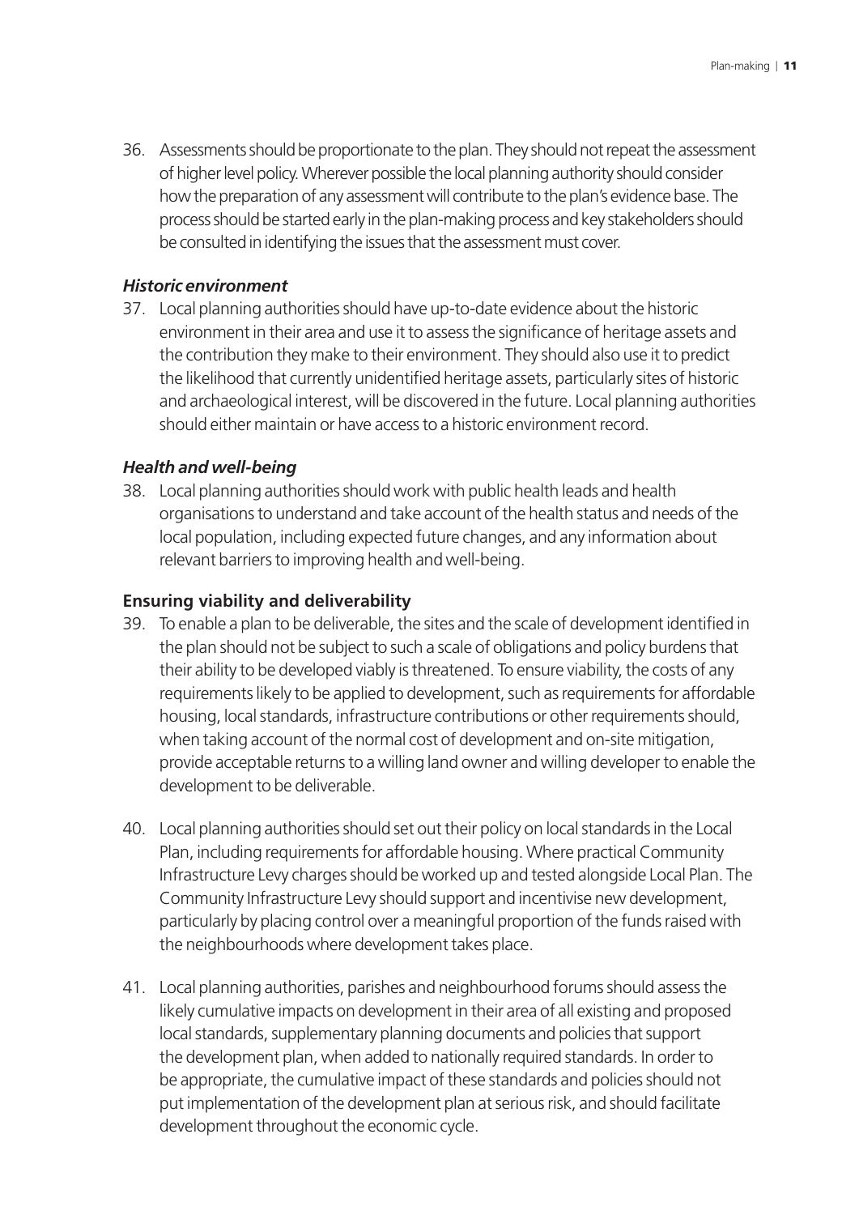36. Assessments should be proportionate to the plan. They should not repeat the assessment of higher level policy. Wherever possible the local planning authority should consider how the preparation of any assessment will contribute to the plan's evidence base. The process should be started early in the plan-making process and key stakeholders should be consulted in identifying the issues that the assessment must cover.

#### *Historic environment*

37. Local planning authorities should have up-to-date evidence about the historic environment in their area and use it to assess the significance of heritage assets and the contribution they make to their environment. They should also use it to predict the likelihood that currently unidentified heritage assets, particularly sites of historic and archaeological interest, will be discovered in the future. Local planning authorities should either maintain or have access to a historic environment record.

#### *Health and well-being*

38. Local planning authorities should work with public health leads and health organisations to understand and take account of the health status and needs of the local population, including expected future changes, and any information about relevant barriers to improving health and well-being.

### Ensuring viability and deliverability

39. To enable a plan to be deliverable, the sites and the scale of development identified in the plan should not be subject to such a scale of obligations and policy burdens that their ability to be developed viably is threatened. To ensure viability, the costs of any requirements likely to be applied to development, such as requirements for affordable housing, local standards, infrastructure contributions or other requirements should, when taking account of the normal cost of development and on-site mitigation, provide acceptable returns to a willing land owner and willing developer to enable the development to be deliverable.

40. Local planning authorities should set out their policy on local standards in the Local Plan, including requirements for affordable housing. Where practical Community Infrastructure Levy charges should be worked up and tested alongside Local Plan. The Community Infrastructure Levy should support and incentivise new development, particularly by placing control over a meaningful proportion of the funds raised with the neighbourhoods where development takes place.

41. Local planning authorities, parishes and neighbourhood forums should assess the likely cumulative impacts on development in their area of all existing and proposed local standards, supplementary planning documents and policies that support the development plan, when added to nationally required standards. In order to be appropriate, the cumulative impact of these standards and policies should not put implementation of the development plan at serious risk, and should facilitate development throughout the economic cycle.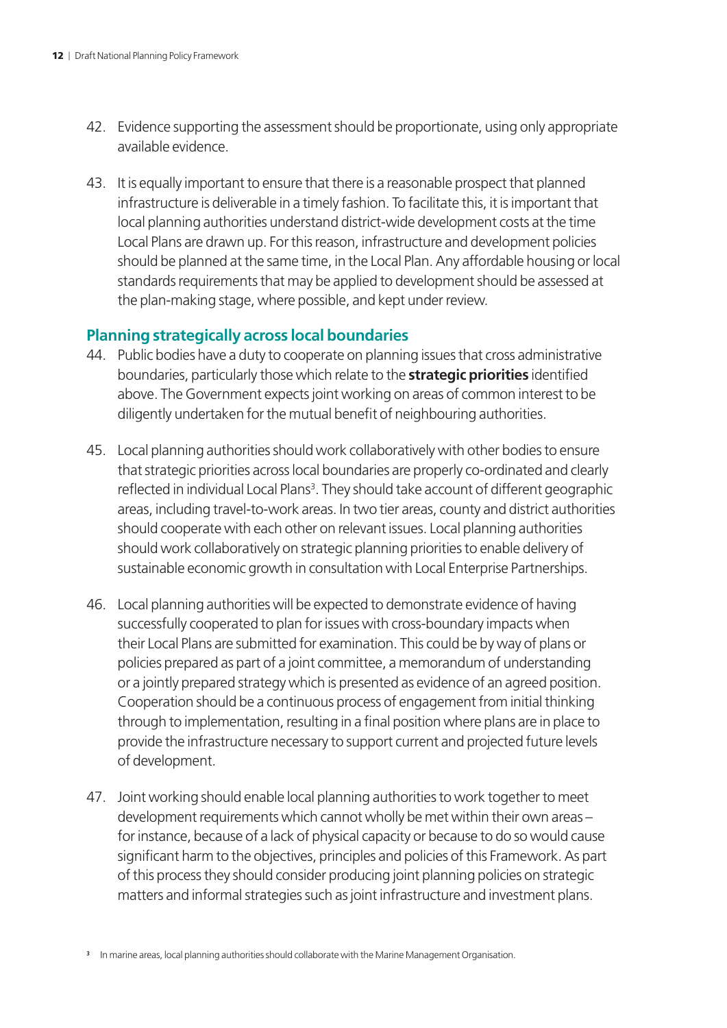42. Evidence supporting the assessment should be proportionate, using only appropriate available evidence.

43. It is equally important to ensure that there is a reasonable prospect that planned infrastructure is deliverable in a timely fashion. To facilitate this, it is important that local planning authorities understand district-wide development costs at the time Local Plans are drawn up. For this reason, infrastructure and development policies should be planned at the same time, in the Local Plan. Any affordable housing or local standards requirements that may be applied to development should be assessed at the plan-making stage, where possible, and kept under review.

### Planning strategically across local boundaries

44. Public bodies have a duty to cooperate on planning issues that cross administrative boundaries, particularly those which relate to the **strategic priorities** identified above. The Government expects joint working on areas of common interest to be diligently undertaken for the mutual benefit of neighbouring authorities.

45. Local planning authorities should work collaboratively with other bodies to ensure that strategic priorities across local boundaries are properly co-ordinated and clearly reflected in individual Local Plans[3]. They should take account of different geographic areas, including travel-to-work areas. In two tier areas, county and district authorities should cooperate with each other on relevant issues. Local planning authorities should work collaboratively on strategic planning priorities to enable delivery of sustainable economic growth in consultation with Local Enterprise Partnerships.

46. Local planning authorities will be expected to demonstrate evidence of having successfully cooperated to plan for issues with cross-boundary impacts when their Local Plans are submitted for examination. This could be by way of plans or policies prepared as part of a joint committee, a memorandum of understanding or a jointly prepared strategy which is presented as evidence of an agreed position. Cooperation should be a continuous process of engagement from initial thinking through to implementation, resulting in a final position where plans are in place to provide the infrastructure necessary to support current and projected future levels of development.

47. Joint working should enable local planning authorities to work together to meet development requirements which cannot wholly be met within their own areas – for instance, because of a lack of physical capacity or because to do so would cause significant harm to the objectives, principles and policies of this Framework. As part of this process they should consider producing joint planning policies on strategic matters and informal strategies such as joint infrastructure and investment plans.

[3] In marine areas, local planning authorities should collaborate with the Marine Management Organisation.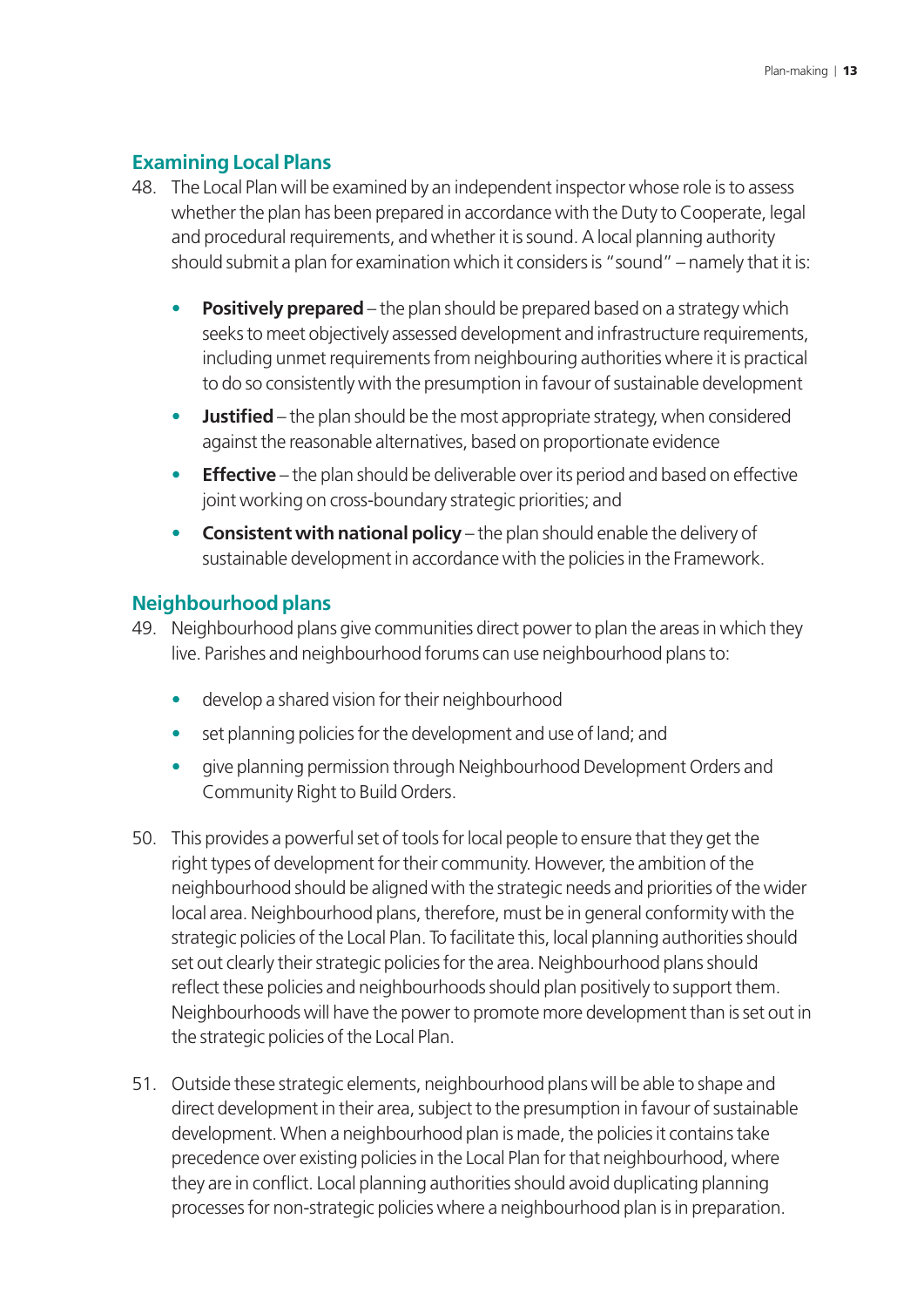## Examining Local Plans

48. The Local Plan will be examined by an independent inspector whose role is to assess whether the plan has been prepared in accordance with the Duty to Cooperate, legal and procedural requirements, and whether it is sound. A local planning authority should submit a plan for examination which it considers is "sound" – namely that it is:

    - **Positively prepared** – the plan should be prepared based on a strategy which seeks to meet objectively assessed development and infrastructure requirements, including unmet requirements from neighbouring authorities where it is practical to do so consistently with the presumption in favour of sustainable development
    - **Justified** – the plan should be the most appropriate strategy, when considered against the reasonable alternatives, based on proportionate evidence
    - **Effective** – the plan should be deliverable over its period and based on effective joint working on cross-boundary strategic priorities; and
    - **Consistent with national policy** – the plan should enable the delivery of sustainable development in accordance with the policies in the Framework.

## Neighbourhood plans

49. Neighbourhood plans give communities direct power to plan the areas in which they live. Parishes and neighbourhood forums can use neighbourhood plans to:

    - develop a shared vision for their neighbourhood
    - set planning policies for the development and use of land; and
    - give planning permission through Neighbourhood Development Orders and Community Right to Build Orders.

50. This provides a powerful set of tools for local people to ensure that they get the right types of development for their community. However, the ambition of the neighbourhood should be aligned with the strategic needs and priorities of the wider local area. Neighbourhood plans, therefore, must be in general conformity with the strategic policies of the Local Plan. To facilitate this, local planning authorities should set out clearly their strategic policies for the area. Neighbourhood plans should reflect these policies and neighbourhoods should plan positively to support them. Neighbourhoods will have the power to promote more development than is set out in the strategic policies of the Local Plan.

51. Outside these strategic elements, neighbourhood plans will be able to shape and direct development in their area, subject to the presumption in favour of sustainable development. When a neighbourhood plan is made, the policies it contains take precedence over existing policies in the Local Plan for that neighbourhood, where they are in conflict. Local planning authorities should avoid duplicating planning processes for non-strategic policies where a neighbourhood plan is in preparation.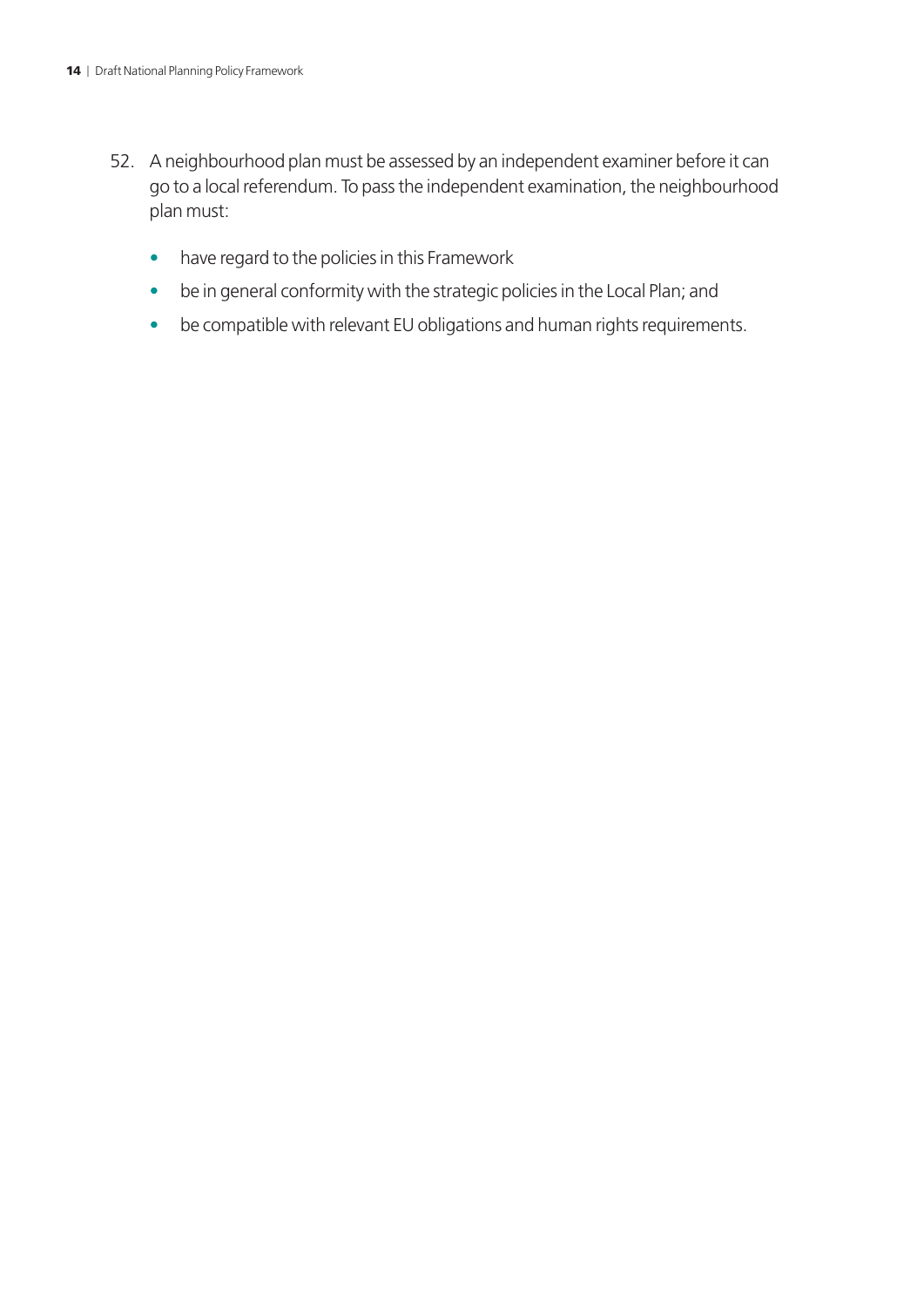52. A neighbourhood plan must be assessed by an independent examiner before it can go to a local referendum. To pass the independent examination, the neighbourhood plan must:

- have regard to the policies in this Framework
- be in general conformity with the strategic policies in the Local Plan; and
- be compatible with relevant EU obligations and human rights requirements.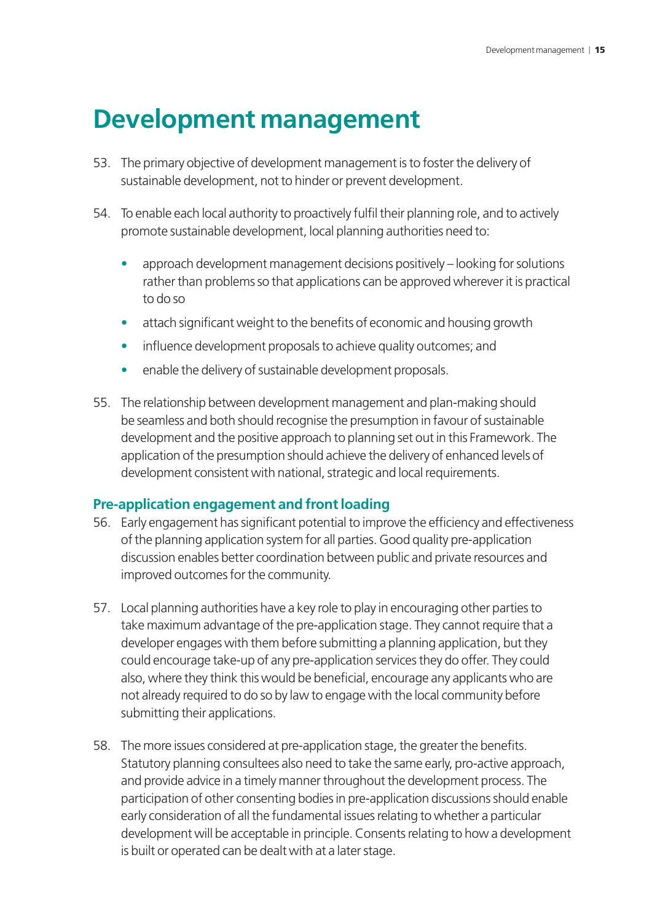# Development management

53. The primary objective of development management is to foster the delivery of sustainable development, not to hinder or prevent development.

54. To enable each local authority to proactively fulfil their planning role, and to actively promote sustainable development, local planning authorities need to:

    - approach development management decisions positively – looking for solutions rather than problems so that applications can be approved wherever it is practical to do so
    - attach significant weight to the benefits of economic and housing growth
    - influence development proposals to achieve quality outcomes; and
    - enable the delivery of sustainable development proposals.

55. The relationship between development management and plan-making should be seamless and both should recognise the presumption in favour of sustainable development and the positive approach to planning set out in this Framework. The application of the presumption should achieve the delivery of enhanced levels of development consistent with national, strategic and local requirements.

## Pre-application engagement and front loading

56. Early engagement has significant potential to improve the efficiency and effectiveness of the planning application system for all parties. Good quality pre-application discussion enables better coordination between public and private resources and improved outcomes for the community.

57. Local planning authorities have a key role to play in encouraging other parties to take maximum advantage of the pre-application stage. They cannot require that a developer engages with them before submitting a planning application, but they could encourage take-up of any pre-application services they do offer. They could also, where they think this would be beneficial, encourage any applicants who are not already required to do so by law to engage with the local community before submitting their applications.

58. The more issues considered at pre-application stage, the greater the benefits. Statutory planning consultees also need to take the same early, pro-active approach, and provide advice in a timely manner throughout the development process. The participation of other consenting bodies in pre-application discussions should enable early consideration of all the fundamental issues relating to whether a particular development will be acceptable in principle. Consents relating to how a development is built or operated can be dealt with at a later stage.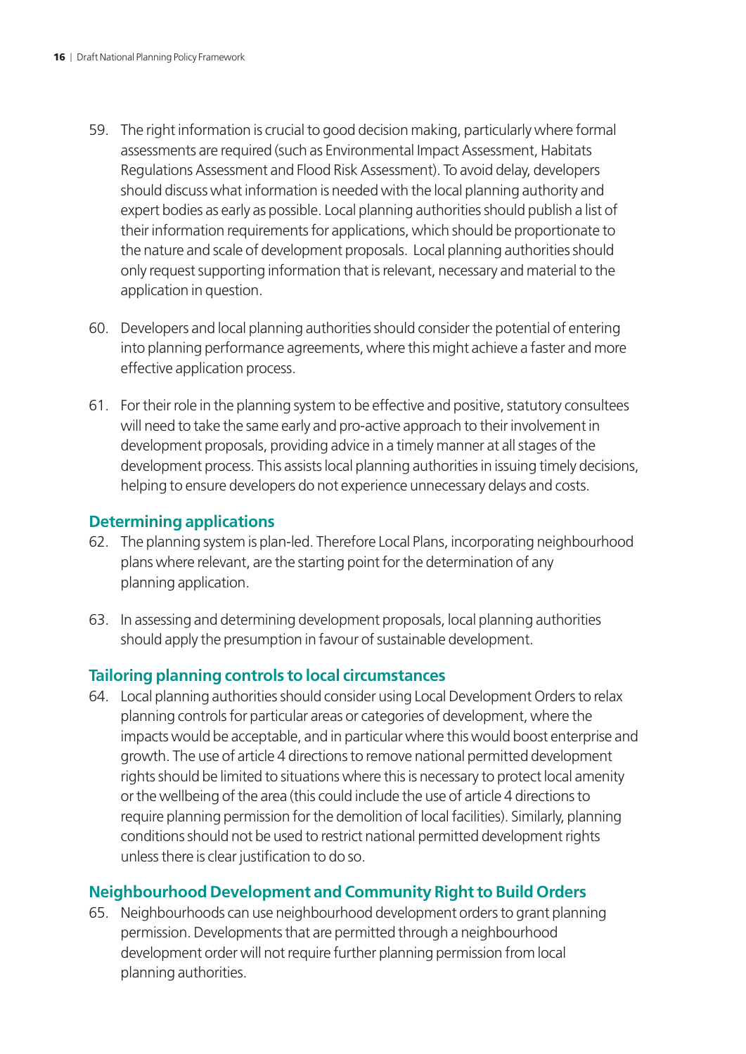59. The right information is crucial to good decision making, particularly where formal assessments are required (such as Environmental Impact Assessment, Habitats Regulations Assessment and Flood Risk Assessment). To avoid delay, developers should discuss what information is needed with the local planning authority and expert bodies as early as possible. Local planning authorities should publish a list of their information requirements for applications, which should be proportionate to the nature and scale of development proposals. Local planning authorities should only request supporting information that is relevant, necessary and material to the application in question.

60. Developers and local planning authorities should consider the potential of entering into planning performance agreements, where this might achieve a faster and more effective application process.

61. For their role in the planning system to be effective and positive, statutory consultees will need to take the same early and pro-active approach to their involvement in development proposals, providing advice in a timely manner at all stages of the development process. This assists local planning authorities in issuing timely decisions, helping to ensure developers do not experience unnecessary delays and costs.

### Determining applications

62. The planning system is plan-led. Therefore Local Plans, incorporating neighbourhood plans where relevant, are the starting point for the determination of any planning application.

63. In assessing and determining development proposals, local planning authorities should apply the presumption in favour of sustainable development.

### Tailoring planning controls to local circumstances

64. Local planning authorities should consider using Local Development Orders to relax planning controls for particular areas or categories of development, where the impacts would be acceptable, and in particular where this would boost enterprise and growth. The use of article 4 directions to remove national permitted development rights should be limited to situations where this is necessary to protect local amenity or the wellbeing of the area (this could include the use of article 4 directions to require planning permission for the demolition of local facilities). Similarly, planning conditions should not be used to restrict national permitted development rights unless there is clear justification to do so.

### Neighbourhood Development and Community Right to Build Orders

65. Neighbourhoods can use neighbourhood development orders to grant planning permission. Developments that are permitted through a neighbourhood development order will not require further planning permission from local planning authorities.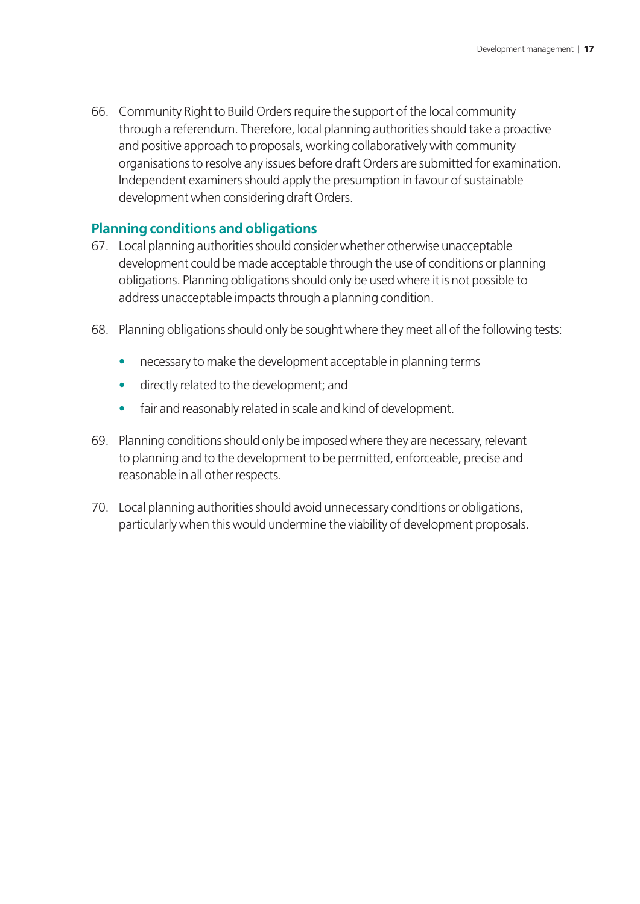66. Community Right to Build Orders require the support of the local community through a referendum. Therefore, local planning authorities should take a proactive and positive approach to proposals, working collaboratively with community organisations to resolve any issues before draft Orders are submitted for examination. Independent examiners should apply the presumption in favour of sustainable development when considering draft Orders.

## Planning conditions and obligations

67. Local planning authorities should consider whether otherwise unacceptable development could be made acceptable through the use of conditions or planning obligations. Planning obligations should only be used where it is not possible to address unacceptable impacts through a planning condition.

68. Planning obligations should only be sought where they meet all of the following tests:

    - necessary to make the development acceptable in planning terms
    - directly related to the development; and
    - fair and reasonably related in scale and kind of development.

69. Planning conditions should only be imposed where they are necessary, relevant to planning and to the development to be permitted, enforceable, precise and reasonable in all other respects.

70. Local planning authorities should avoid unnecessary conditions or obligations, particularly when this would undermine the viability of development proposals.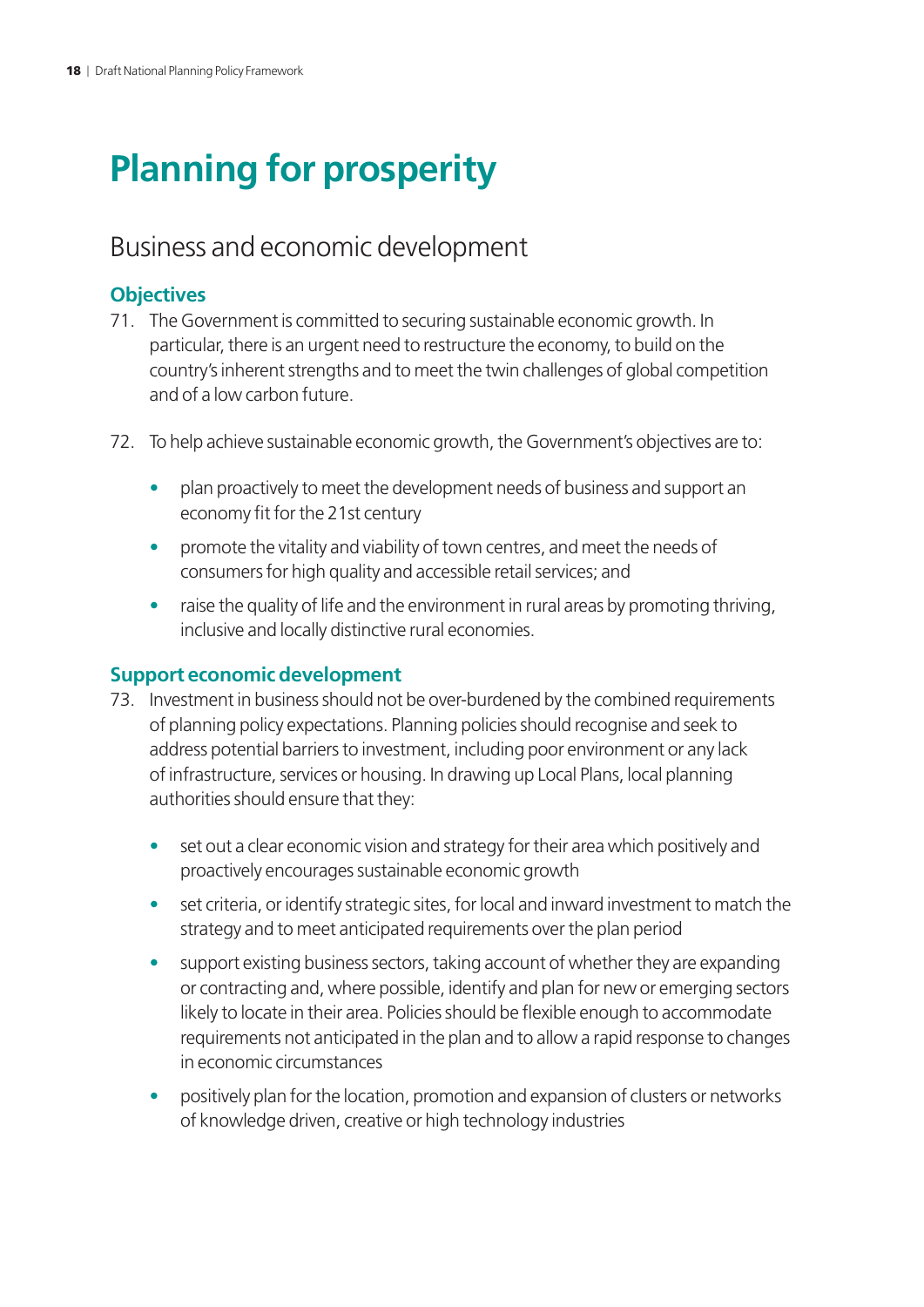# Planning for prosperity

## Business and economic development

### Objectives

71. The Government is committed to securing sustainable economic growth. In particular, there is an urgent need to restructure the economy, to build on the country's inherent strengths and to meet the twin challenges of global competition and of a low carbon future.

72. To help achieve sustainable economic growth, the Government's objectives are to:

    - plan proactively to meet the development needs of business and support an economy fit for the 21st century
    - promote the vitality and viability of town centres, and meet the needs of consumers for high quality and accessible retail services; and
    - raise the quality of life and the environment in rural areas by promoting thriving, inclusive and locally distinctive rural economies.

### Support economic development

73. Investment in business should not be over-burdened by the combined requirements of planning policy expectations. Planning policies should recognise and seek to address potential barriers to investment, including poor environment or any lack of infrastructure, services or housing. In drawing up Local Plans, local planning authorities should ensure that they:

    - set out a clear economic vision and strategy for their area which positively and proactively encourages sustainable economic growth
    - set criteria, or identify strategic sites, for local and inward investment to match the strategy and to meet anticipated requirements over the plan period
    - support existing business sectors, taking account of whether they are expanding or contracting and, where possible, identify and plan for new or emerging sectors likely to locate in their area. Policies should be flexible enough to accommodate requirements not anticipated in the plan and to allow a rapid response to changes in economic circumstances
    - positively plan for the location, promotion and expansion of clusters or networks of knowledge driven, creative or high technology industries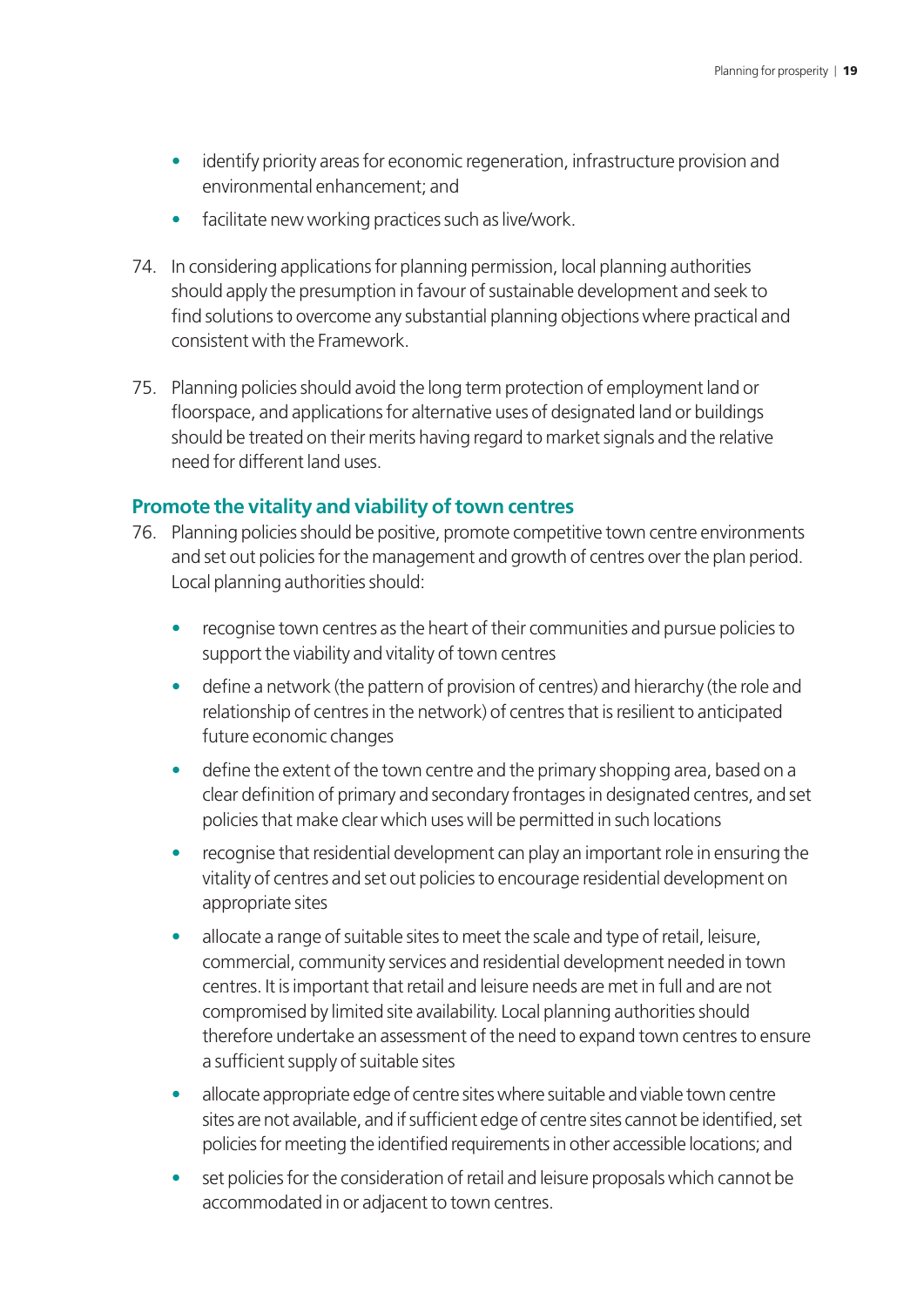- identify priority areas for economic regeneration, infrastructure provision and environmental enhancement; and
- facilitate new working practices such as live/work.

74. In considering applications for planning permission, local planning authorities should apply the presumption in favour of sustainable development and seek to find solutions to overcome any substantial planning objections where practical and consistent with the Framework.

75. Planning policies should avoid the long term protection of employment land or floorspace, and applications for alternative uses of designated land or buildings should be treated on their merits having regard to market signals and the relative need for different land uses.

### Promote the vitality and viability of town centres

76. Planning policies should be positive, promote competitive town centre environments and set out policies for the management and growth of centres over the plan period. Local planning authorities should:

    - recognise town centres as the heart of their communities and pursue policies to support the viability and vitality of town centres
    - define a network (the pattern of provision of centres) and hierarchy (the role and relationship of centres in the network) of centres that is resilient to anticipated future economic changes
    - define the extent of the town centre and the primary shopping area, based on a clear definition of primary and secondary frontages in designated centres, and set policies that make clear which uses will be permitted in such locations
    - recognise that residential development can play an important role in ensuring the vitality of centres and set out policies to encourage residential development on appropriate sites
    - allocate a range of suitable sites to meet the scale and type of retail, leisure, commercial, community services and residential development needed in town centres. It is important that retail and leisure needs are met in full and are not compromised by limited site availability. Local planning authorities should therefore undertake an assessment of the need to expand town centres to ensure a sufficient supply of suitable sites
    - allocate appropriate edge of centre sites where suitable and viable town centre sites are not available, and if sufficient edge of centre sites cannot be identified, set policies for meeting the identified requirements in other accessible locations; and
    - set policies for the consideration of retail and leisure proposals which cannot be accommodated in or adjacent to town centres.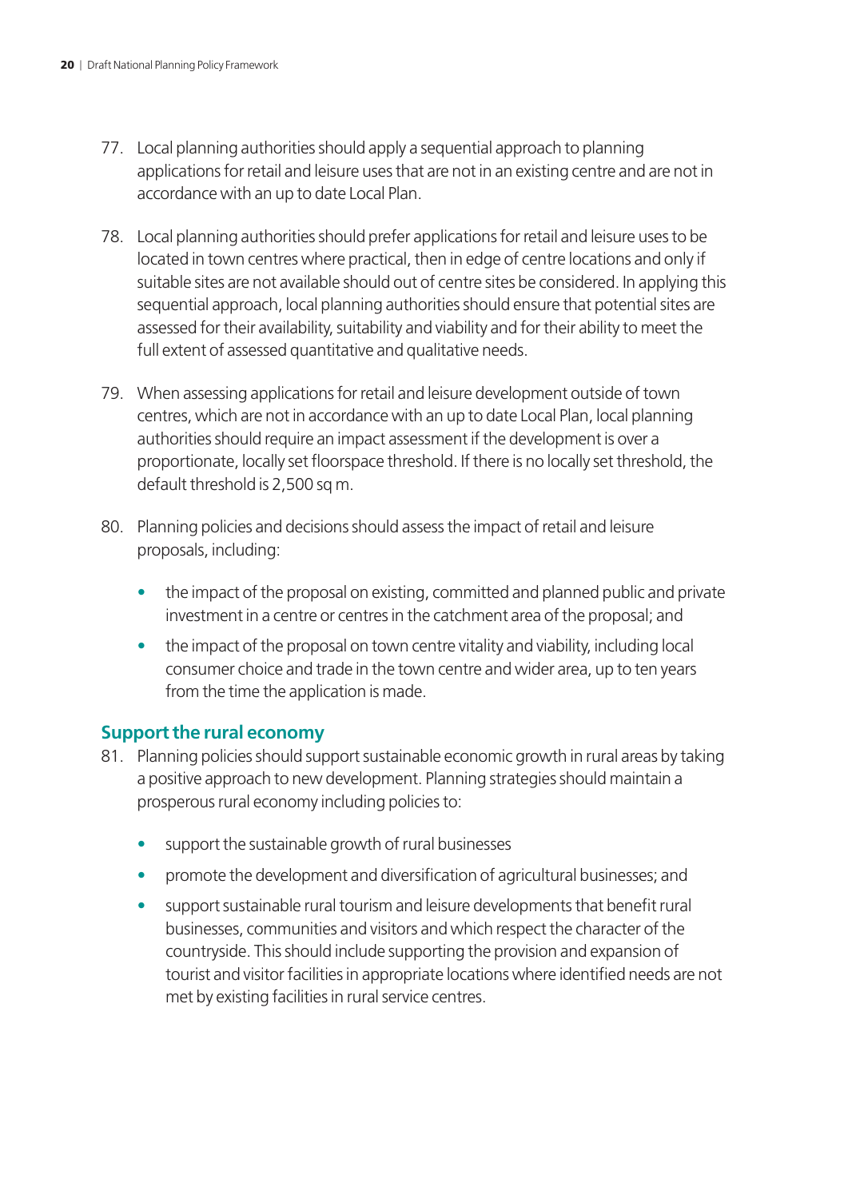77. Local planning authorities should apply a sequential approach to planning applications for retail and leisure uses that are not in an existing centre and are not in accordance with an up to date Local Plan.

78. Local planning authorities should prefer applications for retail and leisure uses to be located in town centres where practical, then in edge of centre locations and only if suitable sites are not available should out of centre sites be considered. In applying this sequential approach, local planning authorities should ensure that potential sites are assessed for their availability, suitability and viability and for their ability to meet the full extent of assessed quantitative and qualitative needs.

79. When assessing applications for retail and leisure development outside of town centres, which are not in accordance with an up to date Local Plan, local planning authorities should require an impact assessment if the development is over a proportionate, locally set floorspace threshold. If there is no locally set threshold, the default threshold is 2,500 sq m.

80. Planning policies and decisions should assess the impact of retail and leisure proposals, including:

    - the impact of the proposal on existing, committed and planned public and private investment in a centre or centres in the catchment area of the proposal; and
    - the impact of the proposal on town centre vitality and viability, including local consumer choice and trade in the town centre and wider area, up to ten years from the time the application is made.

## Support the rural economy

81. Planning policies should support sustainable economic growth in rural areas by taking a positive approach to new development. Planning strategies should maintain a prosperous rural economy including policies to:

    - support the sustainable growth of rural businesses
    - promote the development and diversification of agricultural businesses; and
    - support sustainable rural tourism and leisure developments that benefit rural businesses, communities and visitors and which respect the character of the countryside. This should include supporting the provision and expansion of tourist and visitor facilities in appropriate locations where identified needs are not met by existing facilities in rural service centres.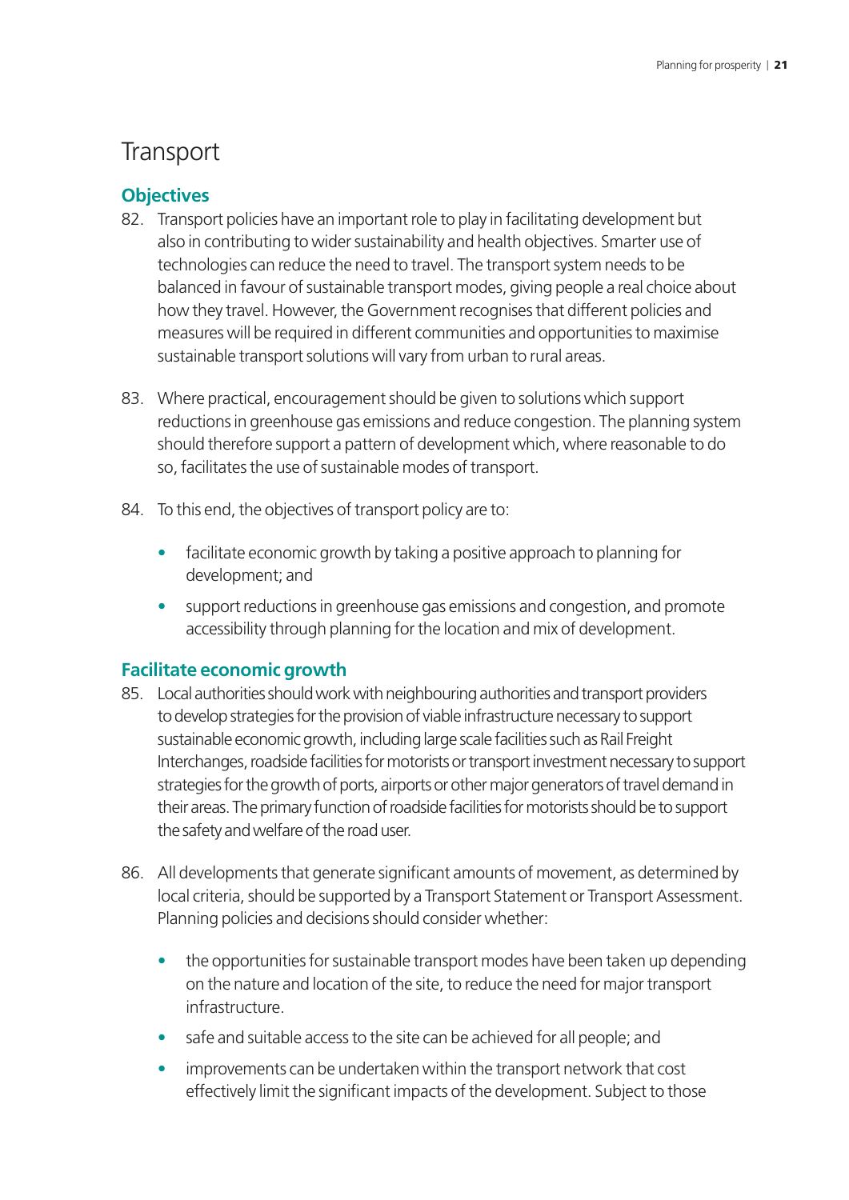# Transport

## Objectives

82. Transport policies have an important role to play in facilitating development but also in contributing to wider sustainability and health objectives. Smarter use of technologies can reduce the need to travel. The transport system needs to be balanced in favour of sustainable transport modes, giving people a real choice about how they travel. However, the Government recognises that different policies and measures will be required in different communities and opportunities to maximise sustainable transport solutions will vary from urban to rural areas.

83. Where practical, encouragement should be given to solutions which support reductions in greenhouse gas emissions and reduce congestion. The planning system should therefore support a pattern of development which, where reasonable to do so, facilitates the use of sustainable modes of transport.

84. To this end, the objectives of transport policy are to:

- facilitate economic growth by taking a positive approach to planning for development; and
- support reductions in greenhouse gas emissions and congestion, and promote accessibility through planning for the location and mix of development.

## Facilitate economic growth

85. Local authorities should work with neighbouring authorities and transport providers to develop strategies for the provision of viable infrastructure necessary to support sustainable economic growth, including large scale facilities such as Rail Freight Interchanges, roadside facilities for motorists or transport investment necessary to support strategies for the growth of ports, airports or other major generators of travel demand in their areas. The primary function of roadside facilities for motorists should be to support the safety and welfare of the road user.

86. All developments that generate significant amounts of movement, as determined by local criteria, should be supported by a Transport Statement or Transport Assessment. Planning policies and decisions should consider whether:

- the opportunities for sustainable transport modes have been taken up depending on the nature and location of the site, to reduce the need for major transport infrastructure.
- safe and suitable access to the site can be achieved for all people; and
- improvements can be undertaken within the transport network that cost effectively limit the significant impacts of the development. Subject to those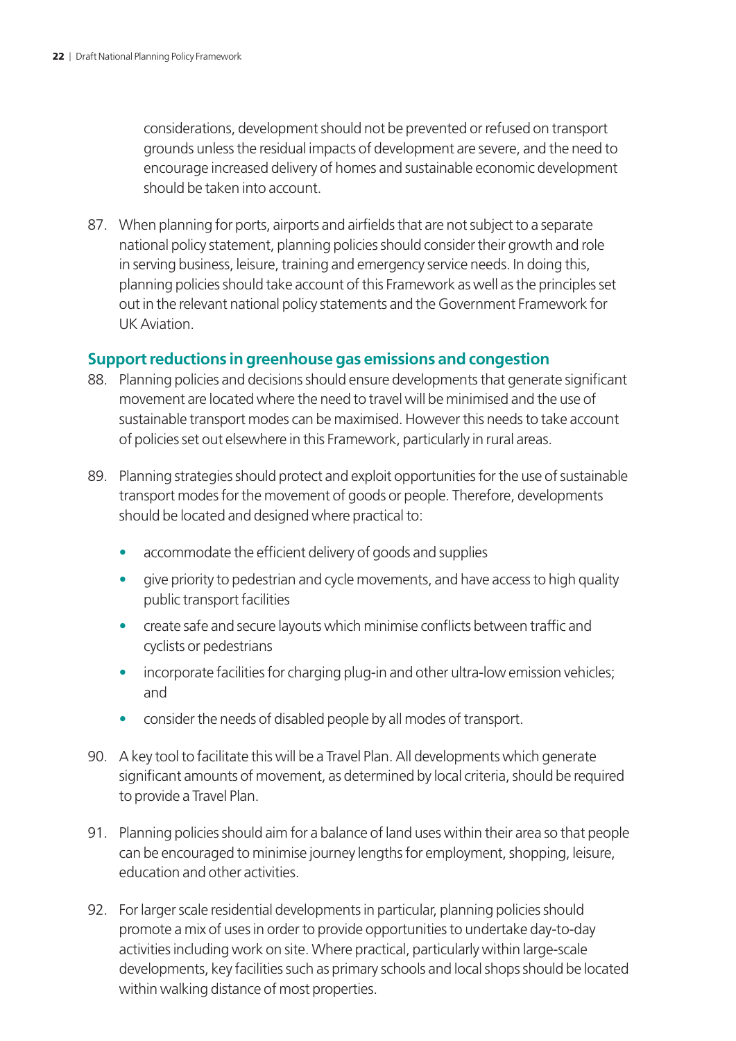considerations, development should not be prevented or refused on transport grounds unless the residual impacts of development are severe, and the need to encourage increased delivery of homes and sustainable economic development should be taken into account.

87. When planning for ports, airports and airfields that are not subject to a separate national policy statement, planning policies should consider their growth and role in serving business, leisure, training and emergency service needs. In doing this, planning policies should take account of this Framework as well as the principles set out in the relevant national policy statements and the Government Framework for UK Aviation.

### Support reductions in greenhouse gas emissions and congestion

88. Planning policies and decisions should ensure developments that generate significant movement are located where the need to travel will be minimised and the use of sustainable transport modes can be maximised. However this needs to take account of policies set out elsewhere in this Framework, particularly in rural areas.

89. Planning strategies should protect and exploit opportunities for the use of sustainable transport modes for the movement of goods or people. Therefore, developments should be located and designed where practical to:

    - accommodate the efficient delivery of goods and supplies
    - give priority to pedestrian and cycle movements, and have access to high quality public transport facilities
    - create safe and secure layouts which minimise conflicts between traffic and cyclists or pedestrians
    - incorporate facilities for charging plug-in and other ultra-low emission vehicles; and
    - consider the needs of disabled people by all modes of transport.

90. A key tool to facilitate this will be a Travel Plan. All developments which generate significant amounts of movement, as determined by local criteria, should be required to provide a Travel Plan.

91. Planning policies should aim for a balance of land uses within their area so that people can be encouraged to minimise journey lengths for employment, shopping, leisure, education and other activities.

92. For larger scale residential developments in particular, planning policies should promote a mix of uses in order to provide opportunities to undertake day-to-day activities including work on site. Where practical, particularly within large-scale developments, key facilities such as primary schools and local shops should be located within walking distance of most properties.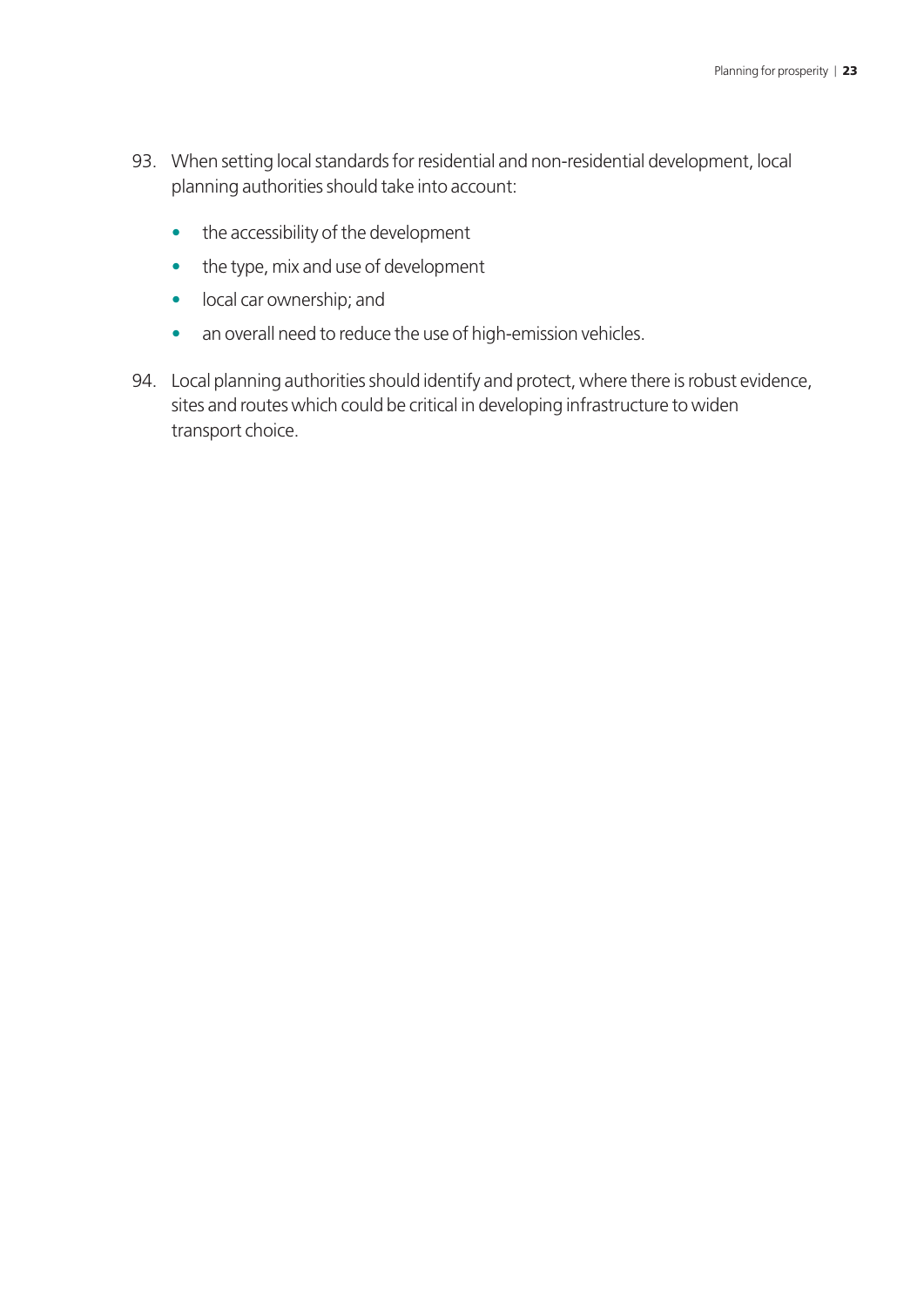93. When setting local standards for residential and non-residential development, local planning authorities should take into account:

    - the accessibility of the development
    - the type, mix and use of development
    - local car ownership; and
    - an overall need to reduce the use of high-emission vehicles.

94. Local planning authorities should identify and protect, where there is robust evidence, sites and routes which could be critical in developing infrastructure to widen transport choice.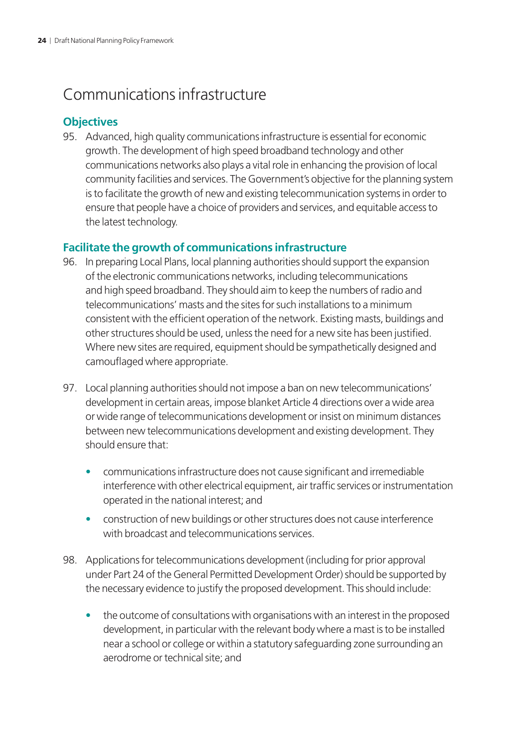# Communications infrastructure

## Objectives

95. Advanced, high quality communications infrastructure is essential for economic growth. The development of high speed broadband technology and other communications networks also plays a vital role in enhancing the provision of local community facilities and services. The Government's objective for the planning system is to facilitate the growth of new and existing telecommunication systems in order to ensure that people have a choice of providers and services, and equitable access to the latest technology.

## Facilitate the growth of communications infrastructure

96. In preparing Local Plans, local planning authorities should support the expansion of the electronic communications networks, including telecommunications and high speed broadband. They should aim to keep the numbers of radio and telecommunications' masts and the sites for such installations to a minimum consistent with the efficient operation of the network. Existing masts, buildings and other structures should be used, unless the need for a new site has been justified. Where new sites are required, equipment should be sympathetically designed and camouflaged where appropriate.

97. Local planning authorities should not impose a ban on new telecommunications' development in certain areas, impose blanket Article 4 directions over a wide area or wide range of telecommunications development or insist on minimum distances between new telecommunications development and existing development. They should ensure that:

    - communications infrastructure does not cause significant and irremediable interference with other electrical equipment, air traffic services or instrumentation operated in the national interest; and
    - construction of new buildings or other structures does not cause interference with broadcast and telecommunications services.

98. Applications for telecommunications development (including for prior approval under Part 24 of the General Permitted Development Order) should be supported by the necessary evidence to justify the proposed development. This should include:

    - the outcome of consultations with organisations with an interest in the proposed development, in particular with the relevant body where a mast is to be installed near a school or college or within a statutory safeguarding zone surrounding an aerodrome or technical site; and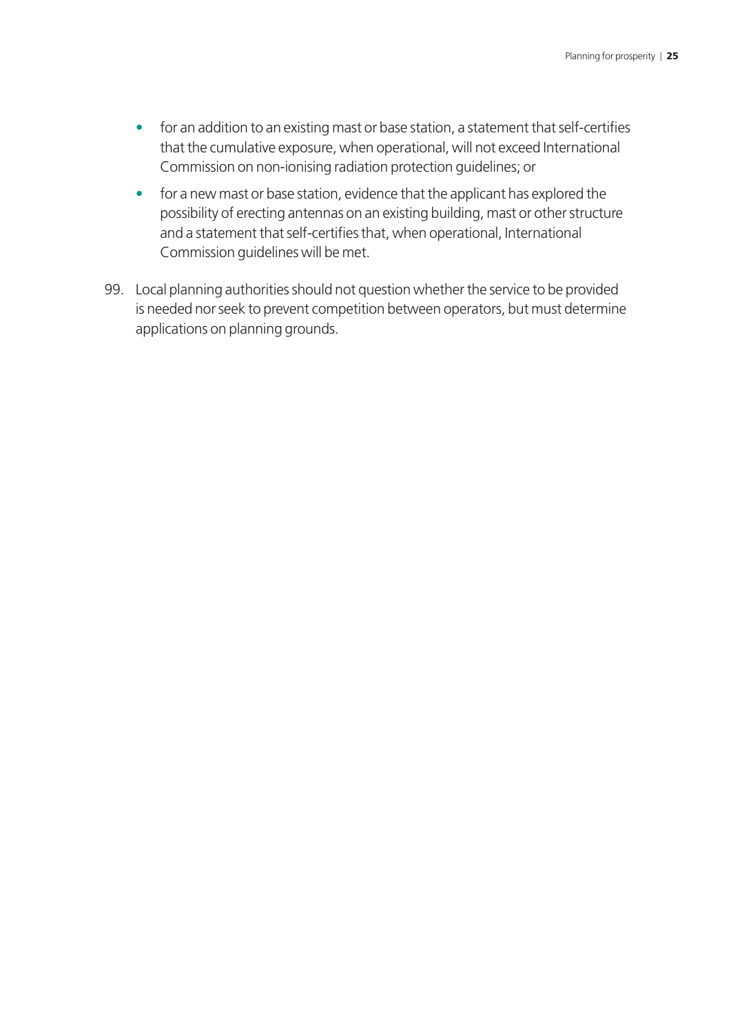- for an addition to an existing mast or base station, a statement that self-certifies that the cumulative exposure, when operational, will not exceed International Commission on non-ionising radiation protection guidelines; or
- for a new mast or base station, evidence that the applicant has explored the possibility of erecting antennas on an existing building, mast or other structure and a statement that self-certifies that, when operational, International Commission guidelines will be met.

99. Local planning authorities should not question whether the service to be provided is needed nor seek to prevent competition between operators, but must determine applications on planning grounds.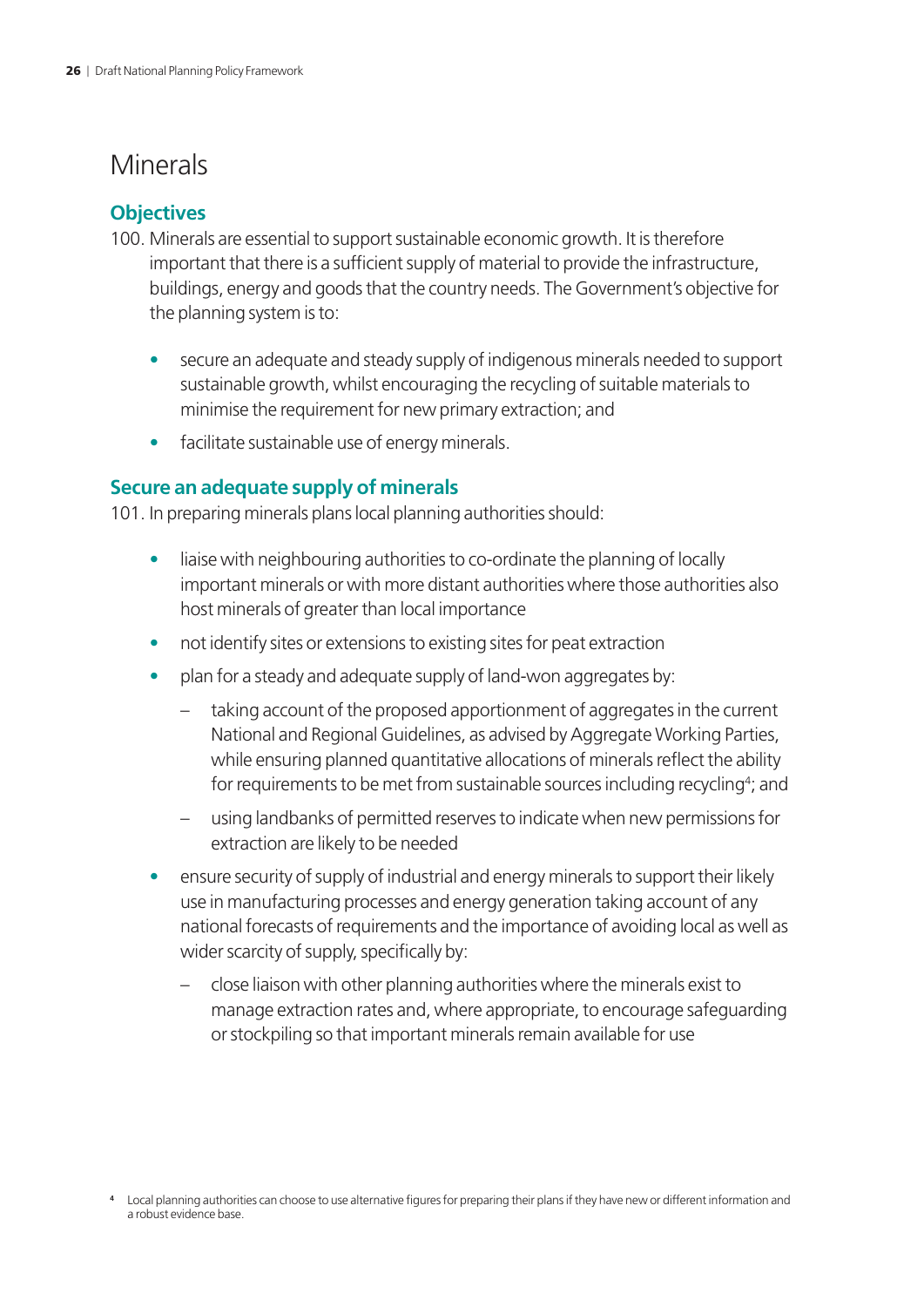# Minerals

## Objectives

100. Minerals are essential to support sustainable economic growth. It is therefore important that there is a sufficient supply of material to provide the infrastructure, buildings, energy and goods that the country needs. The Government's objective for the planning system is to:

- secure an adequate and steady supply of indigenous minerals needed to support sustainable growth, whilst encouraging the recycling of suitable materials to minimise the requirement for new primary extraction; and
- facilitate sustainable use of energy minerals.

## Secure an adequate supply of minerals

101. In preparing minerals plans local planning authorities should:

- liaise with neighbouring authorities to co-ordinate the planning of locally important minerals or with more distant authorities where those authorities also host minerals of greater than local importance
- not identify sites or extensions to existing sites for peat extraction
- plan for a steady and adequate supply of land-won aggregates by:
  - taking account of the proposed apportionment of aggregates in the current National and Regional Guidelines, as advised by Aggregate Working Parties, while ensuring planned quantitative allocations of minerals reflect the ability for requirements to be met from sustainable sources including recycling[4]; and
  - using landbanks of permitted reserves to indicate when new permissions for extraction are likely to be needed
- ensure security of supply of industrial and energy minerals to support their likely use in manufacturing processes and energy generation taking account of any national forecasts of requirements and the importance of avoiding local as well as wider scarcity of supply, specifically by:
  - close liaison with other planning authorities where the minerals exist to manage extraction rates and, where appropriate, to encourage safeguarding or stockpiling so that important minerals remain available for use

[4] Local planning authorities can choose to use alternative figures for preparing their plans if they have new or different information and a robust evidence base.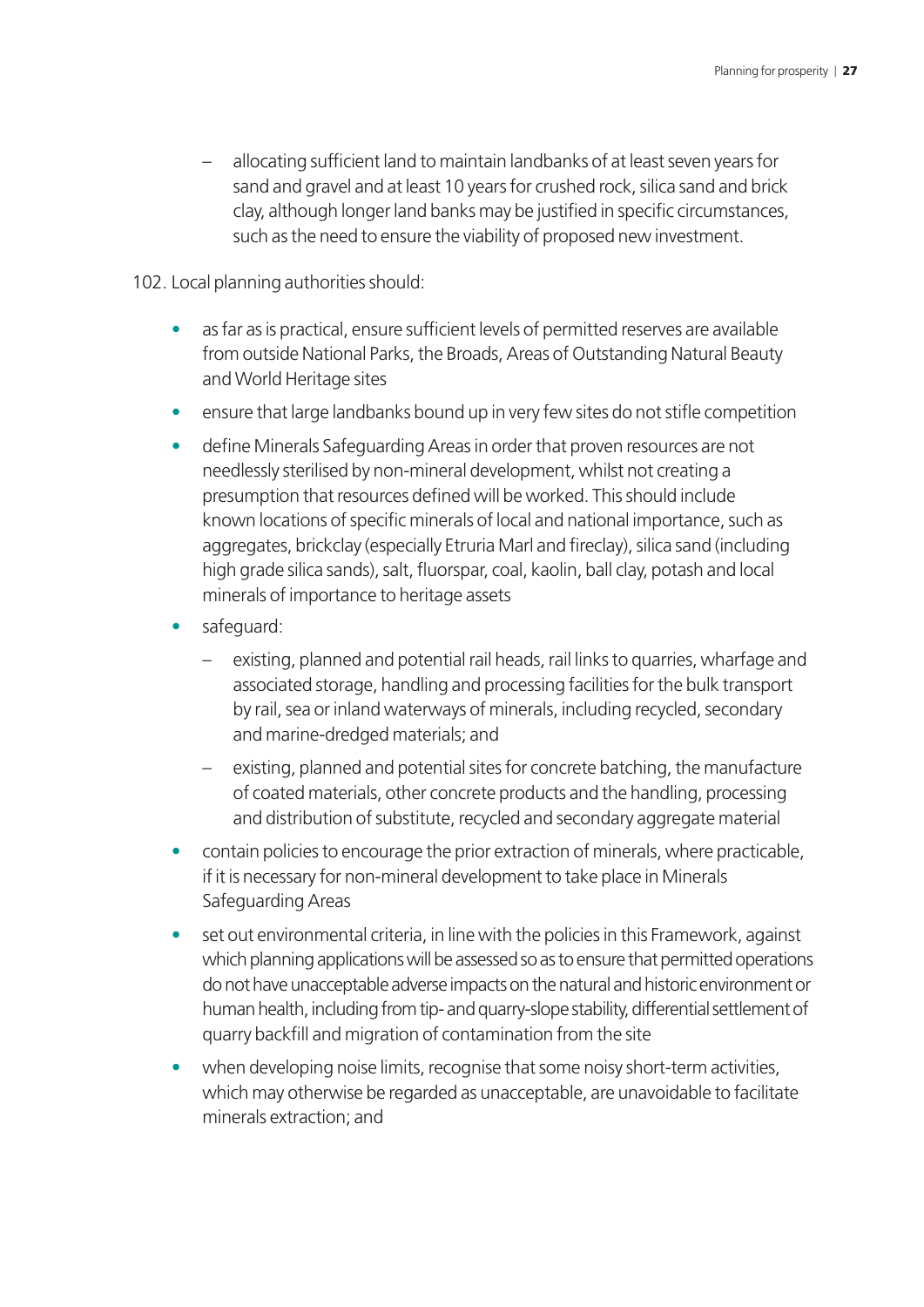- allocating sufficient land to maintain landbanks of at least seven years for sand and gravel and at least 10 years for crushed rock, silica sand and brick clay, although longer land banks may be justified in specific circumstances, such as the need to ensure the viability of proposed new investment.

102. Local planning authorities should:

- as far as is practical, ensure sufficient levels of permitted reserves are available from outside National Parks, the Broads, Areas of Outstanding Natural Beauty and World Heritage sites
- ensure that large landbanks bound up in very few sites do not stifle competition
- define Minerals Safeguarding Areas in order that proven resources are not needlessly sterilised by non-mineral development, whilst not creating a presumption that resources defined will be worked. This should include known locations of specific minerals of local and national importance, such as aggregates, brickclay (especially Etruria Marl and fireclay), silica sand (including high grade silica sands), salt, fluorspar, coal, kaolin, ball clay, potash and local minerals of importance to heritage assets
- safeguard:
  - existing, planned and potential rail heads, rail links to quarries, wharfage and associated storage, handling and processing facilities for the bulk transport by rail, sea or inland waterways of minerals, including recycled, secondary and marine-dredged materials; and
  - existing, planned and potential sites for concrete batching, the manufacture of coated materials, other concrete products and the handling, processing and distribution of substitute, recycled and secondary aggregate material
- contain policies to encourage the prior extraction of minerals, where practicable, if it is necessary for non-mineral development to take place in Minerals Safeguarding Areas
- set out environmental criteria, in line with the policies in this Framework, against which planning applications will be assessed so as to ensure that permitted operations do not have unacceptable adverse impacts on the natural and historic environment or human health, including from tip- and quarry-slope stability, differential settlement of quarry backfill and migration of contamination from the site
- when developing noise limits, recognise that some noisy short-term activities, which may otherwise be regarded as unacceptable, are unavoidable to facilitate minerals extraction; and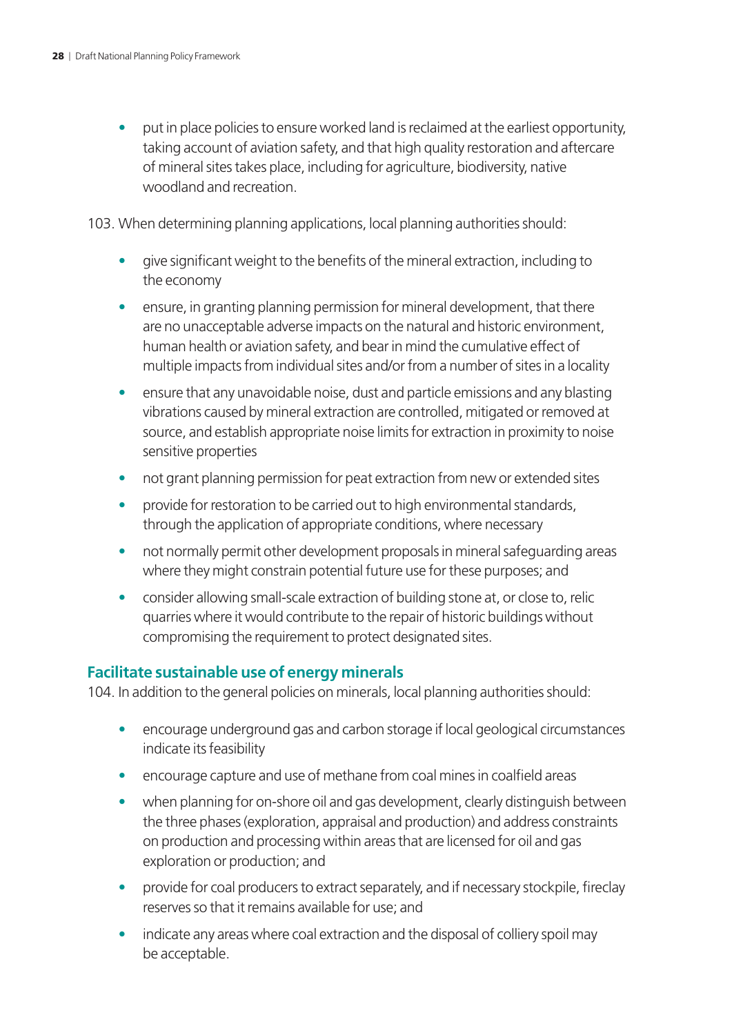- put in place policies to ensure worked land is reclaimed at the earliest opportunity, taking account of aviation safety, and that high quality restoration and aftercare of mineral sites takes place, including for agriculture, biodiversity, native woodland and recreation.

103. When determining planning applications, local planning authorities should:

- give significant weight to the benefits of the mineral extraction, including to the economy
- ensure, in granting planning permission for mineral development, that there are no unacceptable adverse impacts on the natural and historic environment, human health or aviation safety, and bear in mind the cumulative effect of multiple impacts from individual sites and/or from a number of sites in a locality
- ensure that any unavoidable noise, dust and particle emissions and any blasting vibrations caused by mineral extraction are controlled, mitigated or removed at source, and establish appropriate noise limits for extraction in proximity to noise sensitive properties
- not grant planning permission for peat extraction from new or extended sites
- provide for restoration to be carried out to high environmental standards, through the application of appropriate conditions, where necessary
- not normally permit other development proposals in mineral safeguarding areas where they might constrain potential future use for these purposes; and
- consider allowing small-scale extraction of building stone at, or close to, relic quarries where it would contribute to the repair of historic buildings without compromising the requirement to protect designated sites.

### Facilitate sustainable use of energy minerals

104. In addition to the general policies on minerals, local planning authorities should:

- encourage underground gas and carbon storage if local geological circumstances indicate its feasibility
- encourage capture and use of methane from coal mines in coalfield areas
- when planning for on-shore oil and gas development, clearly distinguish between the three phases (exploration, appraisal and production) and address constraints on production and processing within areas that are licensed for oil and gas exploration or production; and
- provide for coal producers to extract separately, and if necessary stockpile, fireclay reserves so that it remains available for use; and
- indicate any areas where coal extraction and the disposal of colliery spoil may be acceptable.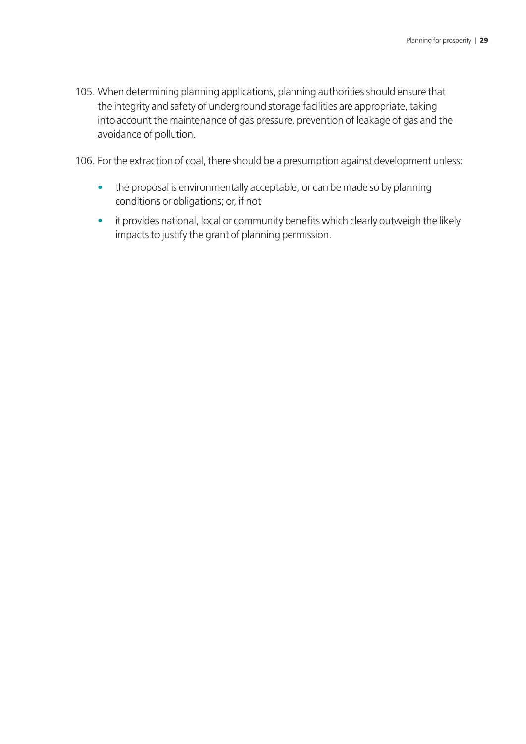105. When determining planning applications, planning authorities should ensure that the integrity and safety of underground storage facilities are appropriate, taking into account the maintenance of gas pressure, prevention of leakage of gas and the avoidance of pollution.

106. For the extraction of coal, there should be a presumption against development unless:

- the proposal is environmentally acceptable, or can be made so by planning conditions or obligations; or, if not
- it provides national, local or community benefits which clearly outweigh the likely impacts to justify the grant of planning permission.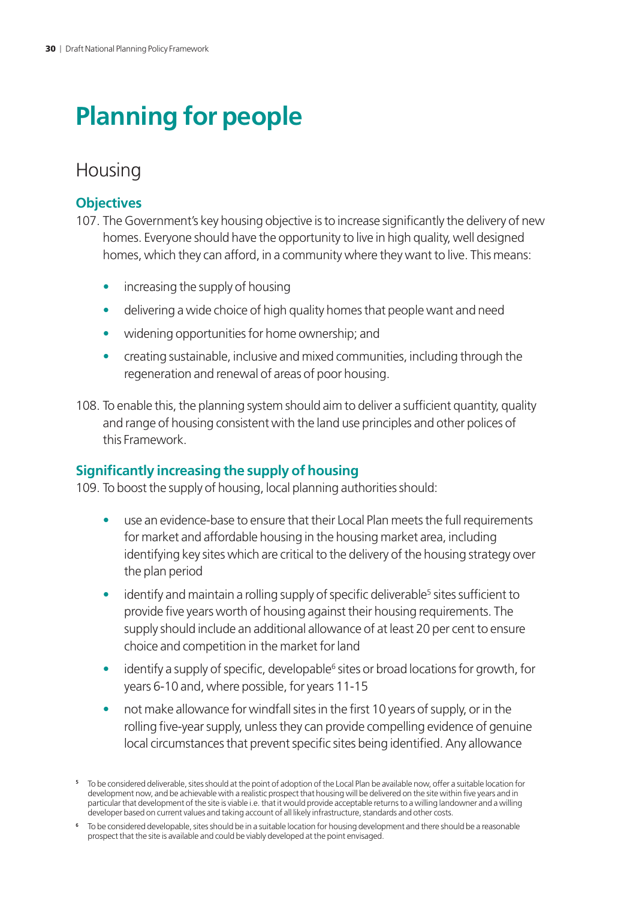# Planning for people

## Housing

### Objectives

107. The Government's key housing objective is to increase significantly the delivery of new homes. Everyone should have the opportunity to live in high quality, well designed homes, which they can afford, in a community where they want to live. This means:

- increasing the supply of housing
- delivering a wide choice of high quality homes that people want and need
- widening opportunities for home ownership; and
- creating sustainable, inclusive and mixed communities, including through the regeneration and renewal of areas of poor housing.

108. To enable this, the planning system should aim to deliver a sufficient quantity, quality and range of housing consistent with the land use principles and other polices of this Framework.

### Significantly increasing the supply of housing

109. To boost the supply of housing, local planning authorities should:

- use an evidence-base to ensure that their Local Plan meets the full requirements for market and affordable housing in the housing market area, including identifying key sites which are critical to the delivery of the housing strategy over the plan period
- identify and maintain a rolling supply of specific deliverable[5] sites sufficient to provide five years worth of housing against their housing requirements. The supply should include an additional allowance of at least 20 per cent to ensure choice and competition in the market for land
- identify a supply of specific, developable[6] sites or broad locations for growth, for years 6-10 and, where possible, for years 11-15
- not make allowance for windfall sites in the first 10 years of supply, or in the rolling five-year supply, unless they can provide compelling evidence of genuine local circumstances that prevent specific sites being identified. Any allowance

[5] To be considered deliverable, sites should at the point of adoption of the Local Plan be available now, offer a suitable location for development now, and be achievable with a realistic prospect that housing will be delivered on the site within five years and in particular that development of the site is viable i.e. that it would provide acceptable returns to a willing landowner and a willing developer based on current values and taking account of all likely infrastructure, standards and other costs.

[6] To be considered developable, sites should be in a suitable location for housing development and there should be a reasonable prospect that the site is available and could be viably developed at the point envisaged.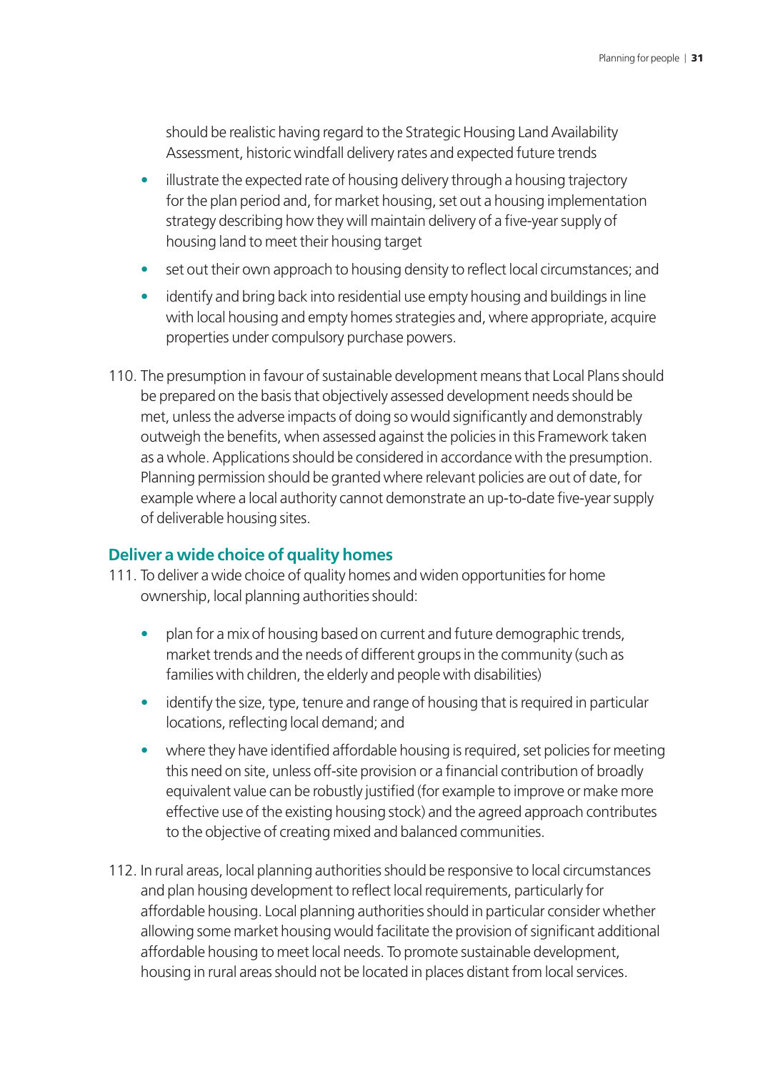should be realistic having regard to the Strategic Housing Land Availability Assessment, historic windfall delivery rates and expected future trends

- illustrate the expected rate of housing delivery through a housing trajectory for the plan period and, for market housing, set out a housing implementation strategy describing how they will maintain delivery of a five-year supply of housing land to meet their housing target
- set out their own approach to housing density to reflect local circumstances; and
- identify and bring back into residential use empty housing and buildings in line with local housing and empty homes strategies and, where appropriate, acquire properties under compulsory purchase powers.

110. The presumption in favour of sustainable development means that Local Plans should be prepared on the basis that objectively assessed development needs should be met, unless the adverse impacts of doing so would significantly and demonstrably outweigh the benefits, when assessed against the policies in this Framework taken as a whole. Applications should be considered in accordance with the presumption. Planning permission should be granted where relevant policies are out of date, for example where a local authority cannot demonstrate an up-to-date five-year supply of deliverable housing sites.

## Deliver a wide choice of quality homes

111. To deliver a wide choice of quality homes and widen opportunities for home ownership, local planning authorities should:

    - plan for a mix of housing based on current and future demographic trends, market trends and the needs of different groups in the community (such as families with children, the elderly and people with disabilities)
    - identify the size, type, tenure and range of housing that is required in particular locations, reflecting local demand; and
    - where they have identified affordable housing is required, set policies for meeting this need on site, unless off-site provision or a financial contribution of broadly equivalent value can be robustly justified (for example to improve or make more effective use of the existing housing stock) and the agreed approach contributes to the objective of creating mixed and balanced communities.

112. In rural areas, local planning authorities should be responsive to local circumstances and plan housing development to reflect local requirements, particularly for affordable housing. Local planning authorities should in particular consider whether allowing some market housing would facilitate the provision of significant additional affordable housing to meet local needs. To promote sustainable development, housing in rural areas should not be located in places distant from local services.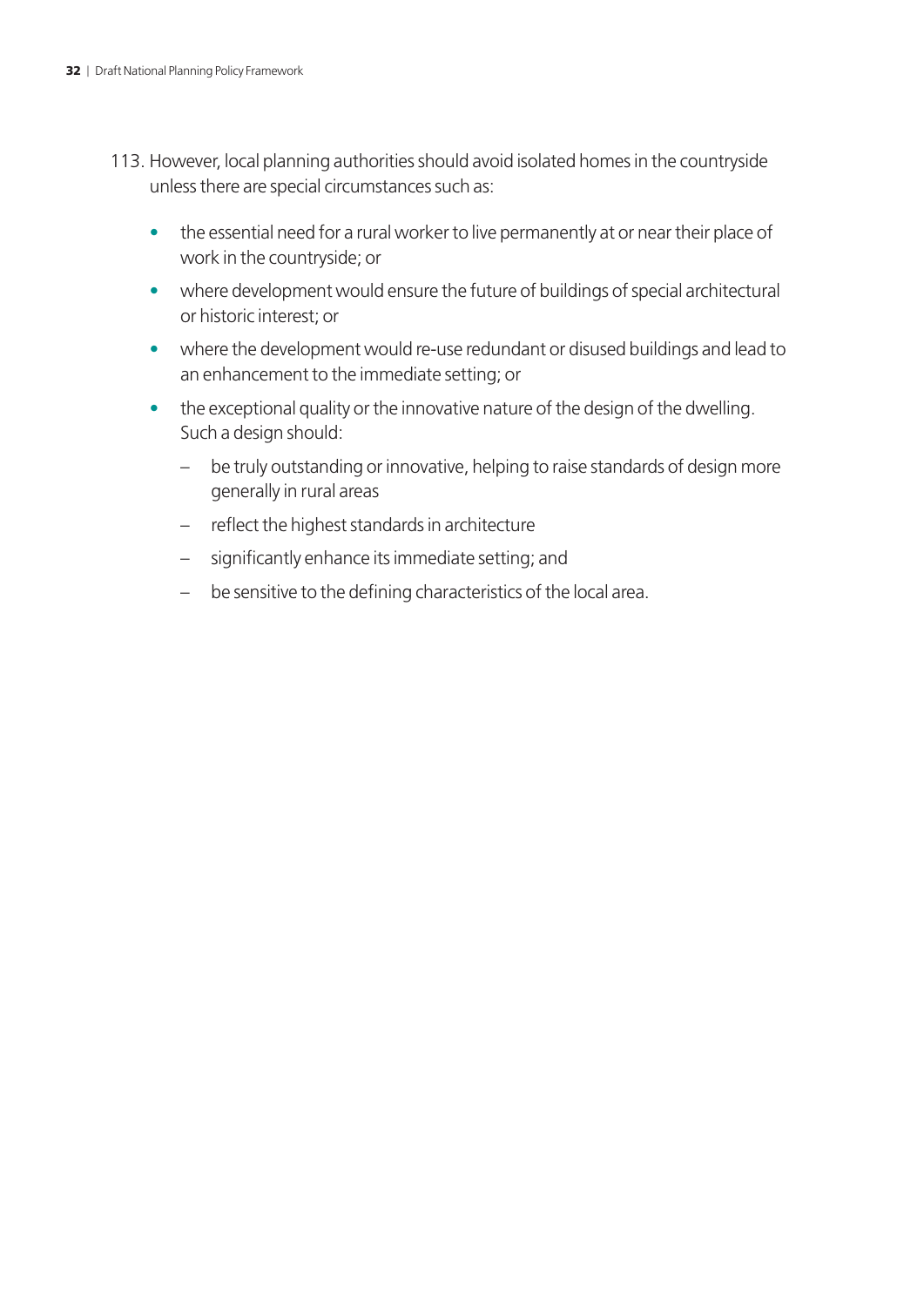113. However, local planning authorities should avoid isolated homes in the countryside unless there are special circumstances such as:

    - the essential need for a rural worker to live permanently at or near their place of work in the countryside; or
    - where development would ensure the future of buildings of special architectural or historic interest; or
    - where the development would re-use redundant or disused buildings and lead to an enhancement to the immediate setting; or
    - the exceptional quality or the innovative nature of the design of the dwelling. Such a design should:
        - be truly outstanding or innovative, helping to raise standards of design more generally in rural areas
        - reflect the highest standards in architecture
        - significantly enhance its immediate setting; and
        - be sensitive to the defining characteristics of the local area.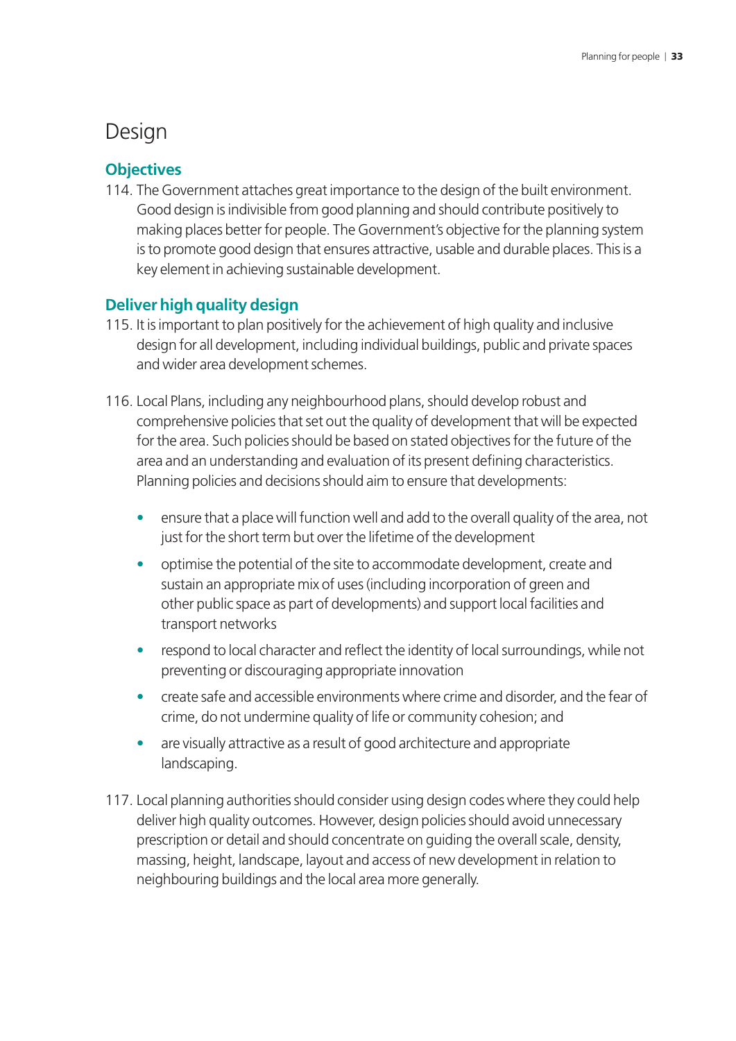# Design

## Objectives

114. The Government attaches great importance to the design of the built environment. Good design is indivisible from good planning and should contribute positively to making places better for people. The Government's objective for the planning system is to promote good design that ensures attractive, usable and durable places. This is a key element in achieving sustainable development.

## Deliver high quality design

115. It is important to plan positively for the achievement of high quality and inclusive design for all development, including individual buildings, public and private spaces and wider area development schemes.

116. Local Plans, including any neighbourhood plans, should develop robust and comprehensive policies that set out the quality of development that will be expected for the area. Such policies should be based on stated objectives for the future of the area and an understanding and evaluation of its present defining characteristics. Planning policies and decisions should aim to ensure that developments:

- ensure that a place will function well and add to the overall quality of the area, not just for the short term but over the lifetime of the development
- optimise the potential of the site to accommodate development, create and sustain an appropriate mix of uses (including incorporation of green and other public space as part of developments) and support local facilities and transport networks
- respond to local character and reflect the identity of local surroundings, while not preventing or discouraging appropriate innovation
- create safe and accessible environments where crime and disorder, and the fear of crime, do not undermine quality of life or community cohesion; and
- are visually attractive as a result of good architecture and appropriate landscaping.

117. Local planning authorities should consider using design codes where they could help deliver high quality outcomes. However, design policies should avoid unnecessary prescription or detail and should concentrate on guiding the overall scale, density, massing, height, landscape, layout and access of new development in relation to neighbouring buildings and the local area more generally.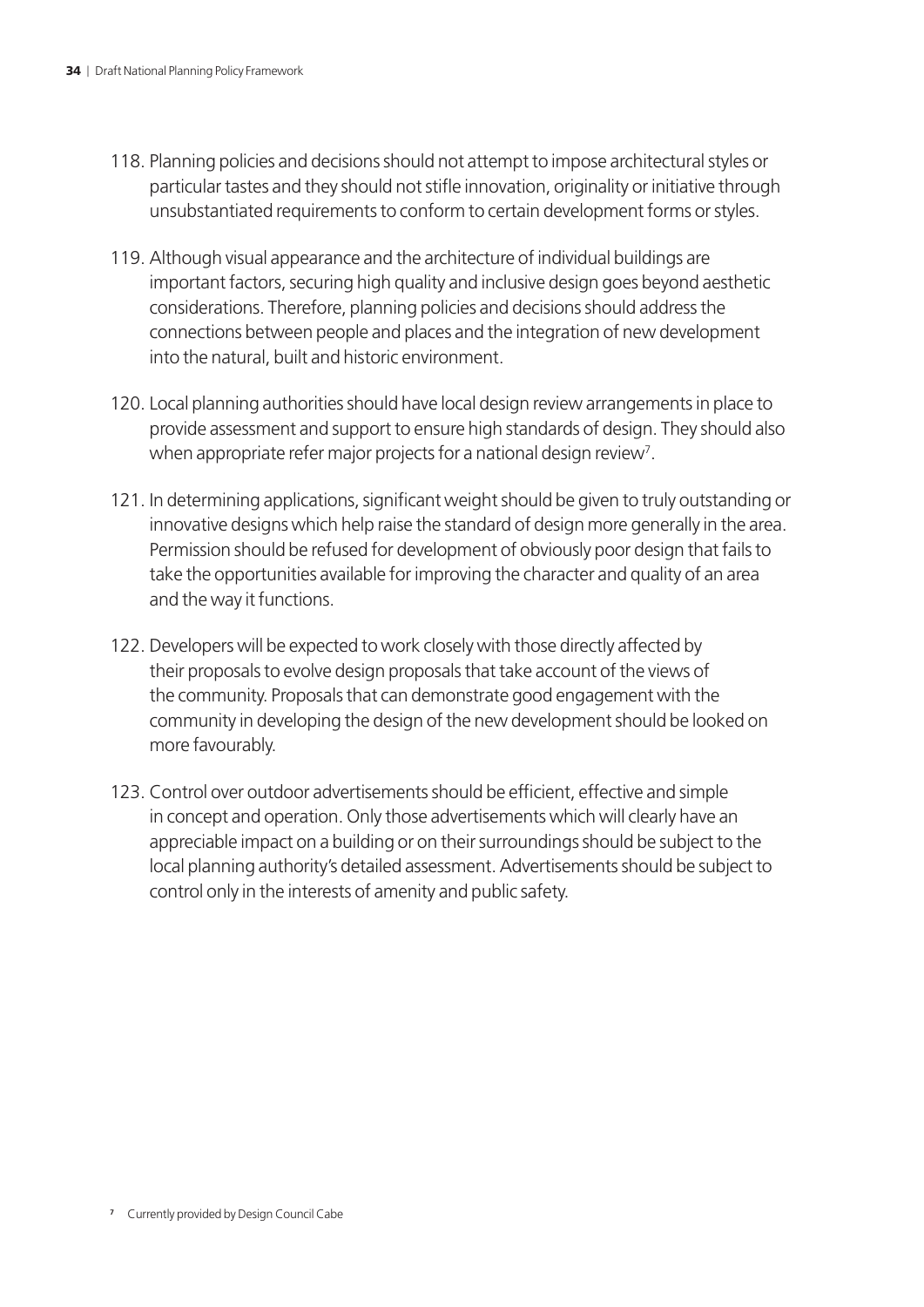118. Planning policies and decisions should not attempt to impose architectural styles or particular tastes and they should not stifle innovation, originality or initiative through unsubstantiated requirements to conform to certain development forms or styles.

119. Although visual appearance and the architecture of individual buildings are important factors, securing high quality and inclusive design goes beyond aesthetic considerations. Therefore, planning policies and decisions should address the connections between people and places and the integration of new development into the natural, built and historic environment.

120. Local planning authorities should have local design review arrangements in place to provide assessment and support to ensure high standards of design. They should also when appropriate refer major projects for a national design review[7].

121. In determining applications, significant weight should be given to truly outstanding or innovative designs which help raise the standard of design more generally in the area. Permission should be refused for development of obviously poor design that fails to take the opportunities available for improving the character and quality of an area and the way it functions.

122. Developers will be expected to work closely with those directly affected by their proposals to evolve design proposals that take account of the views of the community. Proposals that can demonstrate good engagement with the community in developing the design of the new development should be looked on more favourably.

123. Control over outdoor advertisements should be efficient, effective and simple in concept and operation. Only those advertisements which will clearly have an appreciable impact on a building or on their surroundings should be subject to the local planning authority's detailed assessment. Advertisements should be subject to control only in the interests of amenity and public safety.

[7] Currently provided by Design Council Cabe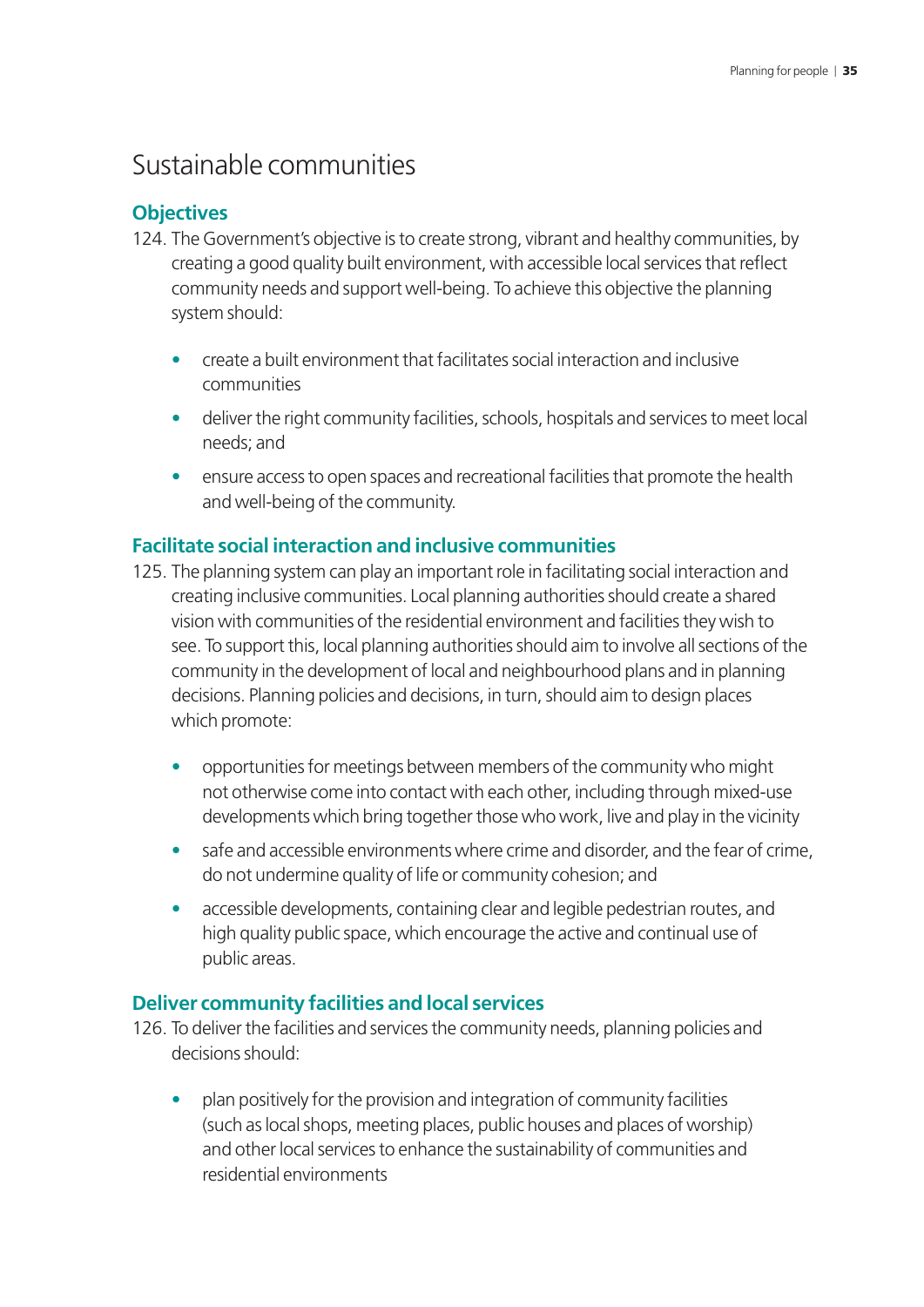# Sustainable communities

## Objectives

124. The Government's objective is to create strong, vibrant and healthy communities, by creating a good quality built environment, with accessible local services that reflect community needs and support well-being. To achieve this objective the planning system should:

- create a built environment that facilitates social interaction and inclusive communities
- deliver the right community facilities, schools, hospitals and services to meet local needs; and
- ensure access to open spaces and recreational facilities that promote the health and well-being of the community.

## Facilitate social interaction and inclusive communities

125. The planning system can play an important role in facilitating social interaction and creating inclusive communities. Local planning authorities should create a shared vision with communities of the residential environment and facilities they wish to see. To support this, local planning authorities should aim to involve all sections of the community in the development of local and neighbourhood plans and in planning decisions. Planning policies and decisions, in turn, should aim to design places which promote:

- opportunities for meetings between members of the community who might not otherwise come into contact with each other, including through mixed-use developments which bring together those who work, live and play in the vicinity
- safe and accessible environments where crime and disorder, and the fear of crime, do not undermine quality of life or community cohesion; and
- accessible developments, containing clear and legible pedestrian routes, and high quality public space, which encourage the active and continual use of public areas.

## Deliver community facilities and local services

126. To deliver the facilities and services the community needs, planning policies and decisions should:

- plan positively for the provision and integration of community facilities (such as local shops, meeting places, public houses and places of worship) and other local services to enhance the sustainability of communities and residential environments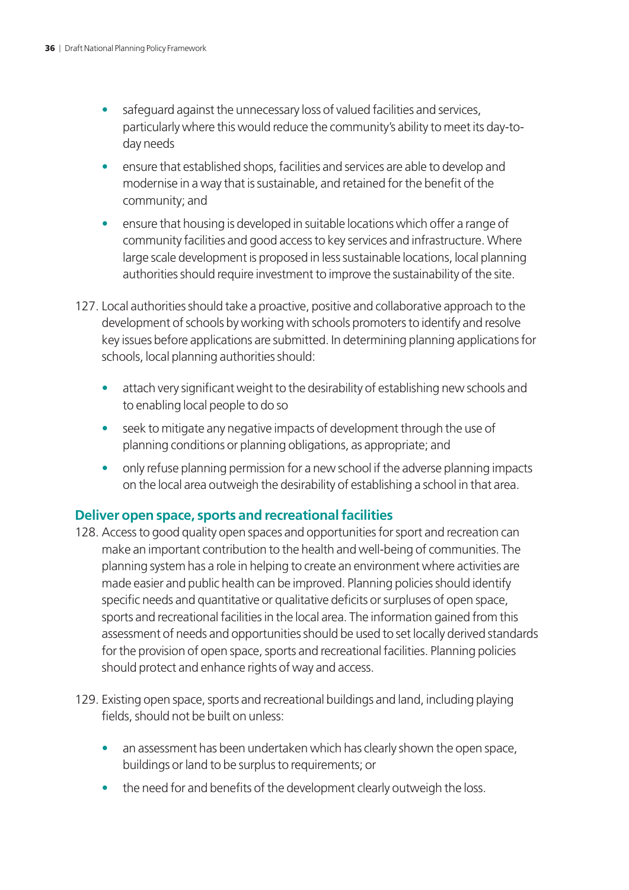- safeguard against the unnecessary loss of valued facilities and services, particularly where this would reduce the community's ability to meet its day-to-day needs
- ensure that established shops, facilities and services are able to develop and modernise in a way that is sustainable, and retained for the benefit of the community; and
- ensure that housing is developed in suitable locations which offer a range of community facilities and good access to key services and infrastructure. Where large scale development is proposed in less sustainable locations, local planning authorities should require investment to improve the sustainability of the site.

127. Local authorities should take a proactive, positive and collaborative approach to the development of schools by working with schools promoters to identify and resolve key issues before applications are submitted. In determining planning applications for schools, local planning authorities should:

- attach very significant weight to the desirability of establishing new schools and to enabling local people to do so
- seek to mitigate any negative impacts of development through the use of planning conditions or planning obligations, as appropriate; and
- only refuse planning permission for a new school if the adverse planning impacts on the local area outweigh the desirability of establishing a school in that area.

### Deliver open space, sports and recreational facilities

128. Access to good quality open spaces and opportunities for sport and recreation can make an important contribution to the health and well-being of communities. The planning system has a role in helping to create an environment where activities are made easier and public health can be improved. Planning policies should identify specific needs and quantitative or qualitative deficits or surpluses of open space, sports and recreational facilities in the local area. The information gained from this assessment of needs and opportunities should be used to set locally derived standards for the provision of open space, sports and recreational facilities. Planning policies should protect and enhance rights of way and access.

129. Existing open space, sports and recreational buildings and land, including playing fields, should not be built on unless:

- an assessment has been undertaken which has clearly shown the open space, buildings or land to be surplus to requirements; or
- the need for and benefits of the development clearly outweigh the loss.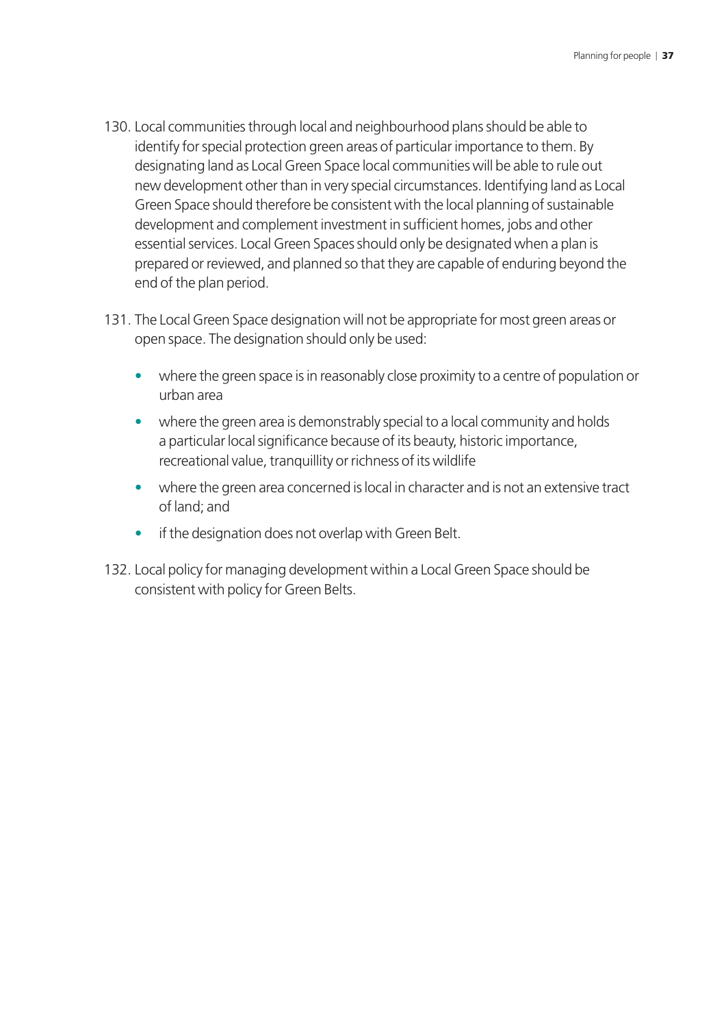130. Local communities through local and neighbourhood plans should be able to identify for special protection green areas of particular importance to them. By designating land as Local Green Space local communities will be able to rule out new development other than in very special circumstances. Identifying land as Local Green Space should therefore be consistent with the local planning of sustainable development and complement investment in sufficient homes, jobs and other essential services. Local Green Spaces should only be designated when a plan is prepared or reviewed, and planned so that they are capable of enduring beyond the end of the plan period.

131. The Local Green Space designation will not be appropriate for most green areas or open space. The designation should only be used:

- where the green space is in reasonably close proximity to a centre of population or urban area
- where the green area is demonstrably special to a local community and holds a particular local significance because of its beauty, historic importance, recreational value, tranquillity or richness of its wildlife
- where the green area concerned is local in character and is not an extensive tract of land; and
- if the designation does not overlap with Green Belt.

132. Local policy for managing development within a Local Green Space should be consistent with policy for Green Belts.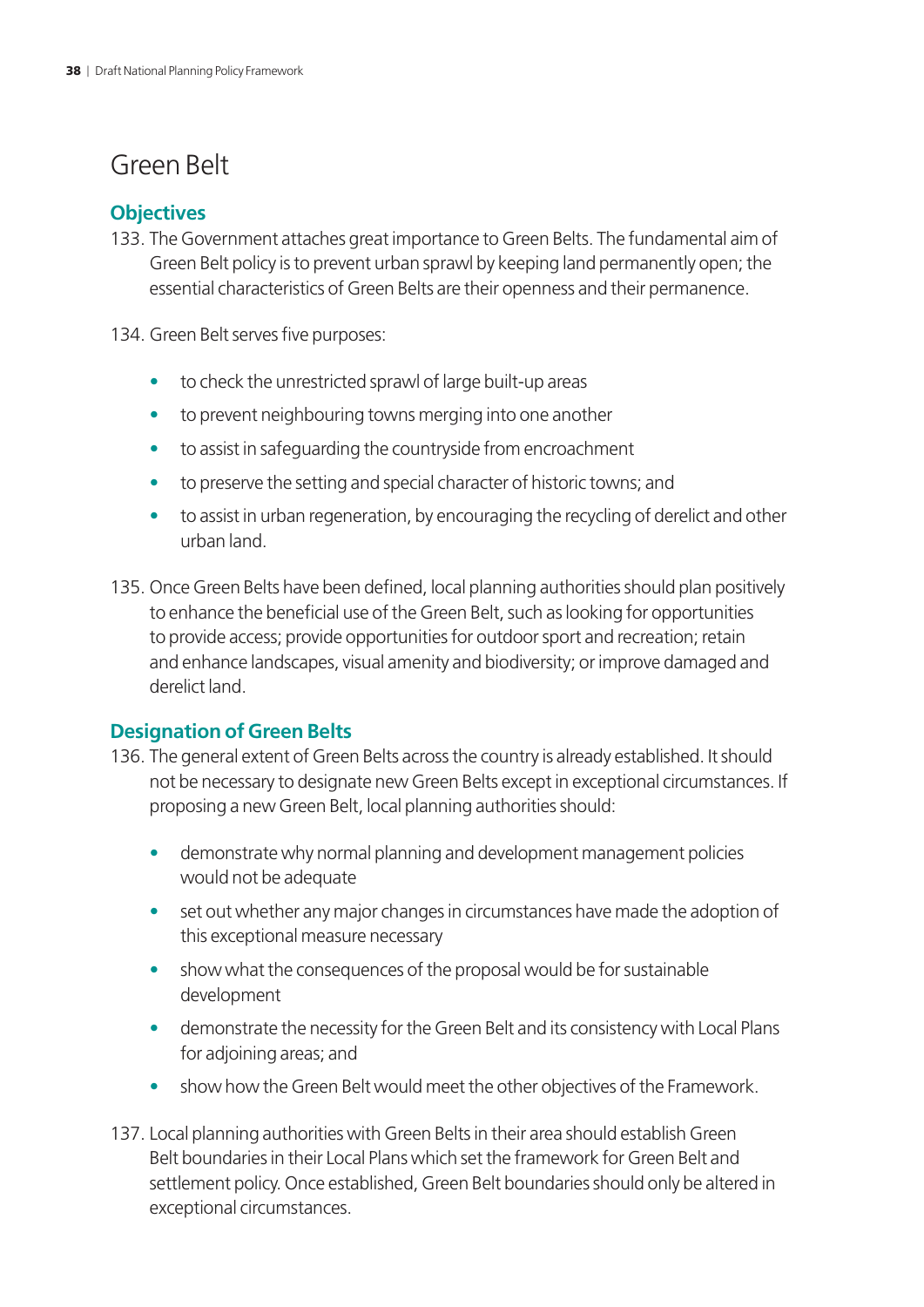# Green Belt

## Objectives

133. The Government attaches great importance to Green Belts. The fundamental aim of Green Belt policy is to prevent urban sprawl by keeping land permanently open; the essential characteristics of Green Belts are their openness and their permanence.

134. Green Belt serves five purposes:

- to check the unrestricted sprawl of large built-up areas
- to prevent neighbouring towns merging into one another
- to assist in safeguarding the countryside from encroachment
- to preserve the setting and special character of historic towns; and
- to assist in urban regeneration, by encouraging the recycling of derelict and other urban land.

135. Once Green Belts have been defined, local planning authorities should plan positively to enhance the beneficial use of the Green Belt, such as looking for opportunities to provide access; provide opportunities for outdoor sport and recreation; retain and enhance landscapes, visual amenity and biodiversity; or improve damaged and derelict land.

## Designation of Green Belts

136. The general extent of Green Belts across the country is already established. It should not be necessary to designate new Green Belts except in exceptional circumstances. If proposing a new Green Belt, local planning authorities should:

- demonstrate why normal planning and development management policies would not be adequate
- set out whether any major changes in circumstances have made the adoption of this exceptional measure necessary
- show what the consequences of the proposal would be for sustainable development
- demonstrate the necessity for the Green Belt and its consistency with Local Plans for adjoining areas; and
- show how the Green Belt would meet the other objectives of the Framework.

137. Local planning authorities with Green Belts in their area should establish Green Belt boundaries in their Local Plans which set the framework for Green Belt and settlement policy. Once established, Green Belt boundaries should only be altered in exceptional circumstances.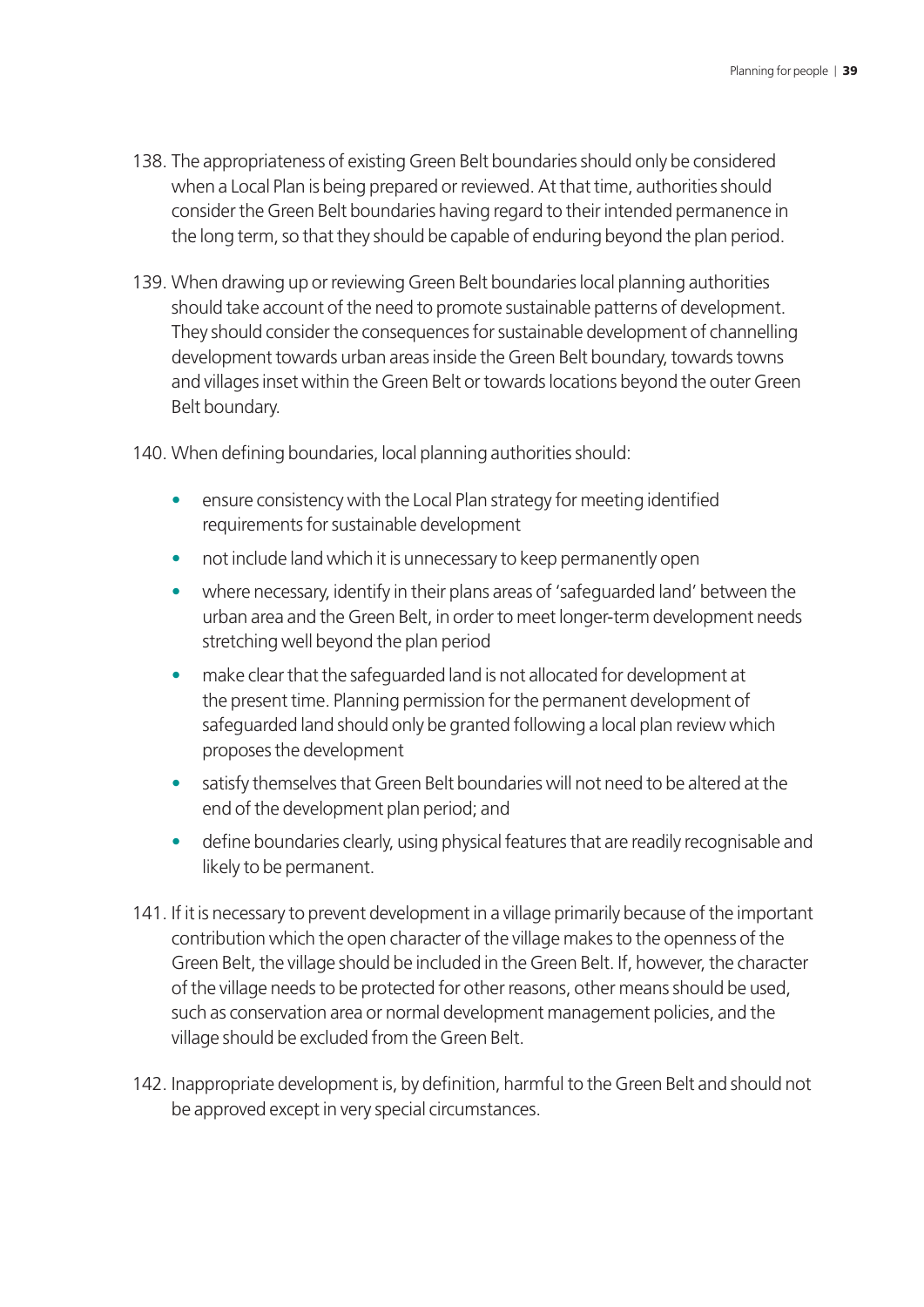138. The appropriateness of existing Green Belt boundaries should only be considered when a Local Plan is being prepared or reviewed. At that time, authorities should consider the Green Belt boundaries having regard to their intended permanence in the long term, so that they should be capable of enduring beyond the plan period.

139. When drawing up or reviewing Green Belt boundaries local planning authorities should take account of the need to promote sustainable patterns of development. They should consider the consequences for sustainable development of channelling development towards urban areas inside the Green Belt boundary, towards towns and villages inset within the Green Belt or towards locations beyond the outer Green Belt boundary.

140. When defining boundaries, local planning authorities should:

- ensure consistency with the Local Plan strategy for meeting identified requirements for sustainable development
- not include land which it is unnecessary to keep permanently open
- where necessary, identify in their plans areas of 'safeguarded land' between the urban area and the Green Belt, in order to meet longer-term development needs stretching well beyond the plan period
- make clear that the safeguarded land is not allocated for development at the present time. Planning permission for the permanent development of safeguarded land should only be granted following a local plan review which proposes the development
- satisfy themselves that Green Belt boundaries will not need to be altered at the end of the development plan period; and
- define boundaries clearly, using physical features that are readily recognisable and likely to be permanent.

141. If it is necessary to prevent development in a village primarily because of the important contribution which the open character of the village makes to the openness of the Green Belt, the village should be included in the Green Belt. If, however, the character of the village needs to be protected for other reasons, other means should be used, such as conservation area or normal development management policies, and the village should be excluded from the Green Belt.

142. Inappropriate development is, by definition, harmful to the Green Belt and should not be approved except in very special circumstances.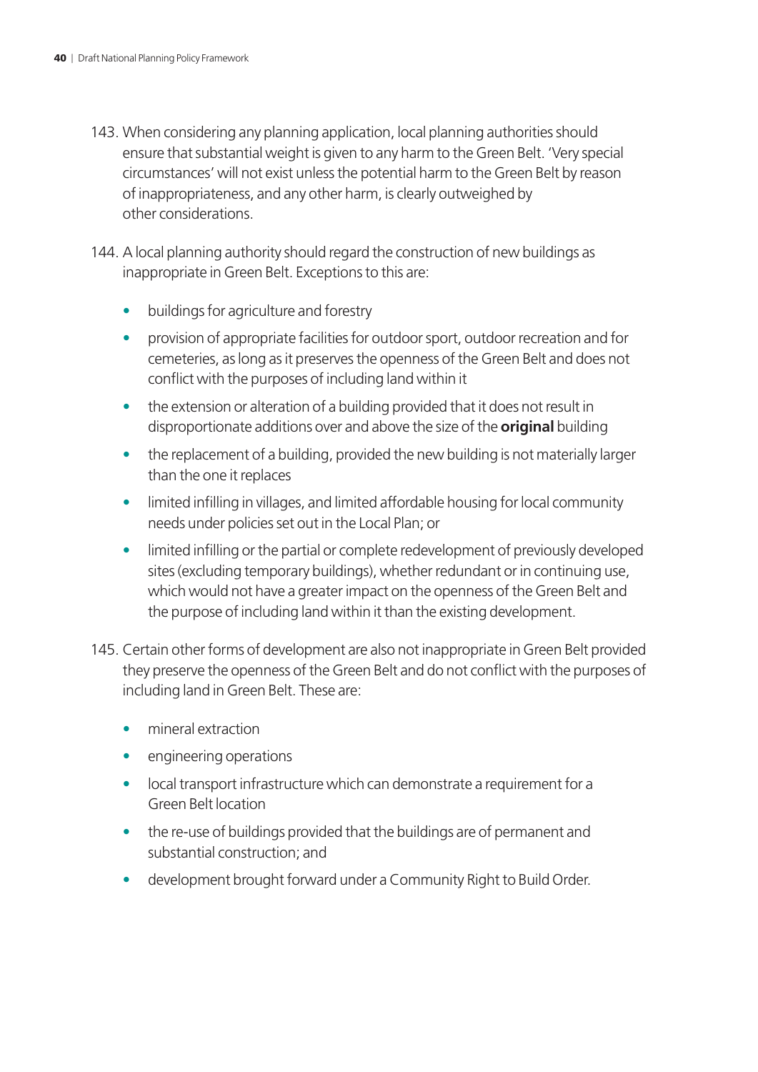143. When considering any planning application, local planning authorities should ensure that substantial weight is given to any harm to the Green Belt. 'Very special circumstances' will not exist unless the potential harm to the Green Belt by reason of inappropriateness, and any other harm, is clearly outweighed by other considerations.

144. A local planning authority should regard the construction of new buildings as inappropriate in Green Belt. Exceptions to this are:

    - buildings for agriculture and forestry
    - provision of appropriate facilities for outdoor sport, outdoor recreation and for cemeteries, as long as it preserves the openness of the Green Belt and does not conflict with the purposes of including land within it
    - the extension or alteration of a building provided that it does not result in disproportionate additions over and above the size of the **original** building
    - the replacement of a building, provided the new building is not materially larger than the one it replaces
    - limited infilling in villages, and limited affordable housing for local community needs under policies set out in the Local Plan; or
    - limited infilling or the partial or complete redevelopment of previously developed sites (excluding temporary buildings), whether redundant or in continuing use, which would not have a greater impact on the openness of the Green Belt and the purpose of including land within it than the existing development.

145. Certain other forms of development are also not inappropriate in Green Belt provided they preserve the openness of the Green Belt and do not conflict with the purposes of including land in Green Belt. These are:

    - mineral extraction
    - engineering operations
    - local transport infrastructure which can demonstrate a requirement for a Green Belt location
    - the re-use of buildings provided that the buildings are of permanent and substantial construction; and
    - development brought forward under a Community Right to Build Order.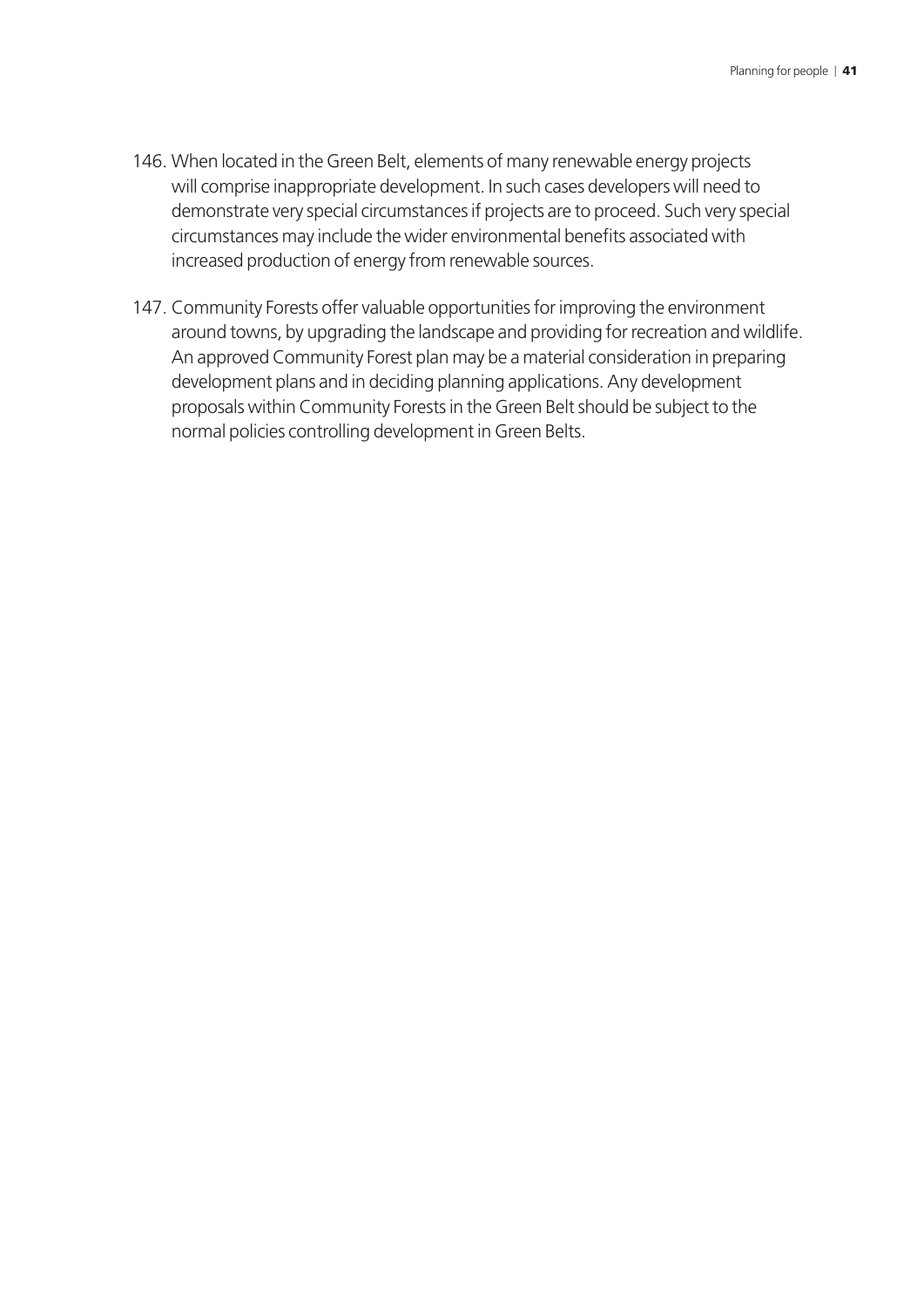146. When located in the Green Belt, elements of many renewable energy projects will comprise inappropriate development. In such cases developers will need to demonstrate very special circumstances if projects are to proceed. Such very special circumstances may include the wider environmental benefits associated with increased production of energy from renewable sources.

147. Community Forests offer valuable opportunities for improving the environment around towns, by upgrading the landscape and providing for recreation and wildlife. An approved Community Forest plan may be a material consideration in preparing development plans and in deciding planning applications. Any development proposals within Community Forests in the Green Belt should be subject to the normal policies controlling development in Green Belts.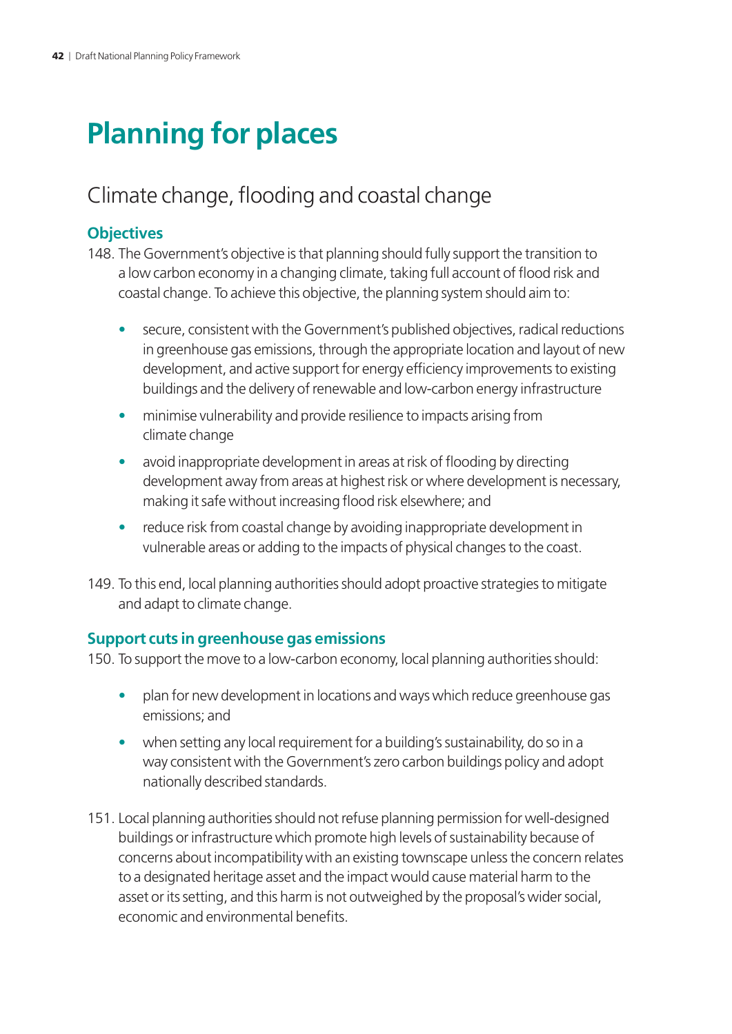# Planning for places

## Climate change, flooding and coastal change

### Objectives

148. The Government's objective is that planning should fully support the transition to a low carbon economy in a changing climate, taking full account of flood risk and coastal change. To achieve this objective, the planning system should aim to:

    - secure, consistent with the Government's published objectives, radical reductions in greenhouse gas emissions, through the appropriate location and layout of new development, and active support for energy efficiency improvements to existing buildings and the delivery of renewable and low-carbon energy infrastructure
    - minimise vulnerability and provide resilience to impacts arising from climate change
    - avoid inappropriate development in areas at risk of flooding by directing development away from areas at highest risk or where development is necessary, making it safe without increasing flood risk elsewhere; and
    - reduce risk from coastal change by avoiding inappropriate development in vulnerable areas or adding to the impacts of physical changes to the coast.

149. To this end, local planning authorities should adopt proactive strategies to mitigate and adapt to climate change.

### Support cuts in greenhouse gas emissions

150. To support the move to a low-carbon economy, local planning authorities should:

    - plan for new development in locations and ways which reduce greenhouse gas emissions; and
    - when setting any local requirement for a building's sustainability, do so in a way consistent with the Government's zero carbon buildings policy and adopt nationally described standards.

151. Local planning authorities should not refuse planning permission for well-designed buildings or infrastructure which promote high levels of sustainability because of concerns about incompatibility with an existing townscape unless the concern relates to a designated heritage asset and the impact would cause material harm to the asset or its setting, and this harm is not outweighed by the proposal's wider social, economic and environmental benefits.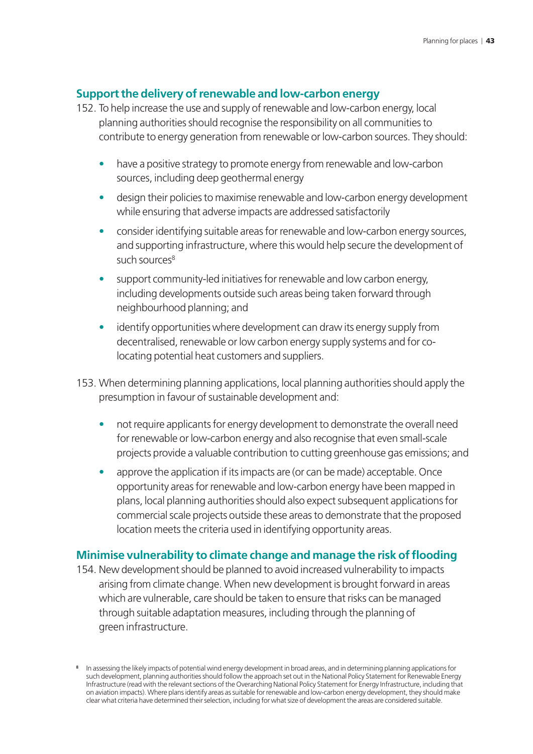## Support the delivery of renewable and low-carbon energy

152. To help increase the use and supply of renewable and low-carbon energy, local planning authorities should recognise the responsibility on all communities to contribute to energy generation from renewable or low-carbon sources. They should:

    - have a positive strategy to promote energy from renewable and low-carbon sources, including deep geothermal energy
    - design their policies to maximise renewable and low-carbon energy development while ensuring that adverse impacts are addressed satisfactorily
    - consider identifying suitable areas for renewable and low-carbon energy sources, and supporting infrastructure, where this would help secure the development of such sources[8]
    - support community-led initiatives for renewable and low carbon energy, including developments outside such areas being taken forward through neighbourhood planning; and
    - identify opportunities where development can draw its energy supply from decentralised, renewable or low carbon energy supply systems and for co-locating potential heat customers and suppliers.

153. When determining planning applications, local planning authorities should apply the presumption in favour of sustainable development and:

    - not require applicants for energy development to demonstrate the overall need for renewable or low-carbon energy and also recognise that even small-scale projects provide a valuable contribution to cutting greenhouse gas emissions; and
    - approve the application if its impacts are (or can be made) acceptable. Once opportunity areas for renewable and low-carbon energy have been mapped in plans, local planning authorities should also expect subsequent applications for commercial scale projects outside these areas to demonstrate that the proposed location meets the criteria used in identifying opportunity areas.

## Minimise vulnerability to climate change and manage the risk of flooding

154. New development should be planned to avoid increased vulnerability to impacts arising from climate change. When new development is brought forward in areas which are vulnerable, care should be taken to ensure that risks can be managed through suitable adaptation measures, including through the planning of green infrastructure.

[8] In assessing the likely impacts of potential wind energy development in broad areas, and in determining planning applications for such development, planning authorities should follow the approach set out in the National Policy Statement for Renewable Energy Infrastructure (read with the relevant sections of the Overarching National Policy Statement for Energy Infrastructure, including that on aviation impacts). Where plans identify areas as suitable for renewable and low-carbon energy development, they should make clear what criteria have determined their selection, including for what size of development the areas are considered suitable.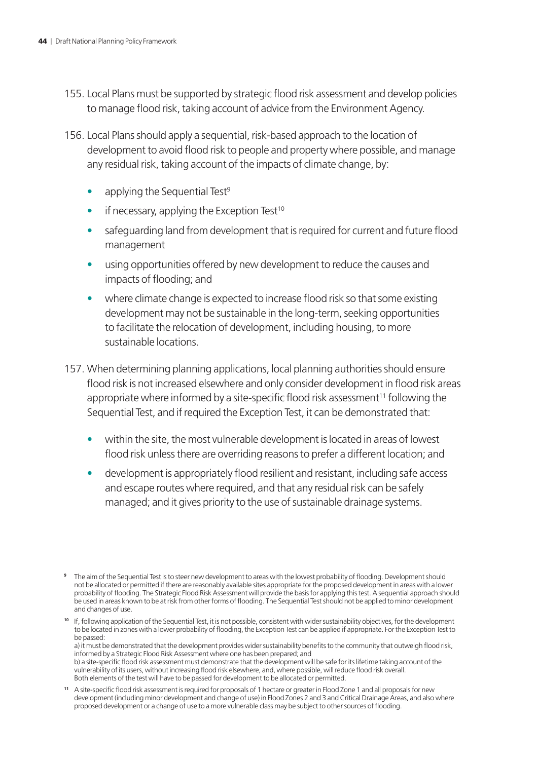155. Local Plans must be supported by strategic flood risk assessment and develop policies to manage flood risk, taking account of advice from the Environment Agency.

156. Local Plans should apply a sequential, risk-based approach to the location of development to avoid flood risk to people and property where possible, and manage any residual risk, taking account of the impacts of climate change, by:

- applying the Sequential Test[9]
- if necessary, applying the Exception Test[10]
- safeguarding land from development that is required for current and future flood management
- using opportunities offered by new development to reduce the causes and impacts of flooding; and
- where climate change is expected to increase flood risk so that some existing development may not be sustainable in the long-term, seeking opportunities to facilitate the relocation of development, including housing, to more sustainable locations.

157. When determining planning applications, local planning authorities should ensure flood risk is not increased elsewhere and only consider development in flood risk areas appropriate where informed by a site-specific flood risk assessment[11] following the Sequential Test, and if required the Exception Test, it can be demonstrated that:

- within the site, the most vulnerable development is located in areas of lowest flood risk unless there are overriding reasons to prefer a different location; and
- development is appropriately flood resilient and resistant, including safe access and escape routes where required, and that any residual risk can be safely managed; and it gives priority to the use of sustainable drainage systems.

---

[9] The aim of the Sequential Test is to steer new development to areas with the lowest probability of flooding. Development should not be allocated or permitted if there are reasonably available sites appropriate for the proposed development in areas with a lower probability of flooding. The Strategic Flood Risk Assessment will provide the basis for applying this test. A sequential approach should be used in areas known to be at risk from other forms of flooding. The Sequential Test should not be applied to minor development and changes of use.

[10] If, following application of the Sequential Test, it is not possible, consistent with wider sustainability objectives, for the development to be located in zones with a lower probability of flooding, the Exception Test can be applied if appropriate. For the Exception Test to be passed:
a) it must be demonstrated that the development provides wider sustainability benefits to the community that outweigh flood risk, informed by a Strategic Flood Risk Assessment where one has been prepared; and
b) a site-specific flood risk assessment must demonstrate that the development will be safe for its lifetime taking account of the vulnerability of its users, without increasing flood risk elsewhere, and, where possible, will reduce flood risk overall.
Both elements of the test will have to be passed for development to be allocated or permitted.

[11] A site-specific flood risk assessment is required for proposals of 1 hectare or greater in Flood Zone 1 and all proposals for new development (including minor development and change of use) in Flood Zones 2 and 3 and Critical Drainage Areas, and also where proposed development or a change of use to a more vulnerable class may be subject to other sources of flooding.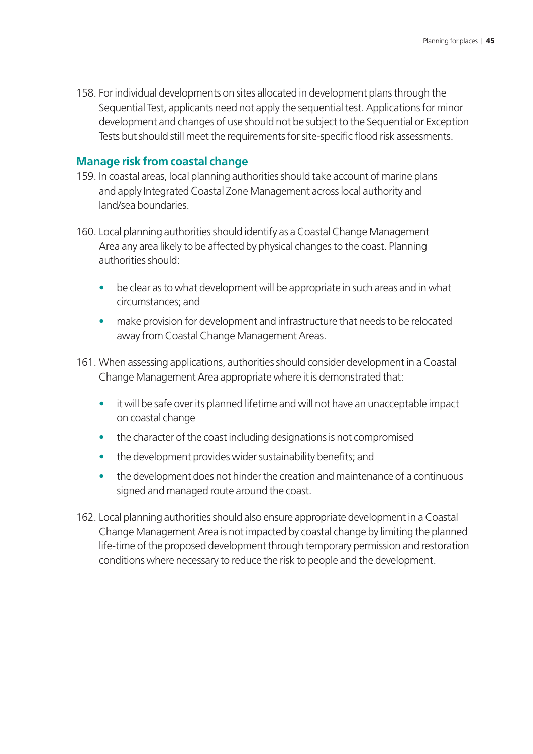158. For individual developments on sites allocated in development plans through the Sequential Test, applicants need not apply the sequential test. Applications for minor development and changes of use should not be subject to the Sequential or Exception Tests but should still meet the requirements for site-specific flood risk assessments.

### Manage risk from coastal change

159. In coastal areas, local planning authorities should take account of marine plans and apply Integrated Coastal Zone Management across local authority and land/sea boundaries.

160. Local planning authorities should identify as a Coastal Change Management Area any area likely to be affected by physical changes to the coast. Planning authorities should:

    - be clear as to what development will be appropriate in such areas and in what circumstances; and
    - make provision for development and infrastructure that needs to be relocated away from Coastal Change Management Areas.

161. When assessing applications, authorities should consider development in a Coastal Change Management Area appropriate where it is demonstrated that:

    - it will be safe over its planned lifetime and will not have an unacceptable impact on coastal change
    - the character of the coast including designations is not compromised
    - the development provides wider sustainability benefits; and
    - the development does not hinder the creation and maintenance of a continuous signed and managed route around the coast.

162. Local planning authorities should also ensure appropriate development in a Coastal Change Management Area is not impacted by coastal change by limiting the planned life-time of the proposed development through temporary permission and restoration conditions where necessary to reduce the risk to people and the development.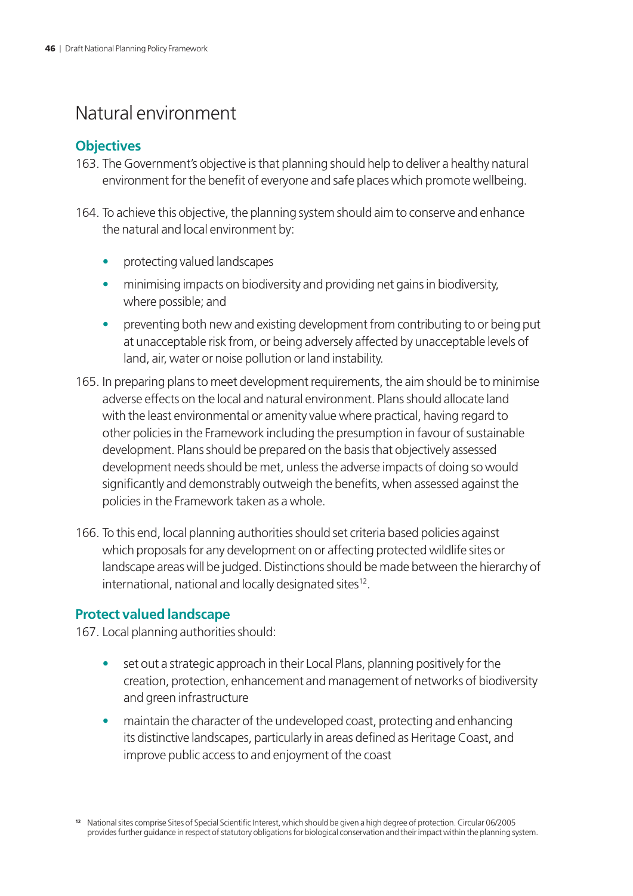# Natural environment

## Objectives

163. The Government's objective is that planning should help to deliver a healthy natural environment for the benefit of everyone and safe places which promote wellbeing.

164. To achieve this objective, the planning system should aim to conserve and enhance the natural and local environment by:

- protecting valued landscapes
- minimising impacts on biodiversity and providing net gains in biodiversity, where possible; and
- preventing both new and existing development from contributing to or being put at unacceptable risk from, or being adversely affected by unacceptable levels of land, air, water or noise pollution or land instability.

165. In preparing plans to meet development requirements, the aim should be to minimise adverse effects on the local and natural environment. Plans should allocate land with the least environmental or amenity value where practical, having regard to other policies in the Framework including the presumption in favour of sustainable development. Plans should be prepared on the basis that objectively assessed development needs should be met, unless the adverse impacts of doing so would significantly and demonstrably outweigh the benefits, when assessed against the policies in the Framework taken as a whole.

166. To this end, local planning authorities should set criteria based policies against which proposals for any development on or affecting protected wildlife sites or landscape areas will be judged. Distinctions should be made between the hierarchy of international, national and locally designated sites[12].

## Protect valued landscape

167. Local planning authorities should:

- set out a strategic approach in their Local Plans, planning positively for the creation, protection, enhancement and management of networks of biodiversity and green infrastructure
- maintain the character of the undeveloped coast, protecting and enhancing its distinctive landscapes, particularly in areas defined as Heritage Coast, and improve public access to and enjoyment of the coast

[12] National sites comprise Sites of Special Scientific Interest, which should be given a high degree of protection. Circular 06/2005 provides further guidance in respect of statutory obligations for biological conservation and their impact within the planning system.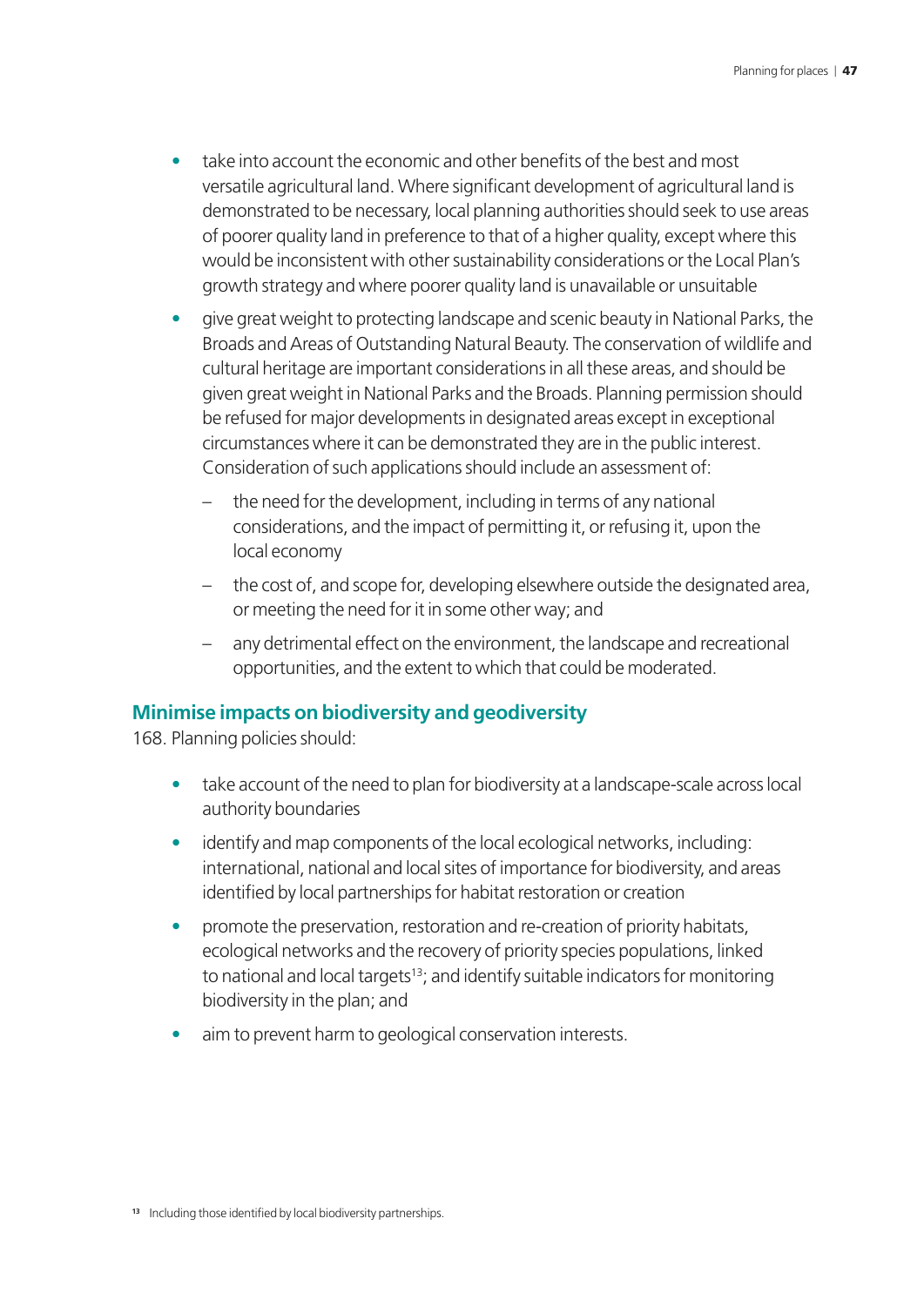- take into account the economic and other benefits of the best and most versatile agricultural land. Where significant development of agricultural land is demonstrated to be necessary, local planning authorities should seek to use areas of poorer quality land in preference to that of a higher quality, except where this would be inconsistent with other sustainability considerations or the Local Plan's growth strategy and where poorer quality land is unavailable or unsuitable
- give great weight to protecting landscape and scenic beauty in National Parks, the Broads and Areas of Outstanding Natural Beauty. The conservation of wildlife and cultural heritage are important considerations in all these areas, and should be given great weight in National Parks and the Broads. Planning permission should be refused for major developments in designated areas except in exceptional circumstances where it can be demonstrated they are in the public interest. Consideration of such applications should include an assessment of:
  - the need for the development, including in terms of any national considerations, and the impact of permitting it, or refusing it, upon the local economy
  - the cost of, and scope for, developing elsewhere outside the designated area, or meeting the need for it in some other way; and
  - any detrimental effect on the environment, the landscape and recreational opportunities, and the extent to which that could be moderated.

### Minimise impacts on biodiversity and geodiversity

168. Planning policies should:

- take account of the need to plan for biodiversity at a landscape-scale across local authority boundaries
- identify and map components of the local ecological networks, including: international, national and local sites of importance for biodiversity, and areas identified by local partnerships for habitat restoration or creation
- promote the preservation, restoration and re-creation of priority habitats, ecological networks and the recovery of priority species populations, linked to national and local targets[13]; and identify suitable indicators for monitoring biodiversity in the plan; and
- aim to prevent harm to geological conservation interests.

[13] Including those identified by local biodiversity partnerships.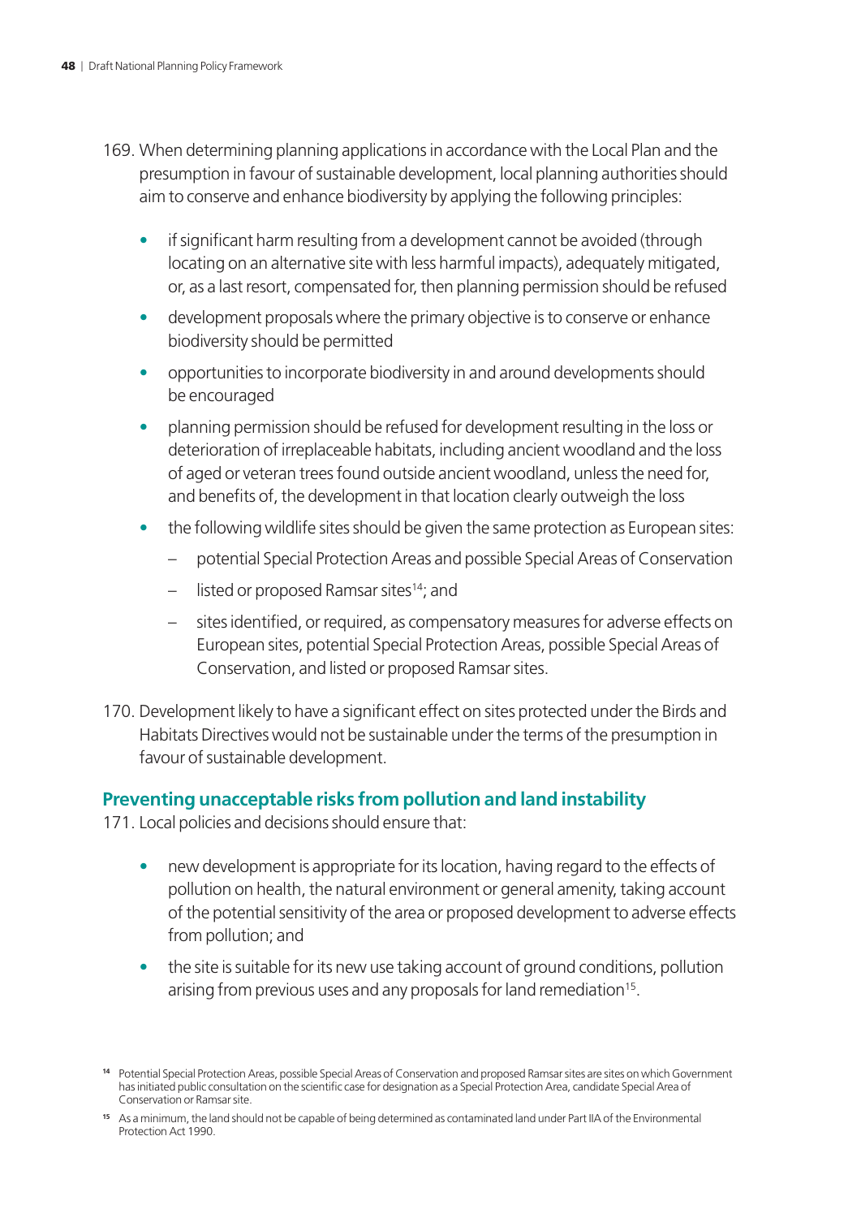169. When determining planning applications in accordance with the Local Plan and the presumption in favour of sustainable development, local planning authorities should aim to conserve and enhance biodiversity by applying the following principles:

   - if significant harm resulting from a development cannot be avoided (through locating on an alternative site with less harmful impacts), adequately mitigated, or, as a last resort, compensated for, then planning permission should be refused
   - development proposals where the primary objective is to conserve or enhance biodiversity should be permitted
   - opportunities to incorporate biodiversity in and around developments should be encouraged
   - planning permission should be refused for development resulting in the loss or deterioration of irreplaceable habitats, including ancient woodland and the loss of aged or veteran trees found outside ancient woodland, unless the need for, and benefits of, the development in that location clearly outweigh the loss
   - the following wildlife sites should be given the same protection as European sites:
     - potential Special Protection Areas and possible Special Areas of Conservation
     - listed or proposed Ramsar sites[14]; and
     - sites identified, or required, as compensatory measures for adverse effects on European sites, potential Special Protection Areas, possible Special Areas of Conservation, and listed or proposed Ramsar sites.

170. Development likely to have a significant effect on sites protected under the Birds and Habitats Directives would not be sustainable under the terms of the presumption in favour of sustainable development.

## Preventing unacceptable risks from pollution and land instability

171. Local policies and decisions should ensure that:

   - new development is appropriate for its location, having regard to the effects of pollution on health, the natural environment or general amenity, taking account of the potential sensitivity of the area or proposed development to adverse effects from pollution; and
   - the site is suitable for its new use taking account of ground conditions, pollution arising from previous uses and any proposals for land remediation[15].

[14] Potential Special Protection Areas, possible Special Areas of Conservation and proposed Ramsar sites are sites on which Government has initiated public consultation on the scientific case for designation as a Special Protection Area, candidate Special Area of Conservation or Ramsar site.

[15] As a minimum, the land should not be capable of being determined as contaminated land under Part IIA of the Environmental Protection Act 1990.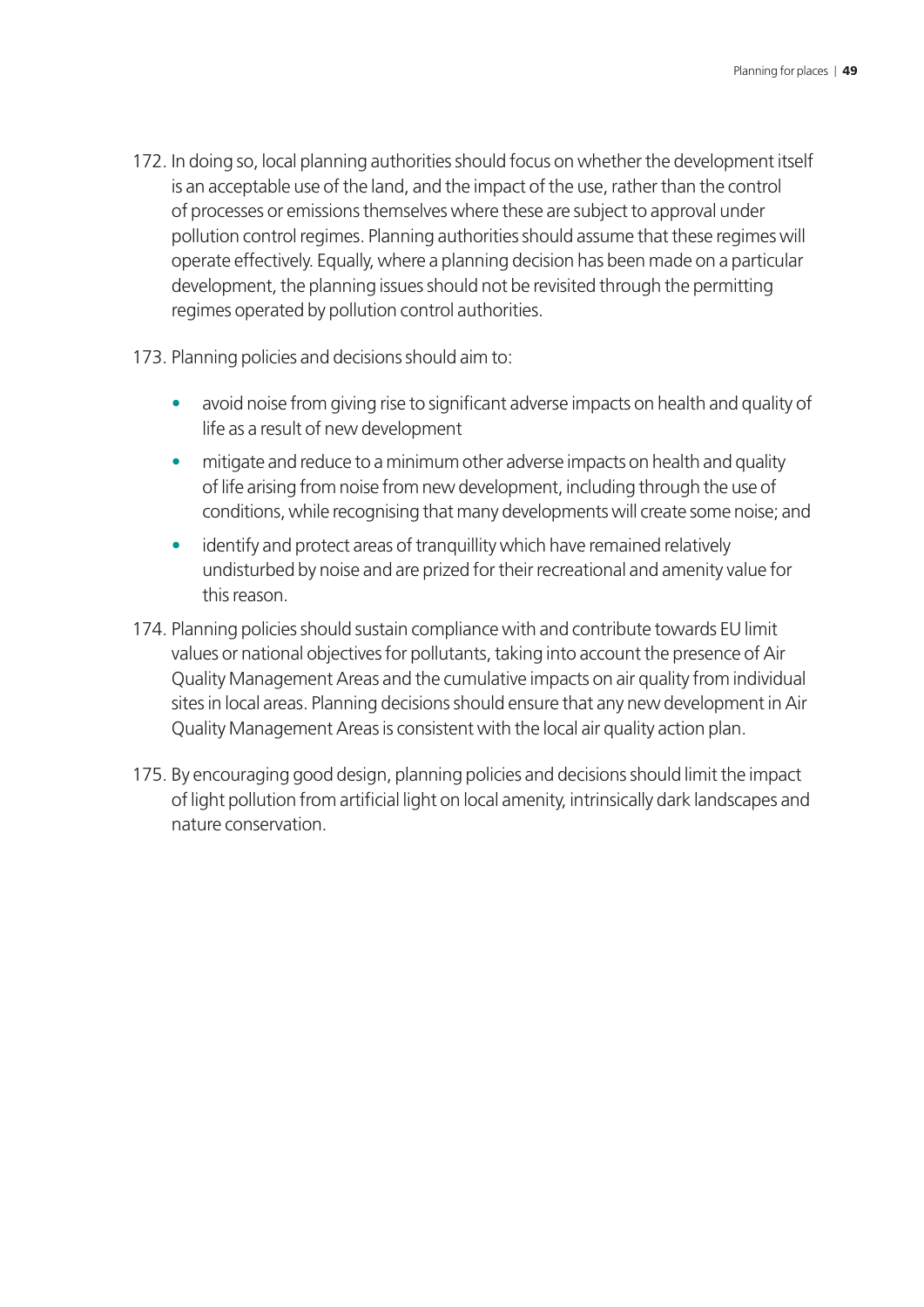172. In doing so, local planning authorities should focus on whether the development itself is an acceptable use of the land, and the impact of the use, rather than the control of processes or emissions themselves where these are subject to approval under pollution control regimes. Planning authorities should assume that these regimes will operate effectively. Equally, where a planning decision has been made on a particular development, the planning issues should not be revisited through the permitting regimes operated by pollution control authorities.

173. Planning policies and decisions should aim to:

- avoid noise from giving rise to significant adverse impacts on health and quality of life as a result of new development
- mitigate and reduce to a minimum other adverse impacts on health and quality of life arising from noise from new development, including through the use of conditions, while recognising that many developments will create some noise; and
- identify and protect areas of tranquillity which have remained relatively undisturbed by noise and are prized for their recreational and amenity value for this reason.

174. Planning policies should sustain compliance with and contribute towards EU limit values or national objectives for pollutants, taking into account the presence of Air Quality Management Areas and the cumulative impacts on air quality from individual sites in local areas. Planning decisions should ensure that any new development in Air Quality Management Areas is consistent with the local air quality action plan.

175. By encouraging good design, planning policies and decisions should limit the impact of light pollution from artificial light on local amenity, intrinsically dark landscapes and nature conservation.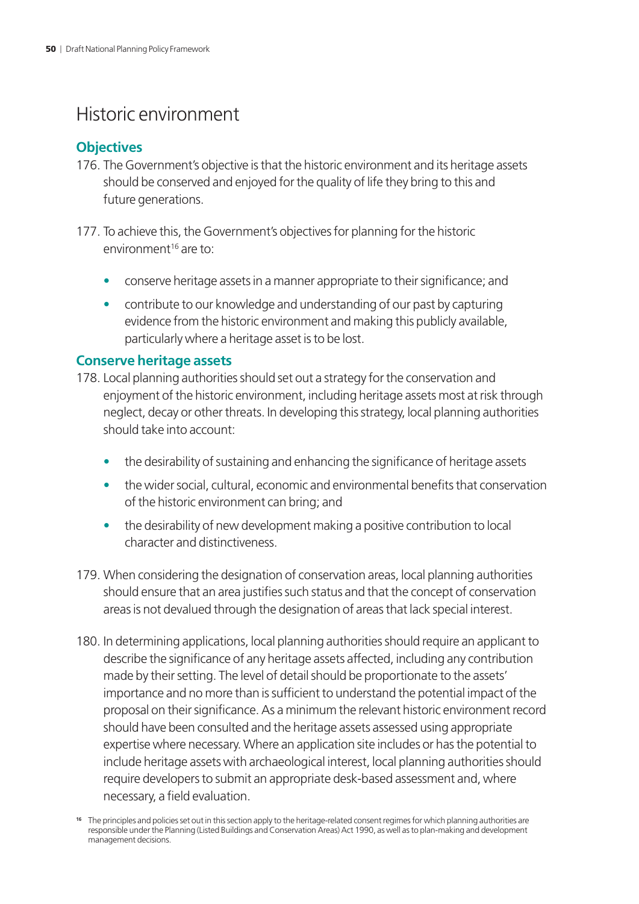# Historic environment

## Objectives

176. The Government's objective is that the historic environment and its heritage assets should be conserved and enjoyed for the quality of life they bring to this and future generations.

177. To achieve this, the Government's objectives for planning for the historic environment[16] are to:

- conserve heritage assets in a manner appropriate to their significance; and
- contribute to our knowledge and understanding of our past by capturing evidence from the historic environment and making this publicly available, particularly where a heritage asset is to be lost.

## Conserve heritage assets

178. Local planning authorities should set out a strategy for the conservation and enjoyment of the historic environment, including heritage assets most at risk through neglect, decay or other threats. In developing this strategy, local planning authorities should take into account:

- the desirability of sustaining and enhancing the significance of heritage assets
- the wider social, cultural, economic and environmental benefits that conservation of the historic environment can bring; and
- the desirability of new development making a positive contribution to local character and distinctiveness.

179. When considering the designation of conservation areas, local planning authorities should ensure that an area justifies such status and that the concept of conservation areas is not devalued through the designation of areas that lack special interest.

180. In determining applications, local planning authorities should require an applicant to describe the significance of any heritage assets affected, including any contribution made by their setting. The level of detail should be proportionate to the assets' importance and no more than is sufficient to understand the potential impact of the proposal on their significance. As a minimum the relevant historic environment record should have been consulted and the heritage assets assessed using appropriate expertise where necessary. Where an application site includes or has the potential to include heritage assets with archaeological interest, local planning authorities should require developers to submit an appropriate desk-based assessment and, where necessary, a field evaluation.

[16] The principles and policies set out in this section apply to the heritage-related consent regimes for which planning authorities are responsible under the Planning (Listed Buildings and Conservation Areas) Act 1990, as well as to plan-making and development management decisions.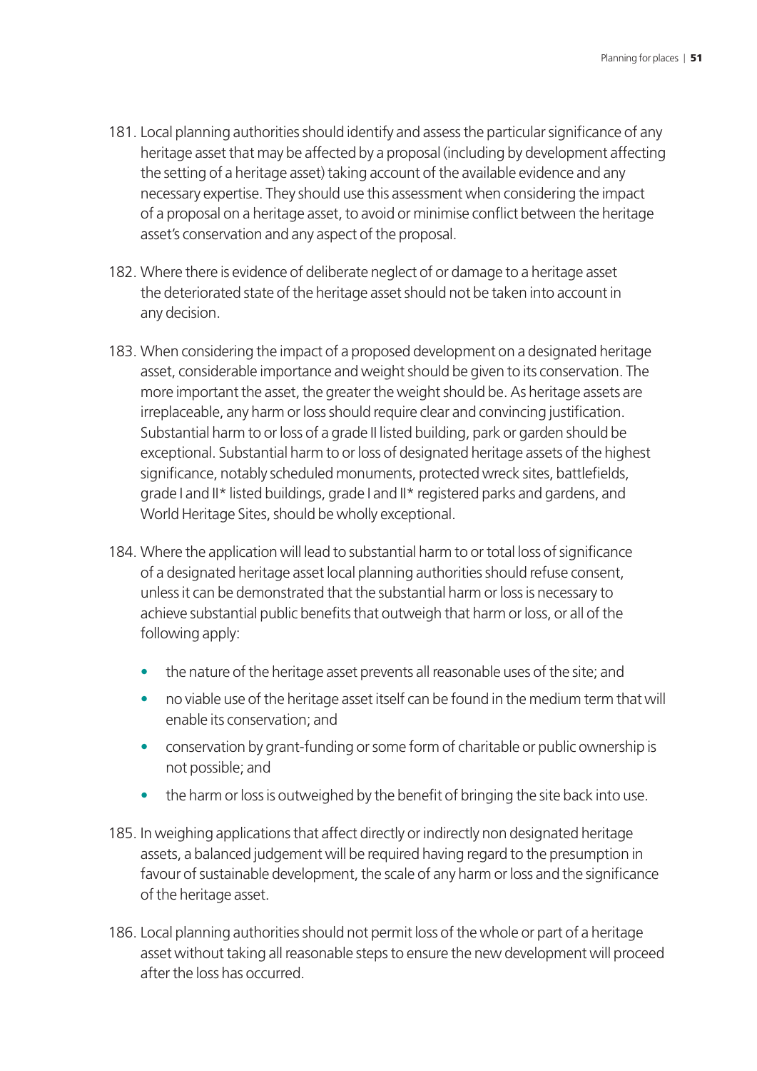181. Local planning authorities should identify and assess the particular significance of any heritage asset that may be affected by a proposal (including by development affecting the setting of a heritage asset) taking account of the available evidence and any necessary expertise. They should use this assessment when considering the impact of a proposal on a heritage asset, to avoid or minimise conflict between the heritage asset's conservation and any aspect of the proposal.

182. Where there is evidence of deliberate neglect of or damage to a heritage asset the deteriorated state of the heritage asset should not be taken into account in any decision.

183. When considering the impact of a proposed development on a designated heritage asset, considerable importance and weight should be given to its conservation. The more important the asset, the greater the weight should be. As heritage assets are irreplaceable, any harm or loss should require clear and convincing justification. Substantial harm to or loss of a grade II listed building, park or garden should be exceptional. Substantial harm to or loss of designated heritage assets of the highest significance, notably scheduled monuments, protected wreck sites, battlefields, grade I and II* listed buildings, grade I and II* registered parks and gardens, and World Heritage Sites, should be wholly exceptional.

184. Where the application will lead to substantial harm to or total loss of significance of a designated heritage asset local planning authorities should refuse consent, unless it can be demonstrated that the substantial harm or loss is necessary to achieve substantial public benefits that outweigh that harm or loss, or all of the following apply:

    - the nature of the heritage asset prevents all reasonable uses of the site; and
    - no viable use of the heritage asset itself can be found in the medium term that will enable its conservation; and
    - conservation by grant-funding or some form of charitable or public ownership is not possible; and
    - the harm or loss is outweighed by the benefit of bringing the site back into use.

185. In weighing applications that affect directly or indirectly non designated heritage assets, a balanced judgement will be required having regard to the presumption in favour of sustainable development, the scale of any harm or loss and the significance of the heritage asset.

186. Local planning authorities should not permit loss of the whole or part of a heritage asset without taking all reasonable steps to ensure the new development will proceed after the loss has occurred.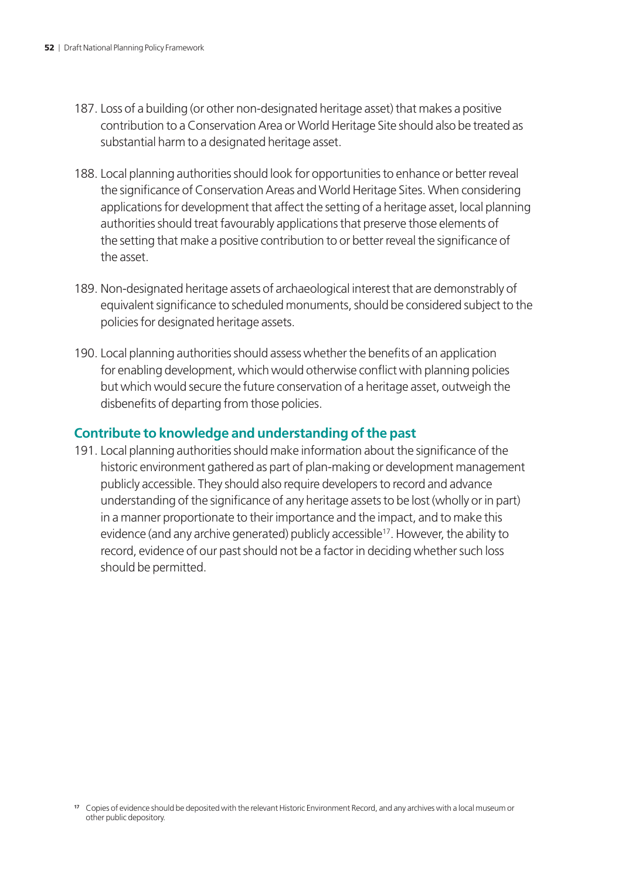187. Loss of a building (or other non-designated heritage asset) that makes a positive contribution to a Conservation Area or World Heritage Site should also be treated as substantial harm to a designated heritage asset.

188. Local planning authorities should look for opportunities to enhance or better reveal the significance of Conservation Areas and World Heritage Sites. When considering applications for development that affect the setting of a heritage asset, local planning authorities should treat favourably applications that preserve those elements of the setting that make a positive contribution to or better reveal the significance of the asset.

189. Non-designated heritage assets of archaeological interest that are demonstrably of equivalent significance to scheduled monuments, should be considered subject to the policies for designated heritage assets.

190. Local planning authorities should assess whether the benefits of an application for enabling development, which would otherwise conflict with planning policies but which would secure the future conservation of a heritage asset, outweigh the disbenefits of departing from those policies.

### Contribute to knowledge and understanding of the past

191. Local planning authorities should make information about the significance of the historic environment gathered as part of plan-making or development management publicly accessible. They should also require developers to record and advance understanding of the significance of any heritage assets to be lost (wholly or in part) in a manner proportionate to their importance and the impact, and to make this evidence (and any archive generated) publicly accessible[17]. However, the ability to record, evidence of our past should not be a factor in deciding whether such loss should be permitted.

[17] Copies of evidence should be deposited with the relevant Historic Environment Record, and any archives with a local museum or other public depository.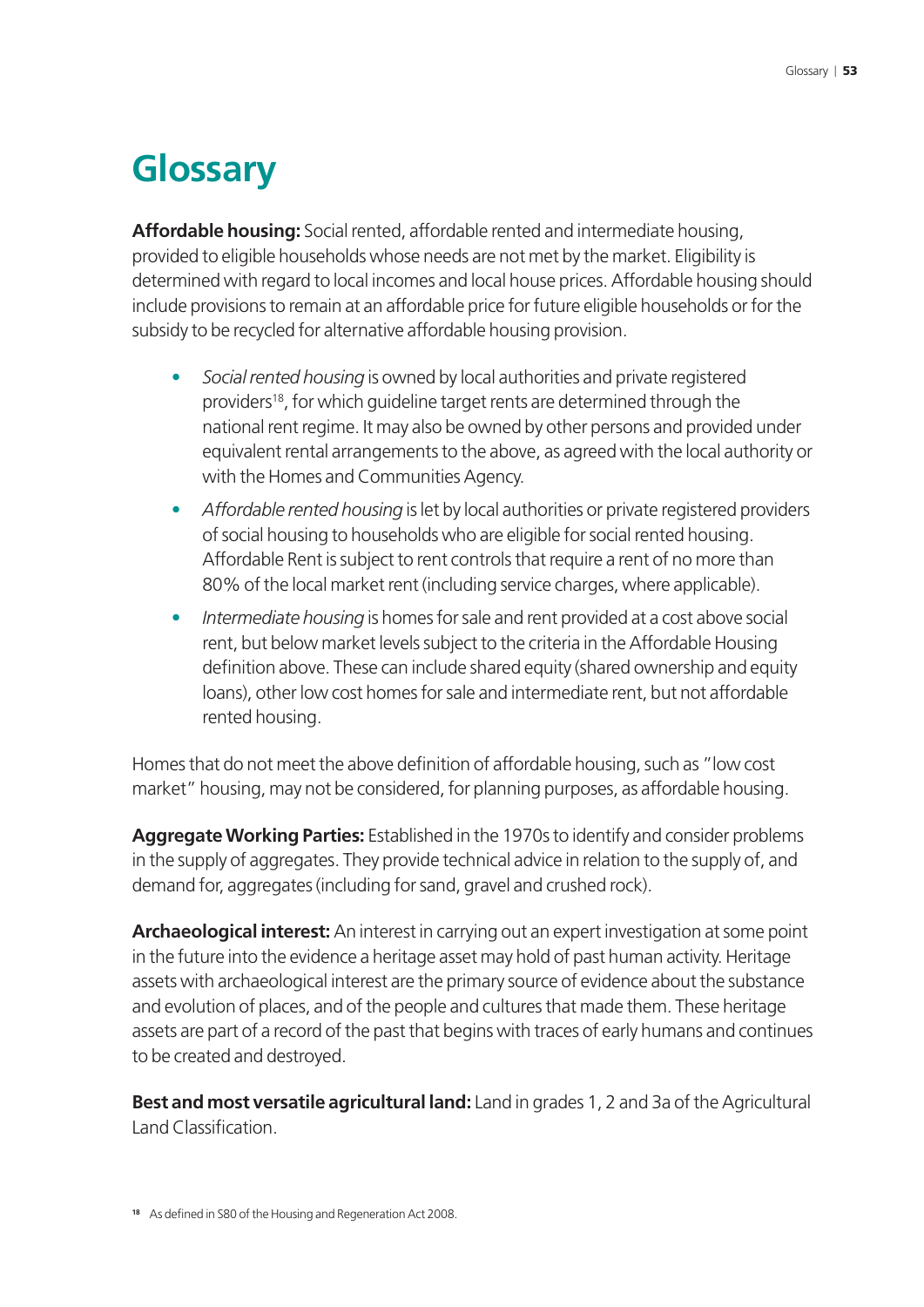# Glossary

**Affordable housing:** Social rented, affordable rented and intermediate housing, provided to eligible households whose needs are not met by the market. Eligibility is determined with regard to local incomes and local house prices. Affordable housing should include provisions to remain at an affordable price for future eligible households or for the subsidy to be recycled for alternative affordable housing provision.

- *Social rented housing* is owned by local authorities and private registered providers[18], for which guideline target rents are determined through the national rent regime. It may also be owned by other persons and provided under equivalent rental arrangements to the above, as agreed with the local authority or with the Homes and Communities Agency.
- *Affordable rented housing* is let by local authorities or private registered providers of social housing to households who are eligible for social rented housing. Affordable Rent is subject to rent controls that require a rent of no more than 80% of the local market rent (including service charges, where applicable).
- *Intermediate housing* is homes for sale and rent provided at a cost above social rent, but below market levels subject to the criteria in the Affordable Housing definition above. These can include shared equity (shared ownership and equity loans), other low cost homes for sale and intermediate rent, but not affordable rented housing.

Homes that do not meet the above definition of affordable housing, such as "low cost market" housing, may not be considered, for planning purposes, as affordable housing.

**Aggregate Working Parties:** Established in the 1970s to identify and consider problems in the supply of aggregates. They provide technical advice in relation to the supply of, and demand for, aggregates (including for sand, gravel and crushed rock).

**Archaeological interest:** An interest in carrying out an expert investigation at some point in the future into the evidence a heritage asset may hold of past human activity. Heritage assets with archaeological interest are the primary source of evidence about the substance and evolution of places, and of the people and cultures that made them. These heritage assets are part of a record of the past that begins with traces of early humans and continues to be created and destroyed.

**Best and most versatile agricultural land:** Land in grades 1, 2 and 3a of the Agricultural Land Classification.

[18] As defined in S80 of the Housing and Regeneration Act 2008.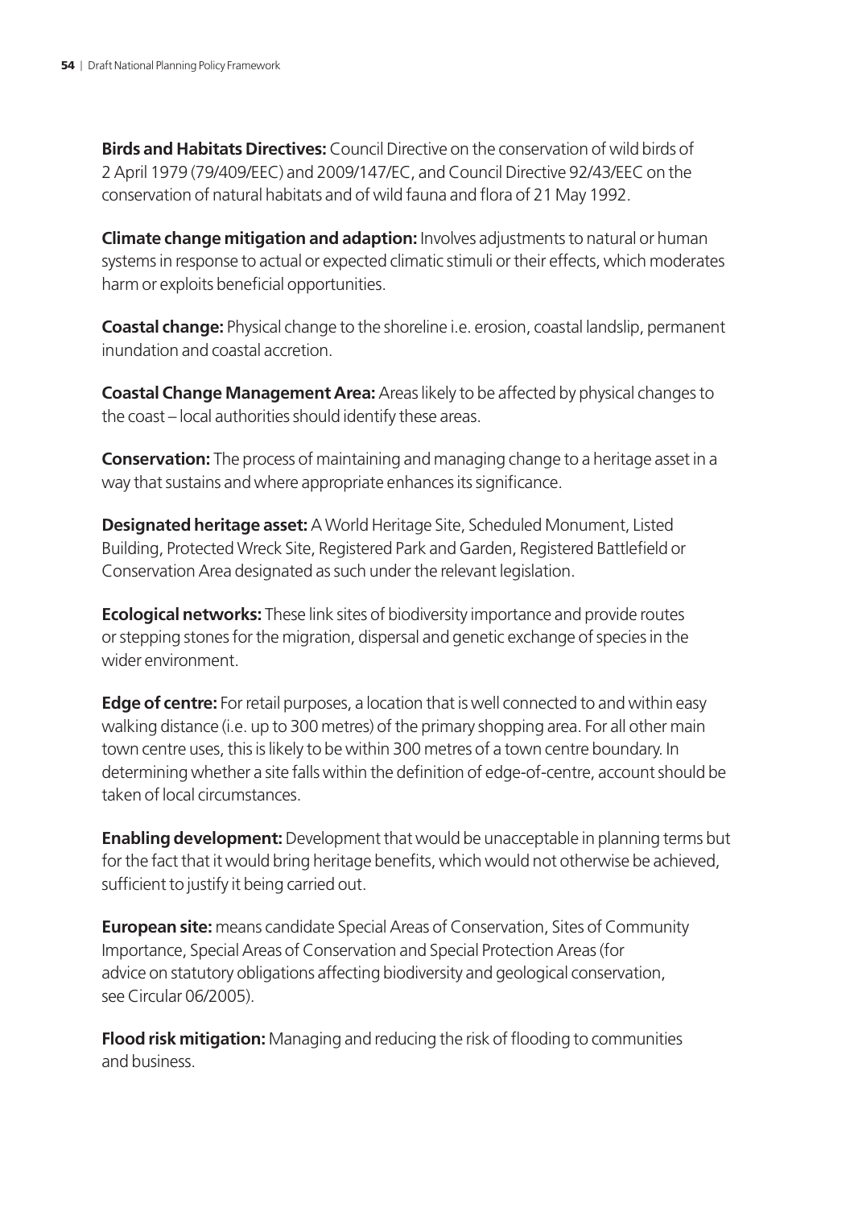**Birds and Habitats Directives:** Council Directive on the conservation of wild birds of 2 April 1979 (79/409/EEC) and 2009/147/EC, and Council Directive 92/43/EEC on the conservation of natural habitats and of wild fauna and flora of 21 May 1992.

**Climate change mitigation and adaption:** Involves adjustments to natural or human systems in response to actual or expected climatic stimuli or their effects, which moderates harm or exploits beneficial opportunities.

**Coastal change:** Physical change to the shoreline i.e. erosion, coastal landslip, permanent inundation and coastal accretion.

**Coastal Change Management Area:** Areas likely to be affected by physical changes to the coast – local authorities should identify these areas.

**Conservation:** The process of maintaining and managing change to a heritage asset in a way that sustains and where appropriate enhances its significance.

**Designated heritage asset:** A World Heritage Site, Scheduled Monument, Listed Building, Protected Wreck Site, Registered Park and Garden, Registered Battlefield or Conservation Area designated as such under the relevant legislation.

**Ecological networks:** These link sites of biodiversity importance and provide routes or stepping stones for the migration, dispersal and genetic exchange of species in the wider environment.

**Edge of centre:** For retail purposes, a location that is well connected to and within easy walking distance (i.e. up to 300 metres) of the primary shopping area. For all other main town centre uses, this is likely to be within 300 metres of a town centre boundary. In determining whether a site falls within the definition of edge-of-centre, account should be taken of local circumstances.

**Enabling development:** Development that would be unacceptable in planning terms but for the fact that it would bring heritage benefits, which would not otherwise be achieved, sufficient to justify it being carried out.

**European site:** means candidate Special Areas of Conservation, Sites of Community Importance, Special Areas of Conservation and Special Protection Areas (for advice on statutory obligations affecting biodiversity and geological conservation, see Circular 06/2005).

**Flood risk mitigation:** Managing and reducing the risk of flooding to communities and business.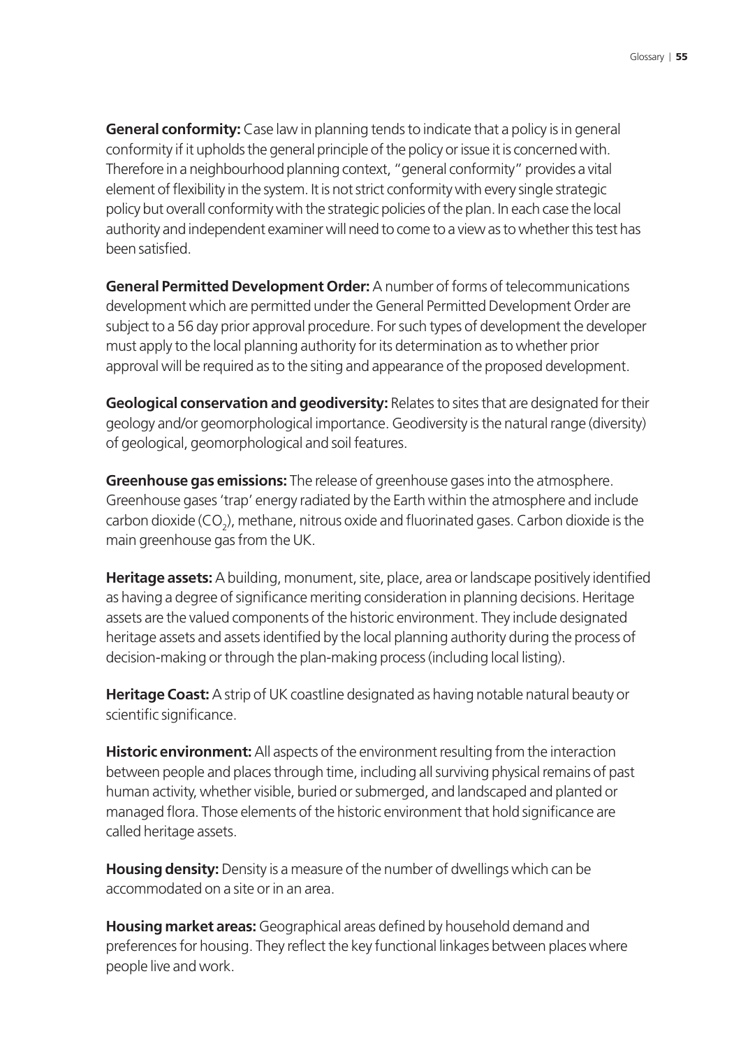**General conformity:** Case law in planning tends to indicate that a policy is in general conformity if it upholds the general principle of the policy or issue it is concerned with. Therefore in a neighbourhood planning context, "general conformity" provides a vital element of flexibility in the system. It is not strict conformity with every single strategic policy but overall conformity with the strategic policies of the plan. In each case the local authority and independent examiner will need to come to a view as to whether this test has been satisfied.

**General Permitted Development Order:** A number of forms of telecommunications development which are permitted under the General Permitted Development Order are subject to a 56 day prior approval procedure. For such types of development the developer must apply to the local planning authority for its determination as to whether prior approval will be required as to the siting and appearance of the proposed development.

**Geological conservation and geodiversity:** Relates to sites that are designated for their geology and/or geomorphological importance. Geodiversity is the natural range (diversity) of geological, geomorphological and soil features.

**Greenhouse gas emissions:** The release of greenhouse gases into the atmosphere. Greenhouse gases 'trap' energy radiated by the Earth within the atmosphere and include carbon dioxide ($CO_2$), methane, nitrous oxide and fluorinated gases. Carbon dioxide is the main greenhouse gas from the UK.

**Heritage assets:** A building, monument, site, place, area or landscape positively identified as having a degree of significance meriting consideration in planning decisions. Heritage assets are the valued components of the historic environment. They include designated heritage assets and assets identified by the local planning authority during the process of decision-making or through the plan-making process (including local listing).

**Heritage Coast:** A strip of UK coastline designated as having notable natural beauty or scientific significance.

**Historic environment:** All aspects of the environment resulting from the interaction between people and places through time, including all surviving physical remains of past human activity, whether visible, buried or submerged, and landscaped and planted or managed flora. Those elements of the historic environment that hold significance are called heritage assets.

**Housing density:** Density is a measure of the number of dwellings which can be accommodated on a site or in an area.

**Housing market areas:** Geographical areas defined by household demand and preferences for housing. They reflect the key functional linkages between places where people live and work.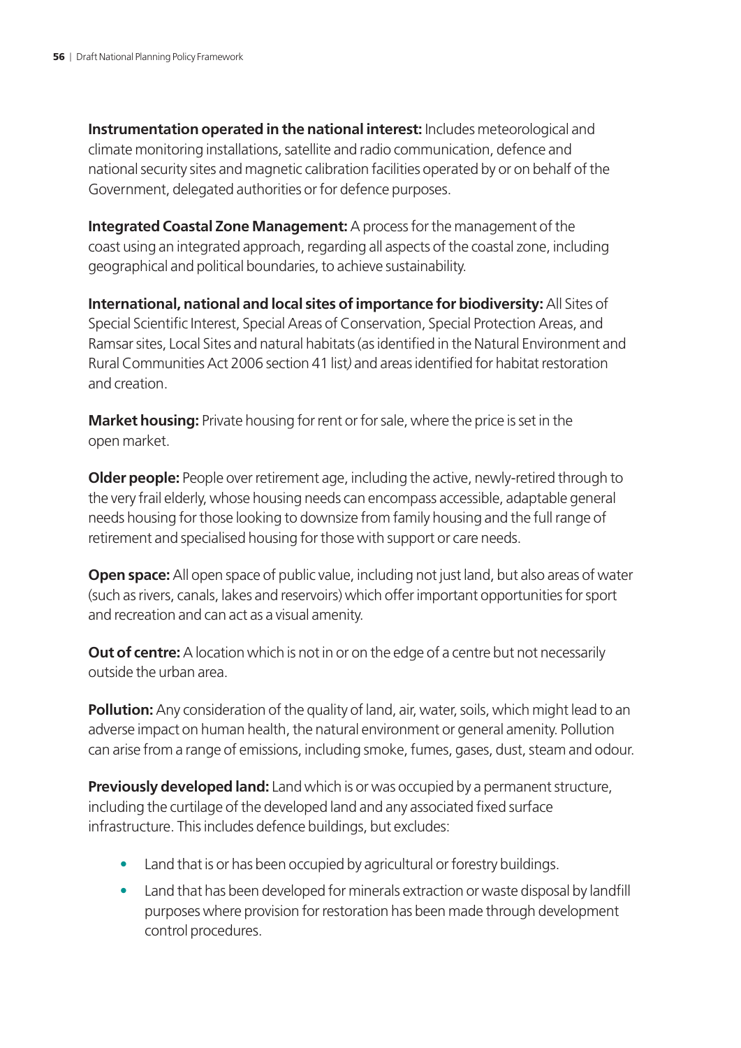**Instrumentation operated in the national interest:** Includes meteorological and climate monitoring installations, satellite and radio communication, defence and national security sites and magnetic calibration facilities operated by or on behalf of the Government, delegated authorities or for defence purposes.

**Integrated Coastal Zone Management:** A process for the management of the coast using an integrated approach, regarding all aspects of the coastal zone, including geographical and political boundaries, to achieve sustainability.

**International, national and local sites of importance for biodiversity:** All Sites of Special Scientific Interest, Special Areas of Conservation, Special Protection Areas, and Ramsar sites, Local Sites and natural habitats (as identified in the Natural Environment and Rural Communities Act 2006 section 41 list) and areas identified for habitat restoration and creation.

**Market housing:** Private housing for rent or for sale, where the price is set in the open market.

**Older people:** People over retirement age, including the active, newly-retired through to the very frail elderly, whose housing needs can encompass accessible, adaptable general needs housing for those looking to downsize from family housing and the full range of retirement and specialised housing for those with support or care needs.

**Open space:** All open space of public value, including not just land, but also areas of water (such as rivers, canals, lakes and reservoirs) which offer important opportunities for sport and recreation and can act as a visual amenity.

**Out of centre:** A location which is not in or on the edge of a centre but not necessarily outside the urban area.

**Pollution:** Any consideration of the quality of land, air, water, soils, which might lead to an adverse impact on human health, the natural environment or general amenity. Pollution can arise from a range of emissions, including smoke, fumes, gases, dust, steam and odour.

**Previously developed land:** Land which is or was occupied by a permanent structure, including the curtilage of the developed land and any associated fixed surface infrastructure. This includes defence buildings, but excludes:

- Land that is or has been occupied by agricultural or forestry buildings.
- Land that has been developed for minerals extraction or waste disposal by landfill purposes where provision for restoration has been made through development control procedures.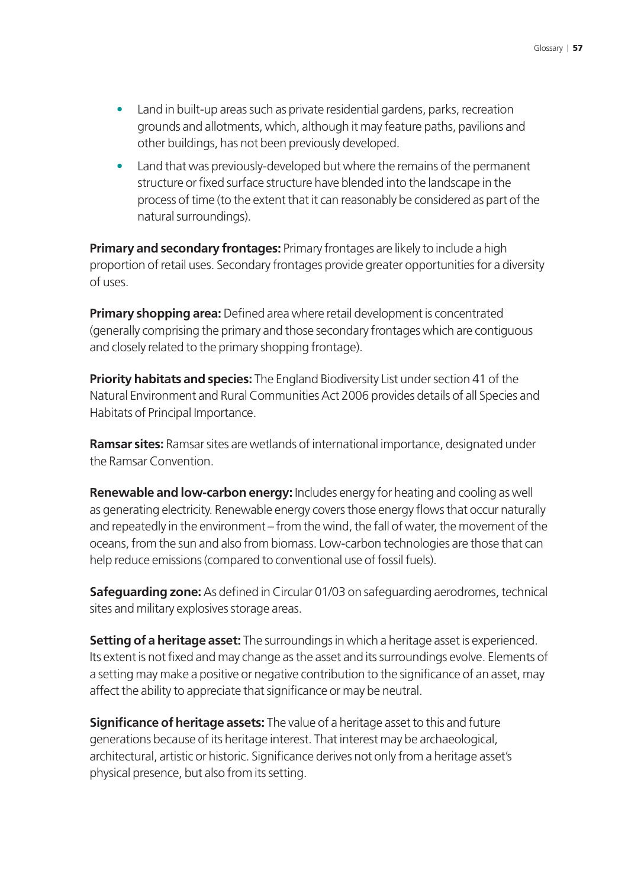- Land in built-up areas such as private residential gardens, parks, recreation grounds and allotments, which, although it may feature paths, pavilions and other buildings, has not been previously developed.
- Land that was previously-developed but where the remains of the permanent structure or fixed surface structure have blended into the landscape in the process of time (to the extent that it can reasonably be considered as part of the natural surroundings).

**Primary and secondary frontages:** Primary frontages are likely to include a high proportion of retail uses. Secondary frontages provide greater opportunities for a diversity of uses.

**Primary shopping area:** Defined area where retail development is concentrated (generally comprising the primary and those secondary frontages which are contiguous and closely related to the primary shopping frontage).

**Priority habitats and species:** The England Biodiversity List under section 41 of the Natural Environment and Rural Communities Act 2006 provides details of all Species and Habitats of Principal Importance.

**Ramsar sites:** Ramsar sites are wetlands of international importance, designated under the Ramsar Convention.

**Renewable and low-carbon energy:** Includes energy for heating and cooling as well as generating electricity. Renewable energy covers those energy flows that occur naturally and repeatedly in the environment – from the wind, the fall of water, the movement of the oceans, from the sun and also from biomass. Low-carbon technologies are those that can help reduce emissions (compared to conventional use of fossil fuels).

**Safeguarding zone:** As defined in Circular 01/03 on safeguarding aerodromes, technical sites and military explosives storage areas.

**Setting of a heritage asset:** The surroundings in which a heritage asset is experienced. Its extent is not fixed and may change as the asset and its surroundings evolve. Elements of a setting may make a positive or negative contribution to the significance of an asset, may affect the ability to appreciate that significance or may be neutral.

**Significance of heritage assets:** The value of a heritage asset to this and future generations because of its heritage interest. That interest may be archaeological, architectural, artistic or historic. Significance derives not only from a heritage asset's physical presence, but also from its setting.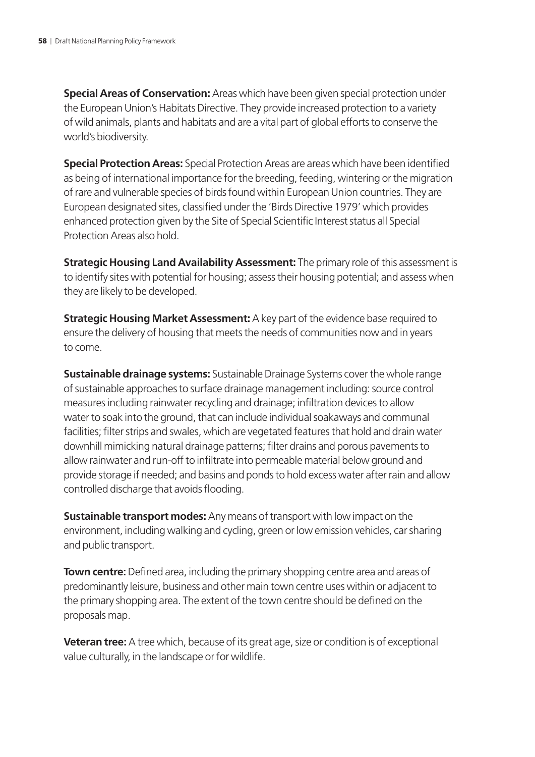**Special Areas of Conservation:** Areas which have been given special protection under the European Union's Habitats Directive. They provide increased protection to a variety of wild animals, plants and habitats and are a vital part of global efforts to conserve the world's biodiversity.

**Special Protection Areas:** Special Protection Areas are areas which have been identified as being of international importance for the breeding, feeding, wintering or the migration of rare and vulnerable species of birds found within European Union countries. They are European designated sites, classified under the 'Birds Directive 1979' which provides enhanced protection given by the Site of Special Scientific Interest status all Special Protection Areas also hold.

**Strategic Housing Land Availability Assessment:** The primary role of this assessment is to identify sites with potential for housing; assess their housing potential; and assess when they are likely to be developed.

**Strategic Housing Market Assessment:** A key part of the evidence base required to ensure the delivery of housing that meets the needs of communities now and in years to come.

**Sustainable drainage systems:** Sustainable Drainage Systems cover the whole range of sustainable approaches to surface drainage management including: source control measures including rainwater recycling and drainage; infiltration devices to allow water to soak into the ground, that can include individual soakaways and communal facilities; filter strips and swales, which are vegetated features that hold and drain water downhill mimicking natural drainage patterns; filter drains and porous pavements to allow rainwater and run-off to infiltrate into permeable material below ground and provide storage if needed; and basins and ponds to hold excess water after rain and allow controlled discharge that avoids flooding.

**Sustainable transport modes:** Any means of transport with low impact on the environment, including walking and cycling, green or low emission vehicles, car sharing and public transport.

**Town centre:** Defined area, including the primary shopping centre area and areas of predominantly leisure, business and other main town centre uses within or adjacent to the primary shopping area. The extent of the town centre should be defined on the proposals map.

**Veteran tree:** A tree which, because of its great age, size or condition is of exceptional value culturally, in the landscape or for wildlife.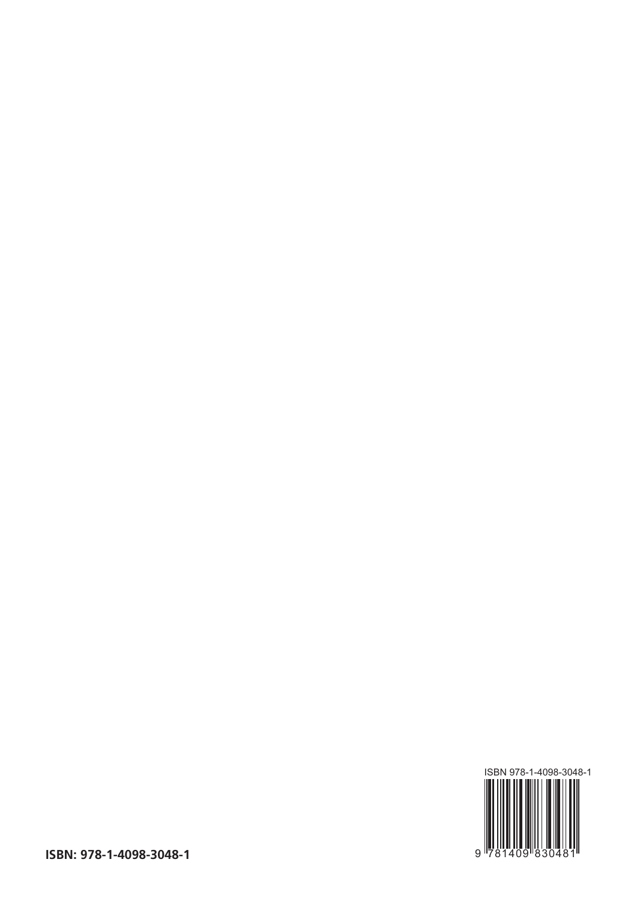ISBN 978-1-4098-3048-1

9 781409 830481

**ISBN: 978-1-4098-3048-1**